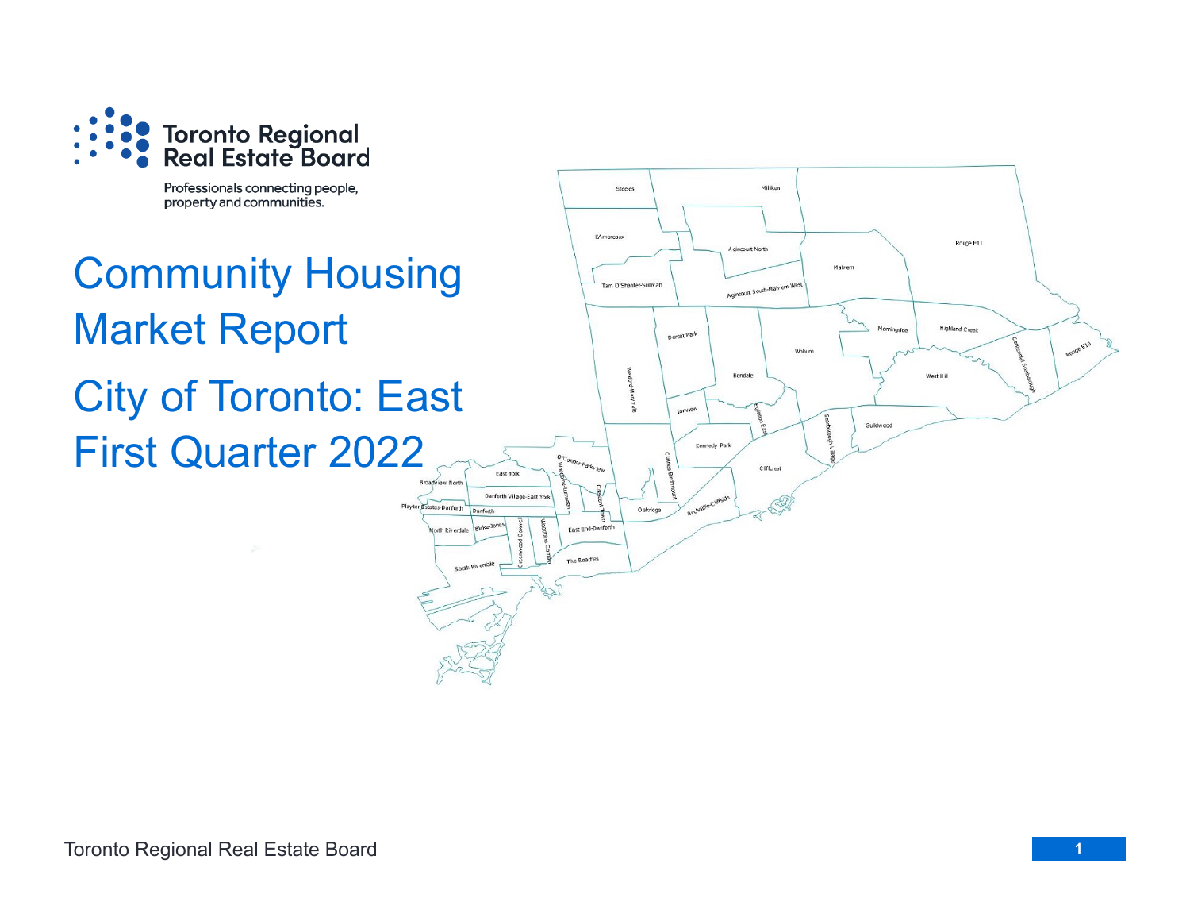Toronto Regional Real Estate Board

Professionals connecting people, property and communities.

# Community Housing Market Report

# City of Toronto: East

# First Quarter 2022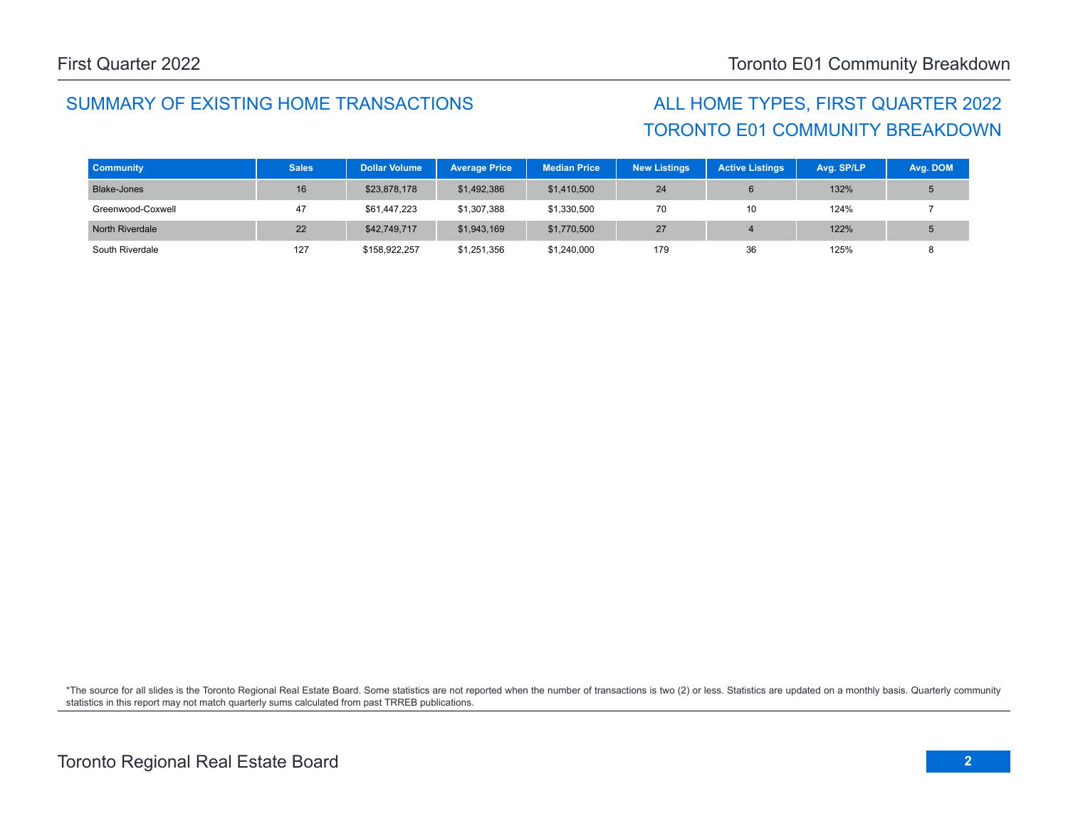## SUMMARY OF EXISTING HOME TRANSACTIONS

## ALL HOME TYPES, FIRST QUARTER 2022
## TORONTO E01 COMMUNITY BREAKDOWN

| Community | Sales | Dollar Volume | Average Price | Median Price | New Listings | Active Listings | Avg. SP/LP | Avg. DOM |
|---|---|---|---|---|---|---|---|---|
| Blake-Jones | 16 | $23,878,178 | $1,492,386 | $1,410,500 | 24 | 6 | 132% | 5 |
| Greenwood-Coxwell | 47 | $61,447,223 | $1,307,388 | $1,330,500 | 70 | 10 | 124% | 7 |
| North Riverdale | 22 | $42,749,717 | $1,943,169 | $1,770,500 | 27 | 4 | 122% | 5 |
| South Riverdale | 127 | $158,922,257 | $1,251,356 | $1,240,000 | 179 | 36 | 125% | 8 |

*The source for all slides is the Toronto Regional Real Estate Board. Some statistics are not reported when the number of transactions is two (2) or less. Statistics are updated on a monthly basis. Quarterly community statistics in this report may not match quarterly sums calculated from past TRREB publications.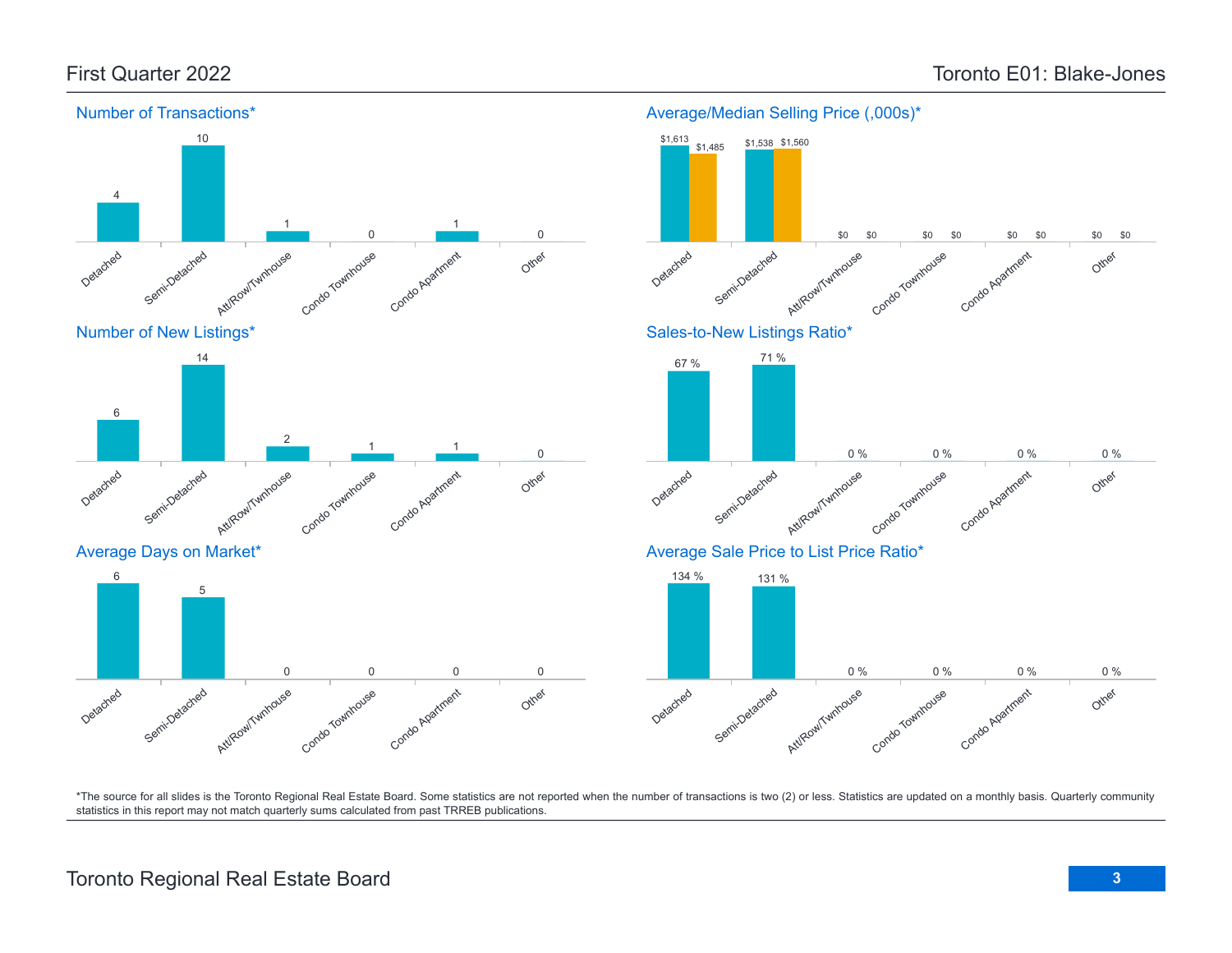# First Quarter 2022 — Toronto E01: Blake-Jones

## Number of Transactions*

| Detached | Semi-Detached | Att/Row/Twnhouse | Condo Townhouse | Condo Apartment | Other |
|---|---|---|---|---|---|
| 4 | 10 | 1 | 0 | 1 | 0 |

## Average/Median Selling Price (,000s)*

| | Detached | Semi-Detached | Att/Row/Twnhouse | Condo Townhouse | Condo Apartment | Other |
|---|---|---|---|---|---|---|
| Average | $1,613 | $1,538 | $0 | $0 | $0 | $0 |
| Median | $1,485 | $1,560 | $0 | $0 | $0 | $0 |

## Number of New Listings*

| Detached | Semi-Detached | Att/Row/Twnhouse | Condo Townhouse | Condo Apartment | Other |
|---|---|---|---|---|---|
| 6 | 14 | 2 | 1 | 1 | 0 |

## Sales-to-New Listings Ratio*

| Detached | Semi-Detached | Att/Row/Twnhouse | Condo Townhouse | Condo Apartment | Other |
|---|---|---|---|---|---|
| 67 % | 71 % | 0 % | 0 % | 0 % | 0 % |

## Average Days on Market*

| Detached | Semi-Detached | Att/Row/Twnhouse | Condo Townhouse | Condo Apartment | Other |
|---|---|---|---|---|---|
| 6 | 5 | 0 | 0 | 0 | 0 |

## Average Sale Price to List Price Ratio*

| Detached | Semi-Detached | Att/Row/Twnhouse | Condo Townhouse | Condo Apartment | Other |
|---|---|---|---|---|---|
| 134 % | 131 % | 0 % | 0 % | 0 % | 0 % |

*The source for all slides is the Toronto Regional Real Estate Board. Some statistics are not reported when the number of transactions is two (2) or less. Statistics are updated on a monthly basis. Quarterly community statistics in this report may not match quarterly sums calculated from past TRREB publications.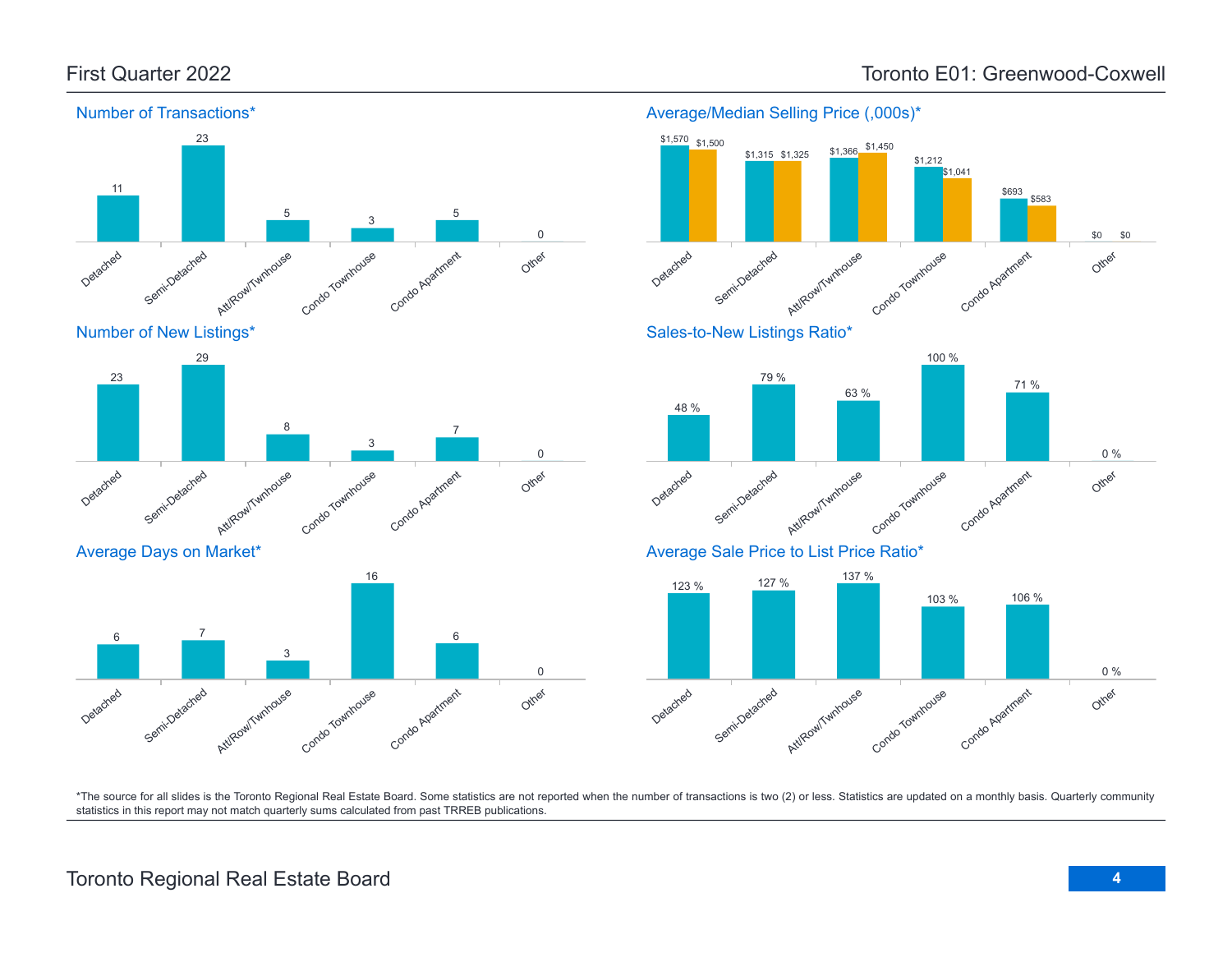# First Quarter 2022

## Toronto E01: Greenwood-Coxwell

### Number of Transactions*

| Detached | Semi-Detached | Att/Row/Twnhouse | Condo Townhouse | Condo Apartment | Other |
|---|---|---|---|---|---|
| 11 | 23 | 5 | 3 | 5 | 0 |

### Average/Median Selling Price (,000s)*

| | Detached | Semi-Detached | Att/Row/Twnhouse | Condo Townhouse | Condo Apartment | Other |
|---|---|---|---|---|---|---|
| Average | $1,570 | $1,315 | $1,366 | $1,212 | $693 | $0 |
| Median | $1,500 | $1,325 | $1,450 | $1,041 | $583 | $0 |

### Number of New Listings*

| Detached | Semi-Detached | Att/Row/Twnhouse | Condo Townhouse | Condo Apartment | Other |
|---|---|---|---|---|---|
| 23 | 29 | 8 | 3 | 7 | 0 |

### Sales-to-New Listings Ratio*

| Detached | Semi-Detached | Att/Row/Twnhouse | Condo Townhouse | Condo Apartment | Other |
|---|---|---|---|---|---|
| 48 % | 79 % | 63 % | 100 % | 71 % | 0 % |

### Average Days on Market*

| Detached | Semi-Detached | Att/Row/Twnhouse | Condo Townhouse | Condo Apartment | Other |
|---|---|---|---|---|---|
| 6 | 7 | 3 | 16 | 6 | 0 |

### Average Sale Price to List Price Ratio*

| Detached | Semi-Detached | Att/Row/Twnhouse | Condo Townhouse | Condo Apartment | Other |
|---|---|---|---|---|---|
| 123 % | 127 % | 137 % | 103 % | 106 % | 0 % |

*The source for all slides is the Toronto Regional Real Estate Board. Some statistics are not reported when the number of transactions is two (2) or less. Statistics are updated on a monthly basis. Quarterly community statistics in this report may not match quarterly sums calculated from past TRREB publications.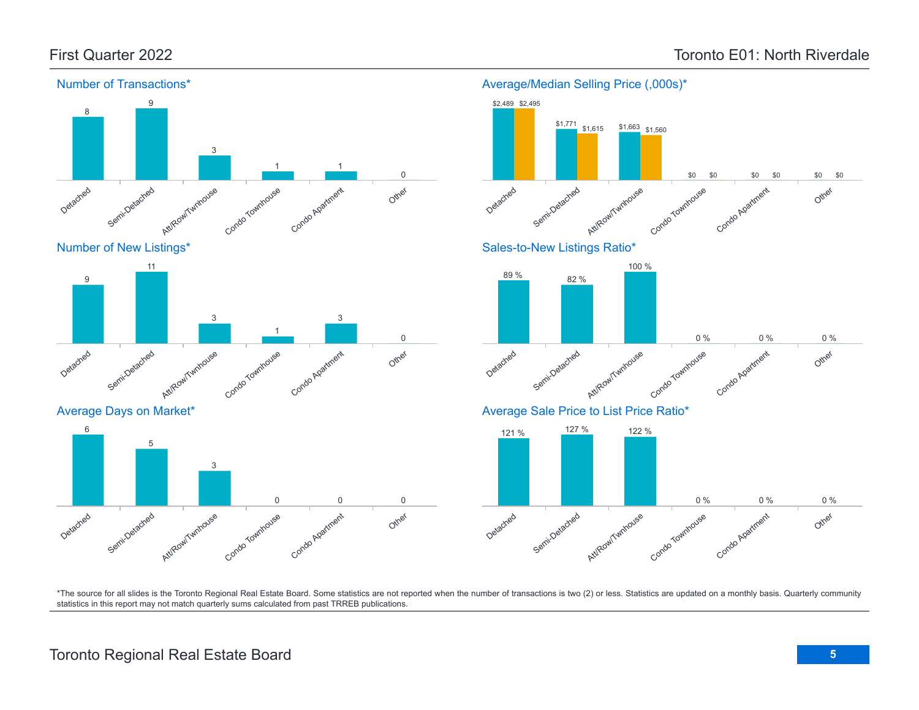# First Quarter 2022

# Toronto E01: North Riverdale

## Number of Transactions*

| Detached | Semi-Detached | Att/Row/Twnhouse | Condo Townhouse | Condo Apartment | Other |
|---|---|---|---|---|---|
| 8 | 9 | 3 | 1 | 1 | 0 |

## Average/Median Selling Price (,000s)*

| | Detached | Semi-Detached | Att/Row/Twnhouse | Condo Townhouse | Condo Apartment | Other |
|---|---|---|---|---|---|---|
| Average | $2,489 | $1,771 | $1,663 | $0 | $0 | $0 |
| Median | $2,495 | $1,615 | $1,560 | $0 | $0 | $0 |

## Number of New Listings*

| Detached | Semi-Detached | Att/Row/Twnhouse | Condo Townhouse | Condo Apartment | Other |
|---|---|---|---|---|---|
| 9 | 11 | 3 | 1 | 3 | 0 |

## Sales-to-New Listings Ratio*

| Detached | Semi-Detached | Att/Row/Twnhouse | Condo Townhouse | Condo Apartment | Other |
|---|---|---|---|---|---|
| 89 % | 82 % | 100 % | 0 % | 0 % | 0 % |

## Average Days on Market*

| Detached | Semi-Detached | Att/Row/Twnhouse | Condo Townhouse | Condo Apartment | Other |
|---|---|---|---|---|---|
| 6 | 5 | 3 | 0 | 0 | 0 |

## Average Sale Price to List Price Ratio*

| Detached | Semi-Detached | Att/Row/Twnhouse | Condo Townhouse | Condo Apartment | Other |
|---|---|---|---|---|---|
| 121 % | 127 % | 122 % | 0 % | 0 % | 0 % |

*The source for all slides is the Toronto Regional Real Estate Board. Some statistics are not reported when the number of transactions is two (2) or less. Statistics are updated on a monthly basis. Quarterly community statistics in this report may not match quarterly sums calculated from past TRREB publications.

Toronto Regional Real Estate Board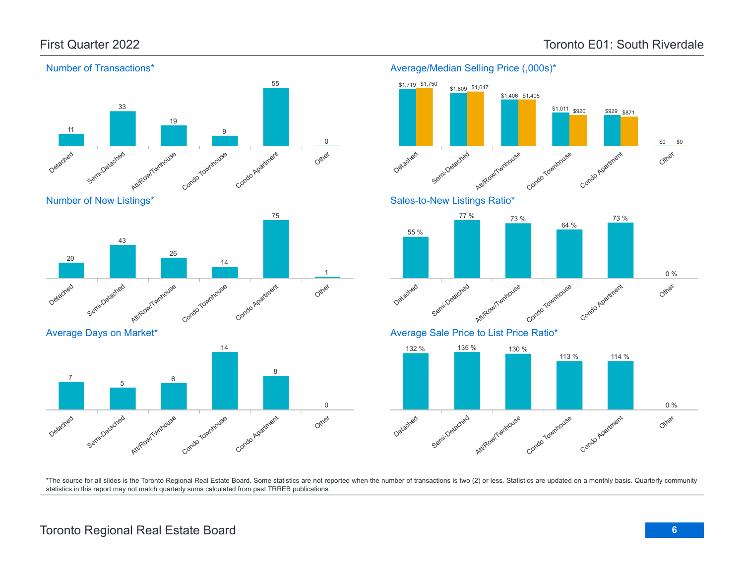## First Quarter 2022 — Toronto E01: South Riverdale

### Number of Transactions*

| Detached | Semi-Detached | Att/Row/Twnhouse | Condo Townhouse | Condo Apartment | Other |
|---|---|---|---|---|---|
| 11 | 33 | 19 | 9 | 55 | 0 |

### Average/Median Selling Price (,000s)*

| | Detached | Semi-Detached | Att/Row/Twnhouse | Condo Townhouse | Condo Apartment | Other |
|---|---|---|---|---|---|---|
| Average | $1,719 | $1,609 | $1,406 | $1,011 | $929 | $0 |
| Median | $1,750 | $1,647 | $1,405 | $920 | $871 | $0 |

### Number of New Listings*

| Detached | Semi-Detached | Att/Row/Twnhouse | Condo Townhouse | Condo Apartment | Other |
|---|---|---|---|---|---|
| 20 | 43 | 26 | 14 | 75 | 1 |

### Sales-to-New Listings Ratio*

| Detached | Semi-Detached | Att/Row/Twnhouse | Condo Townhouse | Condo Apartment | Other |
|---|---|---|---|---|---|
| 55 % | 77 % | 73 % | 64 % | 73 % | 0 % |

### Average Days on Market*

| Detached | Semi-Detached | Att/Row/Twnhouse | Condo Townhouse | Condo Apartment | Other |
|---|---|---|---|---|---|
| 7 | 5 | 6 | 14 | 8 | 0 |

### Average Sale Price to List Price Ratio*

| Detached | Semi-Detached | Att/Row/Twnhouse | Condo Townhouse | Condo Apartment | Other |
|---|---|---|---|---|---|
| 132 % | 135 % | 130 % | 113 % | 114 % | 0 % |

*The source for all slides is the Toronto Regional Real Estate Board. Some statistics are not reported when the number of transactions is two (2) or less. Statistics are updated on a monthly basis. Quarterly community statistics in this report may not match quarterly sums calculated from past TRREB publications.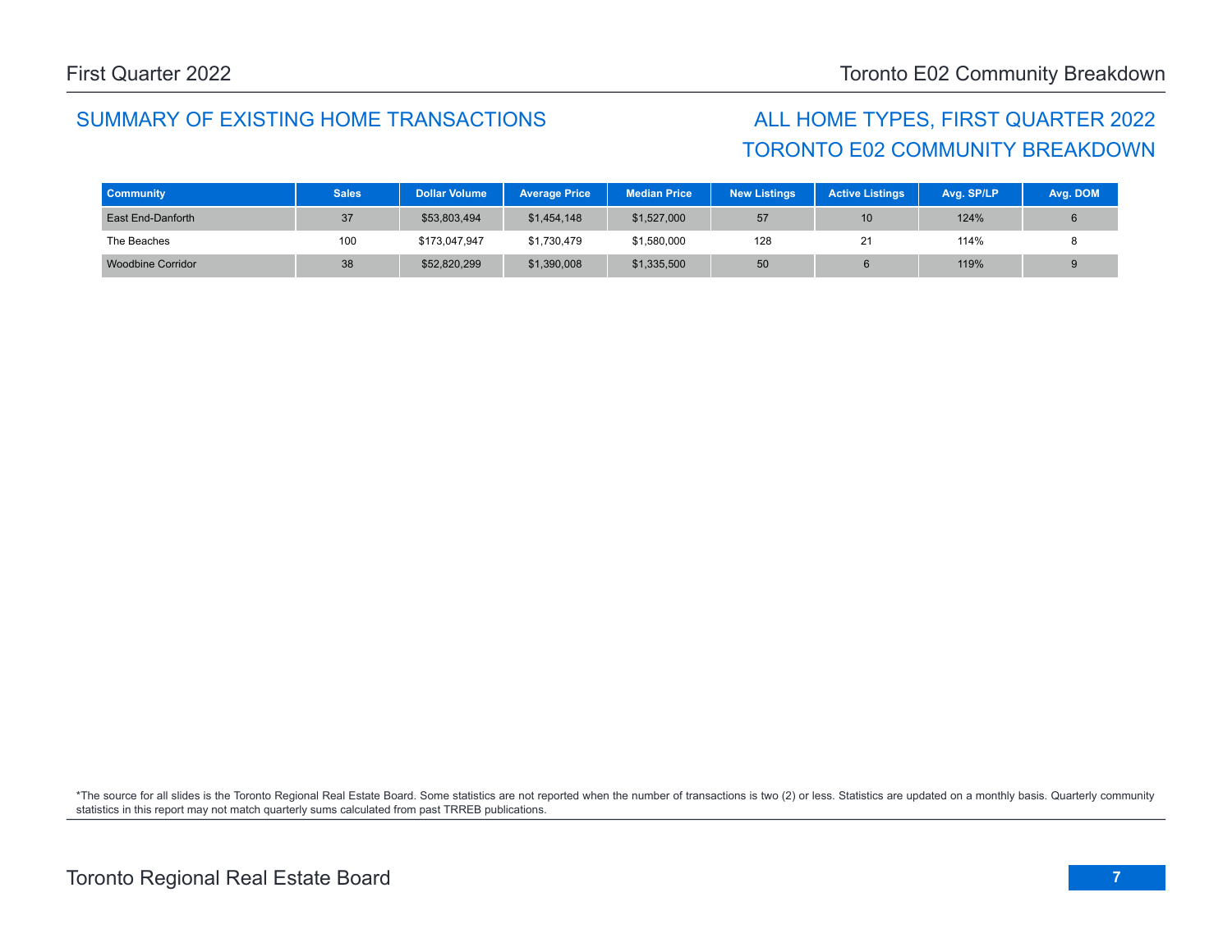## SUMMARY OF EXISTING HOME TRANSACTIONS

## ALL HOME TYPES, FIRST QUARTER 2022
## TORONTO E02 COMMUNITY BREAKDOWN

| Community | Sales | Dollar Volume | Average Price | Median Price | New Listings | Active Listings | Avg. SP/LP | Avg. DOM |
|---|---|---|---|---|---|---|---|---|
| East End-Danforth | 37 | $53,803,494 | $1,454,148 | $1,527,000 | 57 | 10 | 124% | 6 |
| The Beaches | 100 | $173,047,947 | $1,730,479 | $1,580,000 | 128 | 21 | 114% | 8 |
| Woodbine Corridor | 38 | $52,820,299 | $1,390,008 | $1,335,500 | 50 | 6 | 119% | 9 |

*The source for all slides is the Toronto Regional Real Estate Board. Some statistics are not reported when the number of transactions is two (2) or less. Statistics are updated on a monthly basis. Quarterly community statistics in this report may not match quarterly sums calculated from past TRREB publications.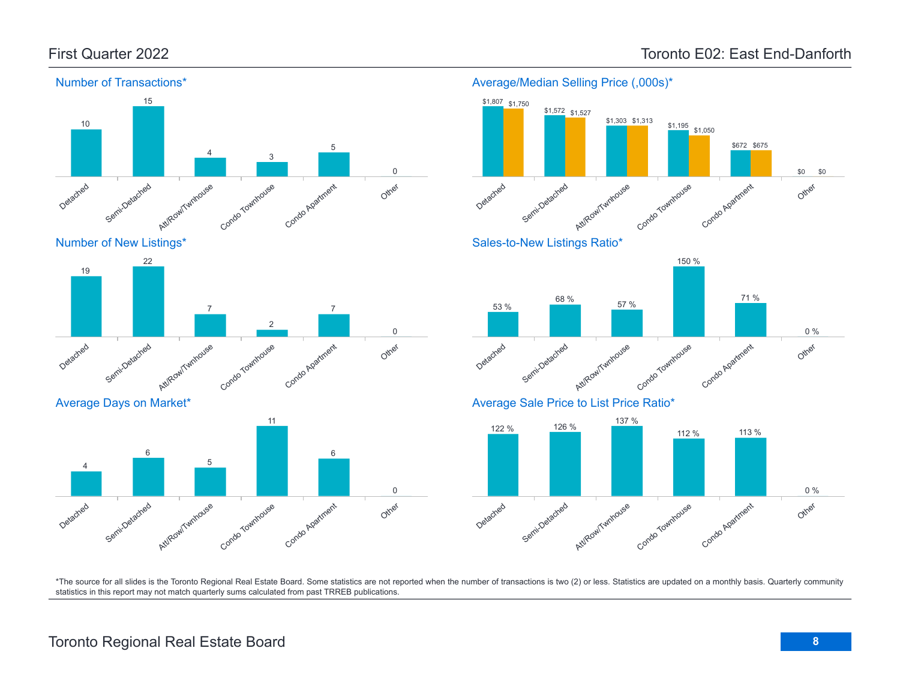# First Quarter 2022

# Toronto E02: East End-Danforth

## Number of Transactions*

| Detached | Semi-Detached | Att/Row/Twnhouse | Condo Townhouse | Condo Apartment | Other |
|---|---|---|---|---|---|
| 10 | 15 | 4 | 3 | 5 | 0 |

## Average/Median Selling Price (,000s)*

| | Detached | Semi-Detached | Att/Row/Twnhouse | Condo Townhouse | Condo Apartment | Other |
|---|---|---|---|---|---|---|
| Average | $1,807 | $1,572 | $1,303 | $1,195 | $672 | $0 |
| Median | $1,750 | $1,527 | $1,313 | $1,050 | $675 | $0 |

## Number of New Listings*

| Detached | Semi-Detached | Att/Row/Twnhouse | Condo Townhouse | Condo Apartment | Other |
|---|---|---|---|---|---|
| 19 | 22 | 7 | 2 | 7 | 0 |

## Sales-to-New Listings Ratio*

| Detached | Semi-Detached | Att/Row/Twnhouse | Condo Townhouse | Condo Apartment | Other |
|---|---|---|---|---|---|
| 53 % | 68 % | 57 % | 150 % | 71 % | 0 % |

## Average Days on Market*

| Detached | Semi-Detached | Att/Row/Twnhouse | Condo Townhouse | Condo Apartment | Other |
|---|---|---|---|---|---|
| 4 | 6 | 5 | 11 | 6 | 0 |

## Average Sale Price to List Price Ratio*

| Detached | Semi-Detached | Att/Row/Twnhouse | Condo Townhouse | Condo Apartment | Other |
|---|---|---|---|---|---|
| 122 % | 126 % | 137 % | 112 % | 113 % | 0 % |

*The source for all slides is the Toronto Regional Real Estate Board. Some statistics are not reported when the number of transactions is two (2) or less. Statistics are updated on a monthly basis. Quarterly community statistics in this report may not match quarterly sums calculated from past TRREB publications.

Toronto Regional Real Estate Board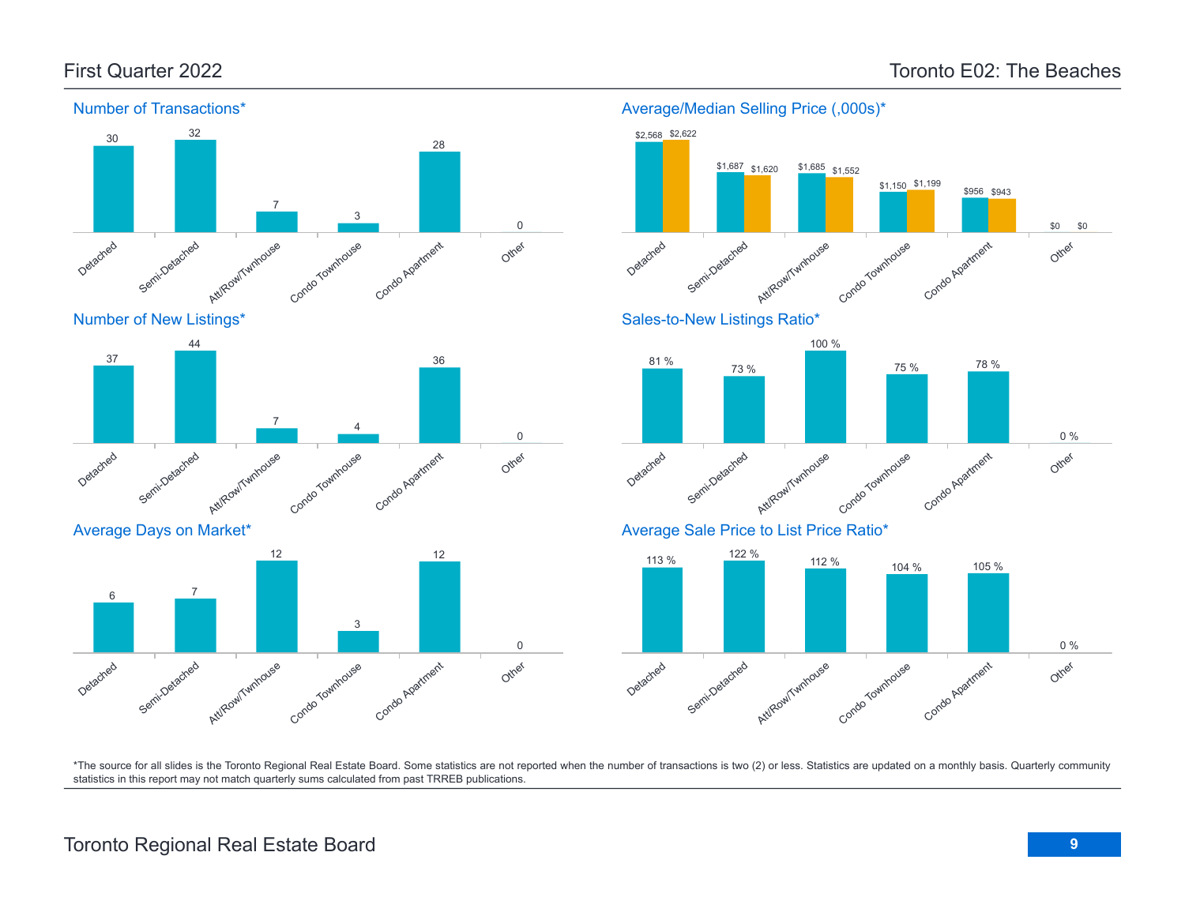# First Quarter 2022 — Toronto E02: The Beaches

## Number of Transactions*

| Detached | Semi-Detached | Att/Row/Twnhouse | Condo Townhouse | Condo Apartment | Other |
|---|---|---|---|---|---|
| 30 | 32 | 7 | 3 | 28 | 0 |

## Average/Median Selling Price (,000s)*

| | Detached | Semi-Detached | Att/Row/Twnhouse | Condo Townhouse | Condo Apartment | Other |
|---|---|---|---|---|---|---|
| Average | $2,568 | $1,687 | $1,685 | $1,150 | $956 | $0 |
| Median | $2,622 | $1,620 | $1,552 | $1,199 | $943 | $0 |

## Number of New Listings*

| Detached | Semi-Detached | Att/Row/Twnhouse | Condo Townhouse | Condo Apartment | Other |
|---|---|---|---|---|---|
| 37 | 44 | 7 | 4 | 36 | 0 |

## Sales-to-New Listings Ratio*

| Detached | Semi-Detached | Att/Row/Twnhouse | Condo Townhouse | Condo Apartment | Other |
|---|---|---|---|---|---|
| 81 % | 73 % | 100 % | 75 % | 78 % | 0 % |

## Average Days on Market*

| Detached | Semi-Detached | Att/Row/Twnhouse | Condo Townhouse | Condo Apartment | Other |
|---|---|---|---|---|---|
| 6 | 7 | 12 | 3 | 12 | 0 |

## Average Sale Price to List Price Ratio*

| Detached | Semi-Detached | Att/Row/Twnhouse | Condo Townhouse | Condo Apartment | Other |
|---|---|---|---|---|---|
| 113 % | 122 % | 112 % | 104 % | 105 % | 0 % |

*The source for all slides is the Toronto Regional Real Estate Board. Some statistics are not reported when the number of transactions is two (2) or less. Statistics are updated on a monthly basis. Quarterly community statistics in this report may not match quarterly sums calculated from past TRREB publications.

Toronto Regional Real Estate Board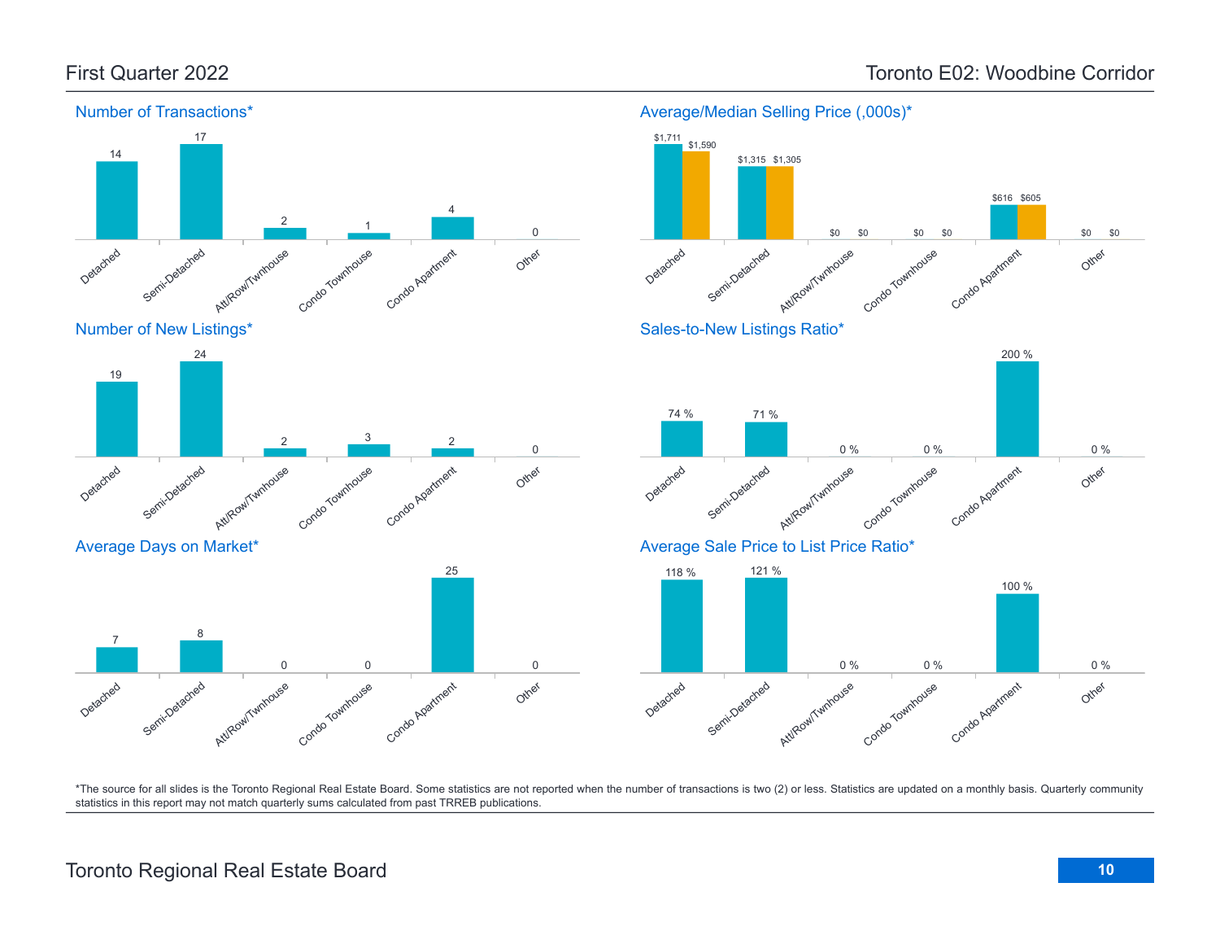# First Quarter 2022 — Toronto E02: Woodbine Corridor

## Number of Transactions*

| Detached | Semi-Detached | Att/Row/Twnhouse | Condo Townhouse | Condo Apartment | Other |
|---|---|---|---|---|---|
| 14 | 17 | 2 | 1 | 4 | 0 |

## Average/Median Selling Price (,000s)*

| | Detached | Semi-Detached | Att/Row/Twnhouse | Condo Townhouse | Condo Apartment | Other |
|---|---|---|---|---|---|---|
| Average | $1,711 | $1,315 | $0 | $0 | $616 | $0 |
| Median | $1,590 | $1,305 | $0 | $0 | $605 | $0 |

## Number of New Listings*

| Detached | Semi-Detached | Att/Row/Twnhouse | Condo Townhouse | Condo Apartment | Other |
|---|---|---|---|---|---|
| 19 | 24 | 2 | 3 | 2 | 0 |

## Sales-to-New Listings Ratio*

| Detached | Semi-Detached | Att/Row/Twnhouse | Condo Townhouse | Condo Apartment | Other |
|---|---|---|---|---|---|
| 74 % | 71 % | 0 % | 0 % | 200 % | 0 % |

## Average Days on Market*

| Detached | Semi-Detached | Att/Row/Twnhouse | Condo Townhouse | Condo Apartment | Other |
|---|---|---|---|---|---|
| 7 | 8 | 0 | 0 | 25 | 0 |

## Average Sale Price to List Price Ratio*

| Detached | Semi-Detached | Att/Row/Twnhouse | Condo Townhouse | Condo Apartment | Other |
|---|---|---|---|---|---|
| 118 % | 121 % | 0 % | 0 % | 100 % | 0 % |

*The source for all slides is the Toronto Regional Real Estate Board. Some statistics are not reported when the number of transactions is two (2) or less. Statistics are updated on a monthly basis. Quarterly community statistics in this report may not match quarterly sums calculated from past TRREB publications.

Toronto Regional Real Estate Board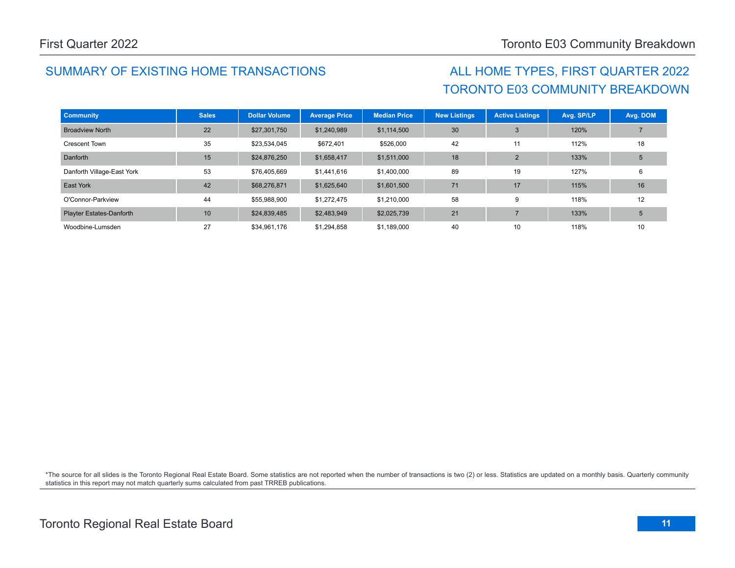## SUMMARY OF EXISTING HOME TRANSACTIONS

## ALL HOME TYPES, FIRST QUARTER 2022
## TORONTO E03 COMMUNITY BREAKDOWN

| Community | Sales | Dollar Volume | Average Price | Median Price | New Listings | Active Listings | Avg. SP/LP | Avg. DOM |
|---|---|---|---|---|---|---|---|---|
| Broadview North | 22 | $27,301,750 | $1,240,989 | $1,114,500 | 30 | 3 | 120% | 7 |
| Crescent Town | 35 | $23,534,045 | $672,401 | $526,000 | 42 | 11 | 112% | 18 |
| Danforth | 15 | $24,876,250 | $1,658,417 | $1,511,000 | 18 | 2 | 133% | 5 |
| Danforth Village-East York | 53 | $76,405,669 | $1,441,616 | $1,400,000 | 89 | 19 | 127% | 6 |
| East York | 42 | $68,276,871 | $1,625,640 | $1,601,500 | 71 | 17 | 115% | 16 |
| O'Connor-Parkview | 44 | $55,988,900 | $1,272,475 | $1,210,000 | 58 | 9 | 118% | 12 |
| Playter Estates-Danforth | 10 | $24,839,485 | $2,483,949 | $2,025,739 | 21 | 7 | 133% | 5 |
| Woodbine-Lumsden | 27 | $34,961,176 | $1,294,858 | $1,189,000 | 40 | 10 | 118% | 10 |

*The source for all slides is the Toronto Regional Real Estate Board. Some statistics are not reported when the number of transactions is two (2) or less. Statistics are updated on a monthly basis. Quarterly community statistics in this report may not match quarterly sums calculated from past TRREB publications.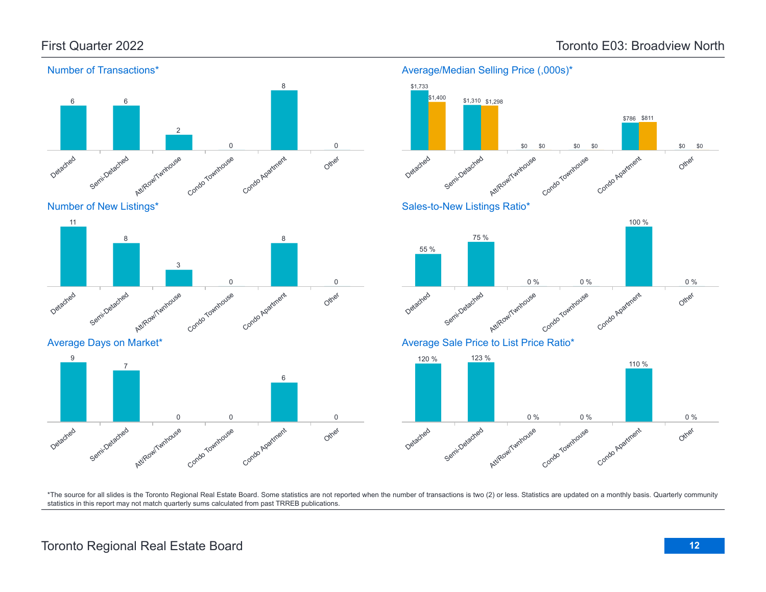First Quarter 2022

Toronto E03: Broadview North

### Number of Transactions*

| Detached | Semi-Detached | Att/Row/Twnhouse | Condo Townhouse | Condo Apartment | Other |
|---|---|---|---|---|---|
| 6 | 6 | 2 | 0 | 8 | 0 |

### Average/Median Selling Price (,000s)*

| | Detached | Semi-Detached | Att/Row/Twnhouse | Condo Townhouse | Condo Apartment | Other |
|---|---|---|---|---|---|---|
| Average | $1,733 | $1,310 | $0 | $0 | $786 | $0 |
| Median | $1,400 | $1,298 | $0 | $0 | $811 | $0 |

### Number of New Listings*

| Detached | Semi-Detached | Att/Row/Twnhouse | Condo Townhouse | Condo Apartment | Other |
|---|---|---|---|---|---|
| 11 | 8 | 3 | 0 | 8 | 0 |

### Sales-to-New Listings Ratio*

| Detached | Semi-Detached | Att/Row/Twnhouse | Condo Townhouse | Condo Apartment | Other |
|---|---|---|---|---|---|
| 55 % | 75 % | 0 % | 0 % | 100 % | 0 % |

### Average Days on Market*

| Detached | Semi-Detached | Att/Row/Twnhouse | Condo Townhouse | Condo Apartment | Other |
|---|---|---|---|---|---|
| 9 | 7 | 0 | 0 | 6 | 0 |

### Average Sale Price to List Price Ratio*

| Detached | Semi-Detached | Att/Row/Twnhouse | Condo Townhouse | Condo Apartment | Other |
|---|---|---|---|---|---|
| 120 % | 123 % | 0 % | 0 % | 110 % | 0 % |

*The source for all slides is the Toronto Regional Real Estate Board. Some statistics are not reported when the number of transactions is two (2) or less. Statistics are updated on a monthly basis. Quarterly community statistics in this report may not match quarterly sums calculated from past TRREB publications.

Toronto Regional Real Estate Board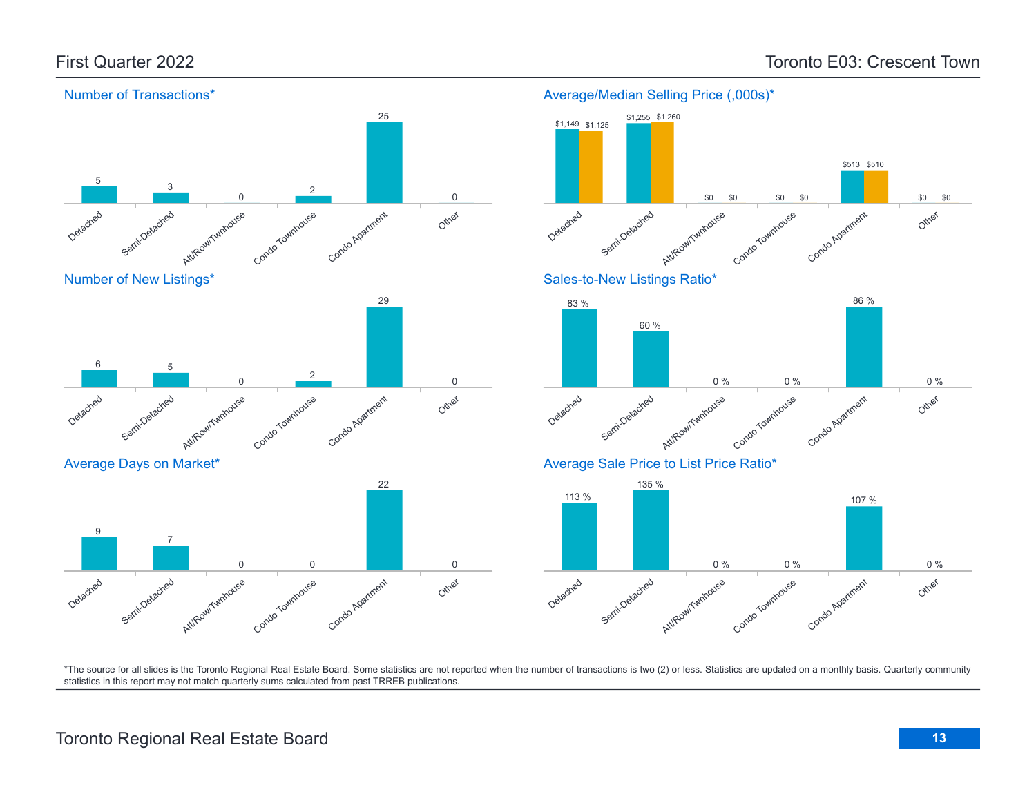# First Quarter 2022 — Toronto E03: Crescent Town

## Number of Transactions*

| Detached | Semi-Detached | Att/Row/Twnhouse | Condo Townhouse | Condo Apartment | Other |
| --- | --- | --- | --- | --- | --- |
| 5 | 3 | 0 | 2 | 25 | 0 |

## Average/Median Selling Price (,000s)*

| | Detached | Semi-Detached | Att/Row/Twnhouse | Condo Townhouse | Condo Apartment | Other |
| --- | --- | --- | --- | --- | --- | --- |
| Average | $1,149 | $1,255 | $0 | $0 | $513 | $0 |
| Median | $1,125 | $1,260 | $0 | $0 | $510 | $0 |

## Number of New Listings*

| Detached | Semi-Detached | Att/Row/Twnhouse | Condo Townhouse | Condo Apartment | Other |
| --- | --- | --- | --- | --- | --- |
| 6 | 5 | 0 | 2 | 29 | 0 |

## Sales-to-New Listings Ratio*

| Detached | Semi-Detached | Att/Row/Twnhouse | Condo Townhouse | Condo Apartment | Other |
| --- | --- | --- | --- | --- | --- |
| 83 % | 60 % | 0 % | 0 % | 86 % | 0 % |

## Average Days on Market*

| Detached | Semi-Detached | Att/Row/Twnhouse | Condo Townhouse | Condo Apartment | Other |
| --- | --- | --- | --- | --- | --- |
| 9 | 7 | 0 | 0 | 22 | 0 |

## Average Sale Price to List Price Ratio*

| Detached | Semi-Detached | Att/Row/Twnhouse | Condo Townhouse | Condo Apartment | Other |
| --- | --- | --- | --- | --- | --- |
| 113 % | 135 % | 0 % | 0 % | 107 % | 0 % |

*The source for all slides is the Toronto Regional Real Estate Board. Some statistics are not reported when the number of transactions is two (2) or less. Statistics are updated on a monthly basis. Quarterly community statistics in this report may not match quarterly sums calculated from past TRREB publications.

Toronto Regional Real Estate Board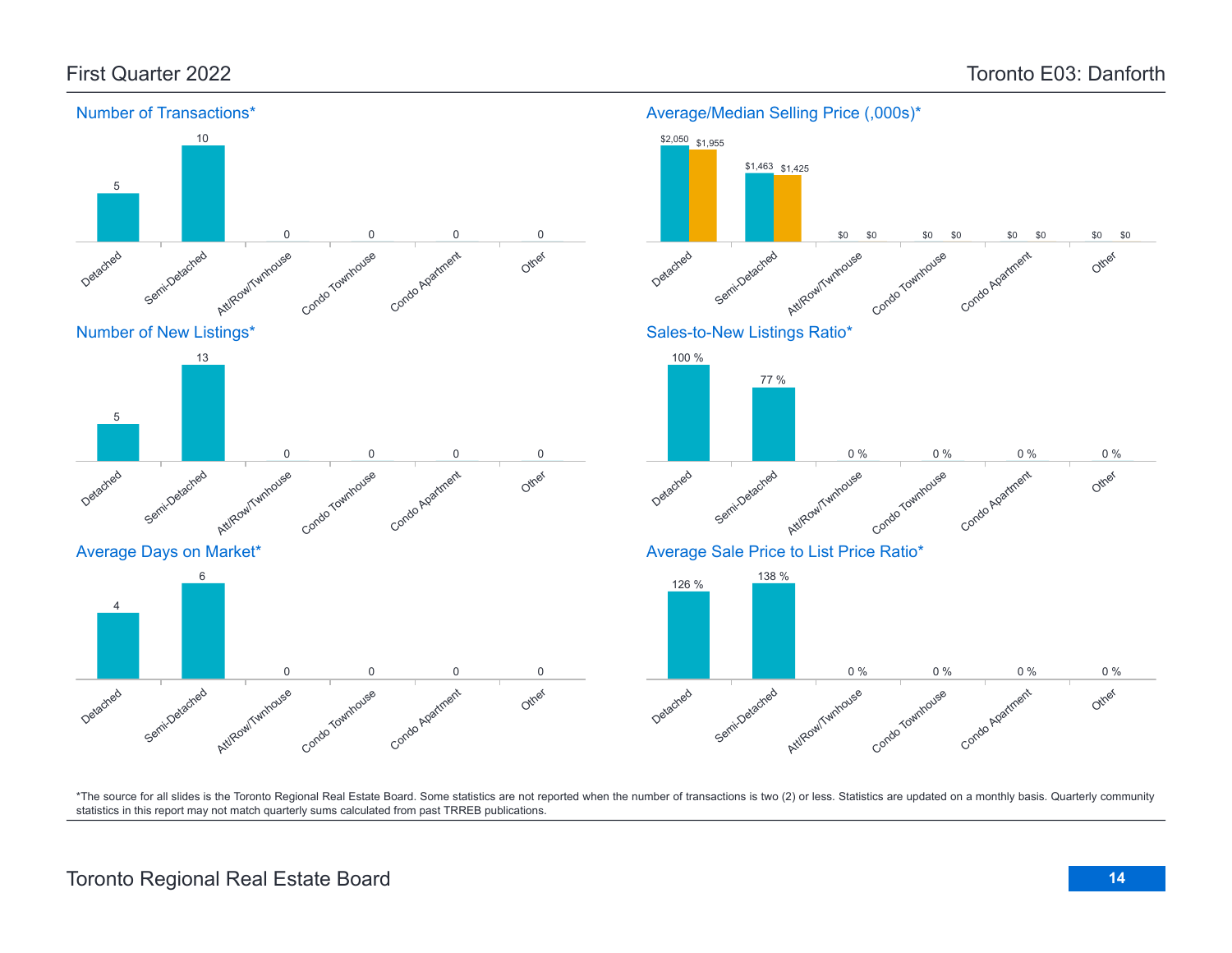# First Quarter 2022 — Toronto E03: Danforth

## Number of Transactions*

| Detached | Semi-Detached | Att/Row/Twnhouse | Condo Townhouse | Condo Apartment | Other |
|---|---|---|---|---|---|
| 5 | 10 | 0 | 0 | 0 | 0 |

## Average/Median Selling Price (,000s)*

| | Detached | Semi-Detached | Att/Row/Twnhouse | Condo Townhouse | Condo Apartment | Other |
|---|---|---|---|---|---|---|
| Average | $2,050 | $1,463 | $0 | $0 | $0 | $0 |
| Median | $1,955 | $1,425 | $0 | $0 | $0 | $0 |

## Number of New Listings*

| Detached | Semi-Detached | Att/Row/Twnhouse | Condo Townhouse | Condo Apartment | Other |
|---|---|---|---|---|---|
| 5 | 13 | 0 | 0 | 0 | 0 |

## Sales-to-New Listings Ratio*

| Detached | Semi-Detached | Att/Row/Twnhouse | Condo Townhouse | Condo Apartment | Other |
|---|---|---|---|---|---|
| 100 % | 77 % | 0 % | 0 % | 0 % | 0 % |

## Average Days on Market*

| Detached | Semi-Detached | Att/Row/Twnhouse | Condo Townhouse | Condo Apartment | Other |
|---|---|---|---|---|---|
| 4 | 6 | 0 | 0 | 0 | 0 |

## Average Sale Price to List Price Ratio*

| Detached | Semi-Detached | Att/Row/Twnhouse | Condo Townhouse | Condo Apartment | Other |
|---|---|---|---|---|---|
| 126 % | 138 % | 0 % | 0 % | 0 % | 0 % |

*The source for all slides is the Toronto Regional Real Estate Board. Some statistics are not reported when the number of transactions is two (2) or less. Statistics are updated on a monthly basis. Quarterly community statistics in this report may not match quarterly sums calculated from past TRREB publications.

Toronto Regional Real Estate Board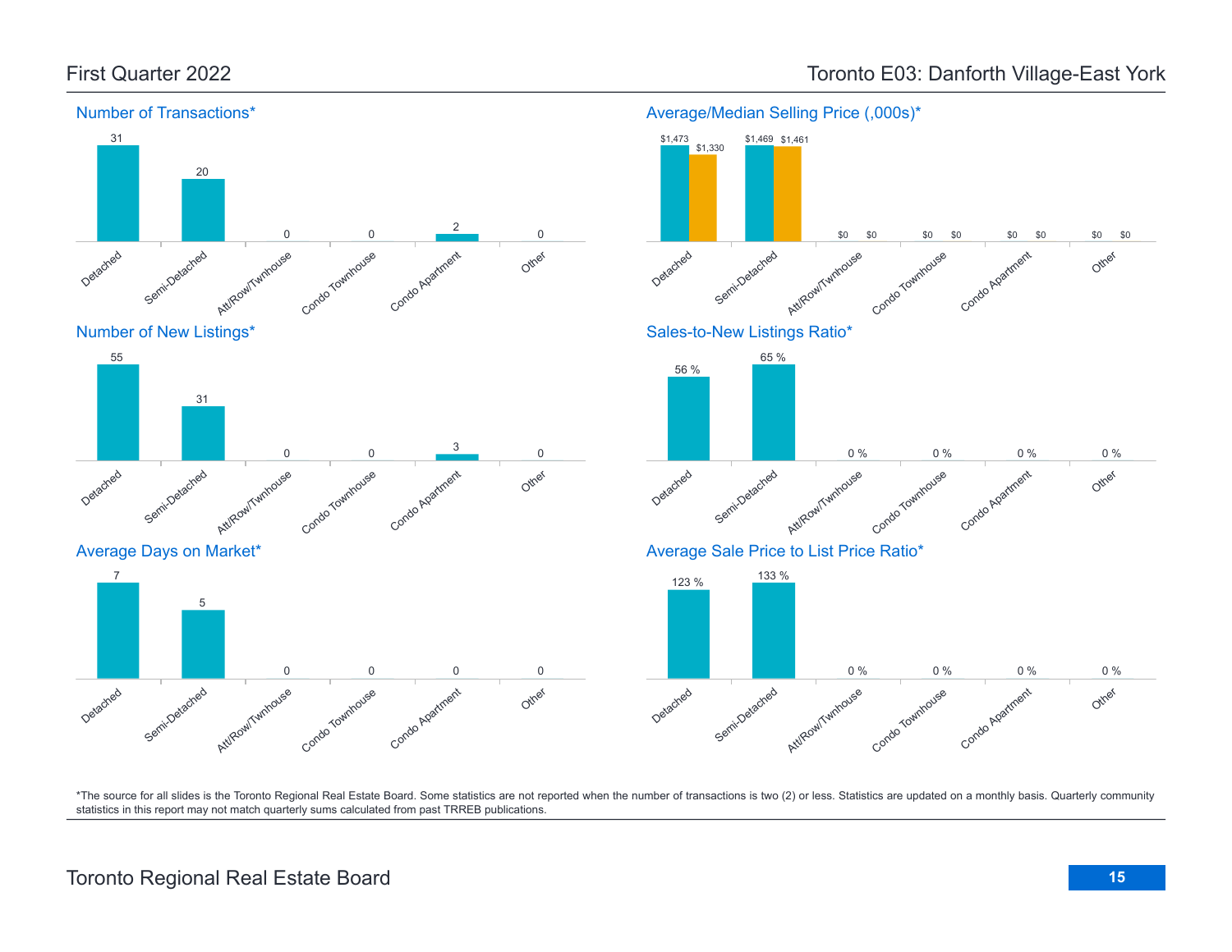## First Quarter 2022

## Toronto E03: Danforth Village-East York

### Number of Transactions*

| Detached | Semi-Detached | Att/Row/Twnhouse | Condo Townhouse | Condo Apartment | Other |
|---|---|---|---|---|---|
| 31 | 20 | 0 | 0 | 2 | 0 |

### Average/Median Selling Price (,000s)*

| | Detached | Semi-Detached | Att/Row/Twnhouse | Condo Townhouse | Condo Apartment | Other |
|---|---|---|---|---|---|---|
| Average | $1,473 | $1,469 | $0 | $0 | $0 | $0 |
| Median | $1,330 | $1,461 | $0 | $0 | $0 | $0 |

### Number of New Listings*

| Detached | Semi-Detached | Att/Row/Twnhouse | Condo Townhouse | Condo Apartment | Other |
|---|---|---|---|---|---|
| 55 | 31 | 0 | 0 | 3 | 0 |

### Sales-to-New Listings Ratio*

| Detached | Semi-Detached | Att/Row/Twnhouse | Condo Townhouse | Condo Apartment | Other |
|---|---|---|---|---|---|
| 56 % | 65 % | 0 % | 0 % | 0 % | 0 % |

### Average Days on Market*

| Detached | Semi-Detached | Att/Row/Twnhouse | Condo Townhouse | Condo Apartment | Other |
|---|---|---|---|---|---|
| 7 | 5 | 0 | 0 | 0 | 0 |

### Average Sale Price to List Price Ratio*

| Detached | Semi-Detached | Att/Row/Twnhouse | Condo Townhouse | Condo Apartment | Other |
|---|---|---|---|---|---|
| 123 % | 133 % | 0 % | 0 % | 0 % | 0 % |

*The source for all slides is the Toronto Regional Real Estate Board. Some statistics are not reported when the number of transactions is two (2) or less. Statistics are updated on a monthly basis. Quarterly community statistics in this report may not match quarterly sums calculated from past TRREB publications.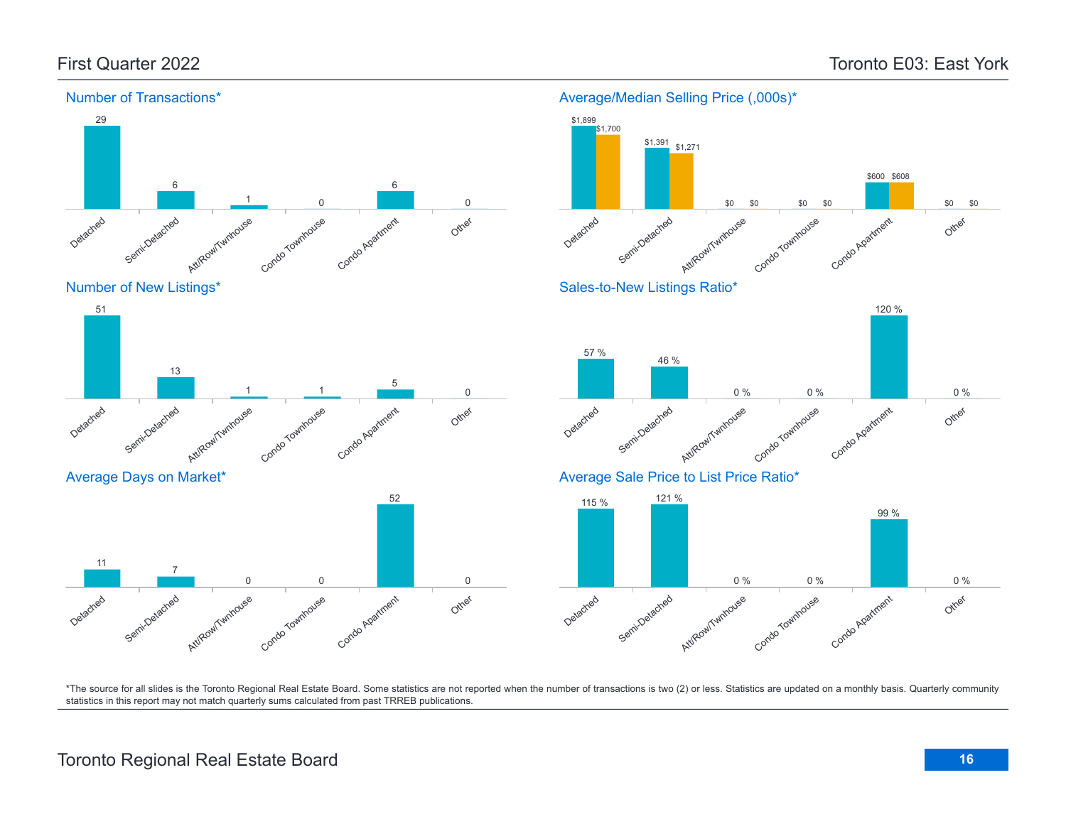# First Quarter 2022

# Toronto E03: East York

## Number of Transactions*

| Detached | Semi-Detached | Att/Row/Twnhouse | Condo Townhouse | Condo Apartment | Other |
|---|---|---|---|---|---|
| 29 | 6 | 1 | 0 | 6 | 0 |

## Average/Median Selling Price (,000s)*

| | Detached | Semi-Detached | Att/Row/Twnhouse | Condo Townhouse | Condo Apartment | Other |
|---|---|---|---|---|---|---|
| Average | $1,899 | $1,391 | $0 | $0 | $600 | $0 |
| Median | $1,700 | $1,271 | $0 | $0 | $608 | $0 |

## Number of New Listings*

| Detached | Semi-Detached | Att/Row/Twnhouse | Condo Townhouse | Condo Apartment | Other |
|---|---|---|---|---|---|
| 51 | 13 | 1 | 1 | 5 | 0 |

## Sales-to-New Listings Ratio*

| Detached | Semi-Detached | Att/Row/Twnhouse | Condo Townhouse | Condo Apartment | Other |
|---|---|---|---|---|---|
| 57 % | 46 % | 0 % | 0 % | 120 % | 0 % |

## Average Days on Market*

| Detached | Semi-Detached | Att/Row/Twnhouse | Condo Townhouse | Condo Apartment | Other |
|---|---|---|---|---|---|
| 11 | 7 | 0 | 0 | 52 | 0 |

## Average Sale Price to List Price Ratio*

| Detached | Semi-Detached | Att/Row/Twnhouse | Condo Townhouse | Condo Apartment | Other |
|---|---|---|---|---|---|
| 115 % | 121 % | 0 % | 0 % | 99 % | 0 % |

*The source for all slides is the Toronto Regional Real Estate Board. Some statistics are not reported when the number of transactions is two (2) or less. Statistics are updated on a monthly basis. Quarterly community statistics in this report may not match quarterly sums calculated from past TRREB publications.

Toronto Regional Real Estate Board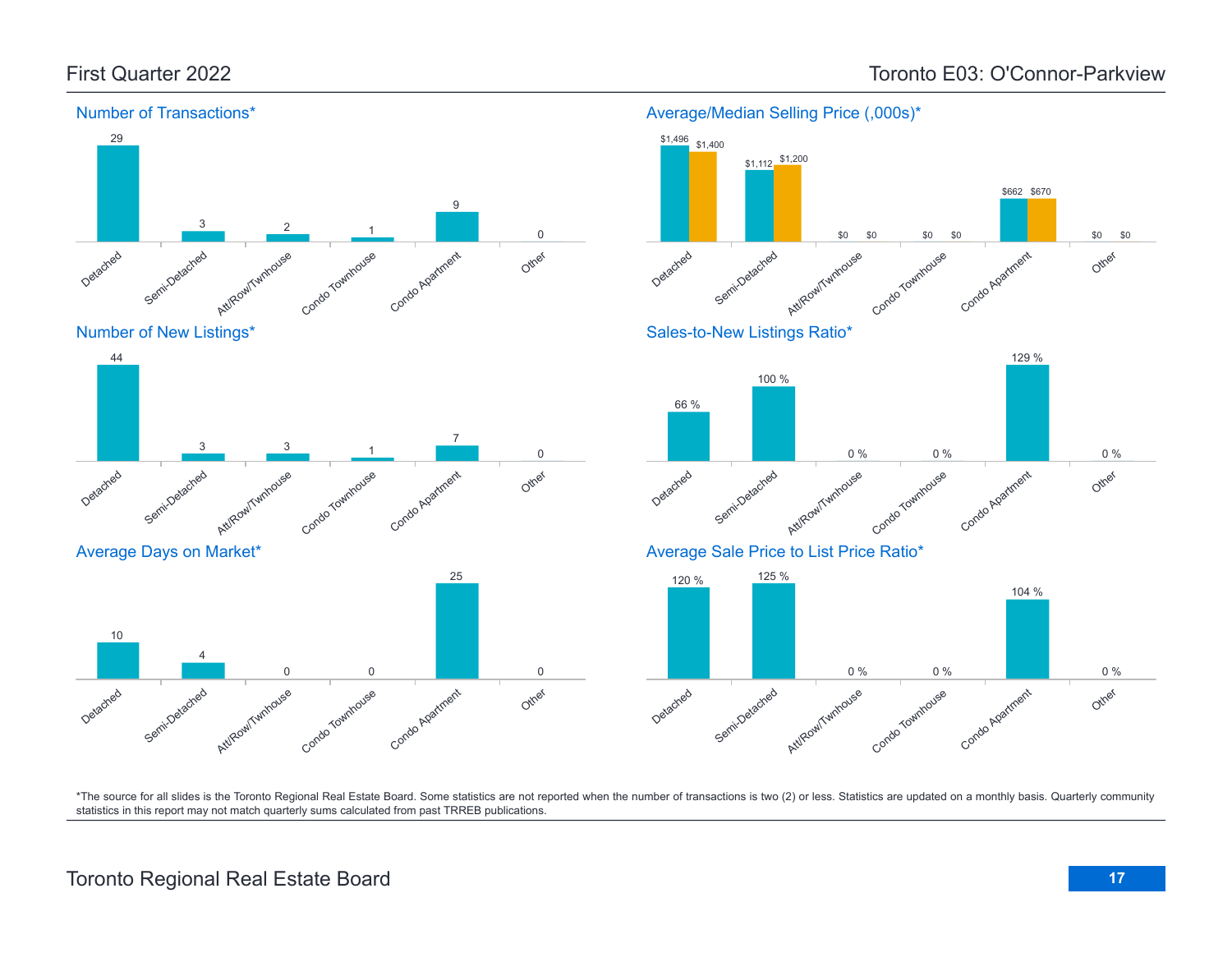# First Quarter 2022

# Toronto E03: O'Connor-Parkview

## Number of Transactions*

| Detached | Semi-Detached | Att/Row/Twnhouse | Condo Townhouse | Condo Apartment | Other |
|---|---|---|---|---|---|
| 29 | 3 | 2 | 1 | 9 | 0 |

## Average/Median Selling Price (,000s)*

| | Detached | Semi-Detached | Att/Row/Twnhouse | Condo Townhouse | Condo Apartment | Other |
|---|---|---|---|---|---|---|
| Average | $1,496 | $1,112 | $0 | $0 | $662 | $0 |
| Median | $1,400 | $1,200 | $0 | $0 | $670 | $0 |

## Number of New Listings*

| Detached | Semi-Detached | Att/Row/Twnhouse | Condo Townhouse | Condo Apartment | Other |
|---|---|---|---|---|---|
| 44 | 3 | 3 | 1 | 7 | 0 |

## Sales-to-New Listings Ratio*

| Detached | Semi-Detached | Att/Row/Twnhouse | Condo Townhouse | Condo Apartment | Other |
|---|---|---|---|---|---|
| 66 % | 100 % | 0 % | 0 % | 129 % | 0 % |

## Average Days on Market*

| Detached | Semi-Detached | Att/Row/Twnhouse | Condo Townhouse | Condo Apartment | Other |
|---|---|---|---|---|---|
| 10 | 4 | 0 | 0 | 25 | 0 |

## Average Sale Price to List Price Ratio*

| Detached | Semi-Detached | Att/Row/Twnhouse | Condo Townhouse | Condo Apartment | Other |
|---|---|---|---|---|---|
| 120 % | 125 % | 0 % | 0 % | 104 % | 0 % |

*The source for all slides is the Toronto Regional Real Estate Board. Some statistics are not reported when the number of transactions is two (2) or less. Statistics are updated on a monthly basis. Quarterly community statistics in this report may not match quarterly sums calculated from past TRREB publications.

Toronto Regional Real Estate Board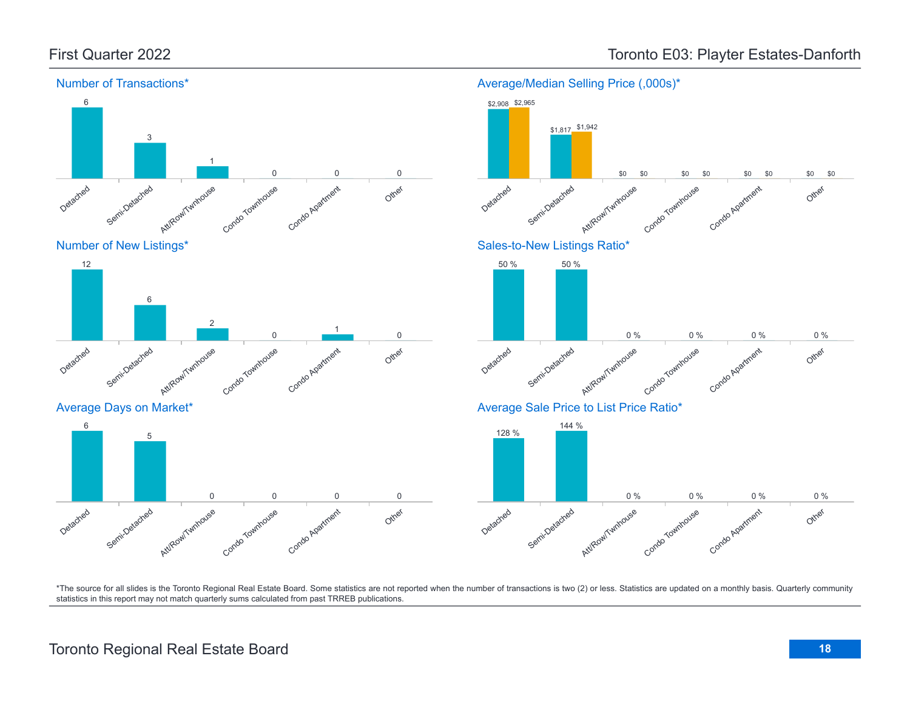# First Quarter 2022

# Toronto E03: Playter Estates-Danforth

## Number of Transactions*

| Detached | Semi-Detached | Att/Row/Twnhouse | Condo Townhouse | Condo Apartment | Other |
|---|---|---|---|---|---|
| 6 | 3 | 1 | 0 | 0 | 0 |

## Average/Median Selling Price (,000s)*

| | Detached | Semi-Detached | Att/Row/Twnhouse | Condo Townhouse | Condo Apartment | Other |
|---|---|---|---|---|---|---|
| Average | $2,908 | $1,817 | $0 | $0 | $0 | $0 |
| Median | $2,965 | $1,942 | $0 | $0 | $0 | $0 |

## Number of New Listings*

| Detached | Semi-Detached | Att/Row/Twnhouse | Condo Townhouse | Condo Apartment | Other |
|---|---|---|---|---|---|
| 12 | 6 | 2 | 0 | 1 | 0 |

## Sales-to-New Listings Ratio*

| Detached | Semi-Detached | Att/Row/Twnhouse | Condo Townhouse | Condo Apartment | Other |
|---|---|---|---|---|---|
| 50 % | 50 % | 0 % | 0 % | 0 % | 0 % |

## Average Days on Market*

| Detached | Semi-Detached | Att/Row/Twnhouse | Condo Townhouse | Condo Apartment | Other |
|---|---|---|---|---|---|
| 6 | 5 | 0 | 0 | 0 | 0 |

## Average Sale Price to List Price Ratio*

| Detached | Semi-Detached | Att/Row/Twnhouse | Condo Townhouse | Condo Apartment | Other |
|---|---|---|---|---|---|
| 128 % | 144 % | 0 % | 0 % | 0 % | 0 % |

*The source for all slides is the Toronto Regional Real Estate Board. Some statistics are not reported when the number of transactions is two (2) or less. Statistics are updated on a monthly basis. Quarterly community statistics in this report may not match quarterly sums calculated from past TRREB publications.

Toronto Regional Real Estate Board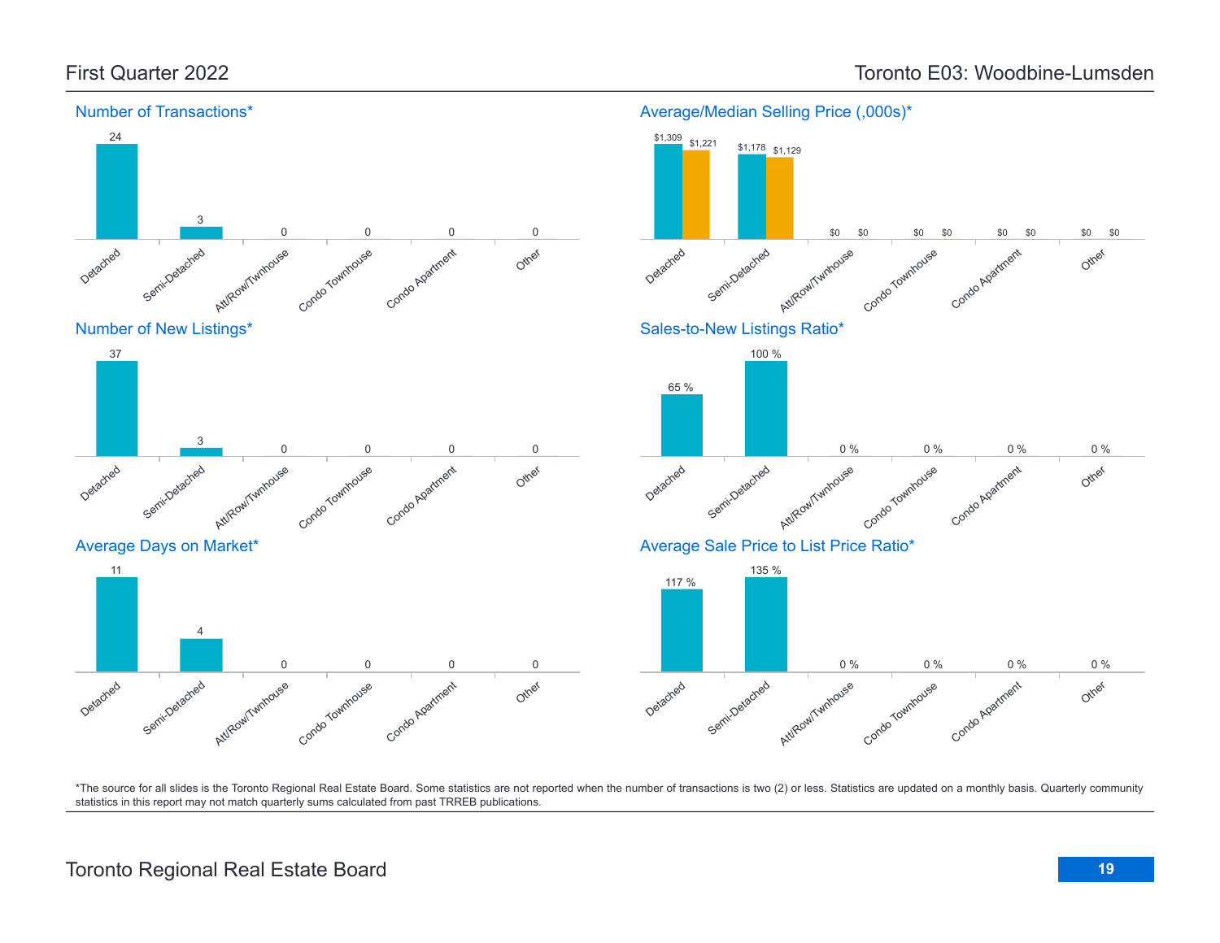First Quarter 2022

Toronto E03: Woodbine-Lumsden

## Number of Transactions*

| Detached | Semi-Detached | Att/Row/Twnhouse | Condo Townhouse | Condo Apartment | Other |
|---|---|---|---|---|---|
| 24 | 3 | 0 | 0 | 0 | 0 |

## Average/Median Selling Price (,000s)*

| | Detached | Semi-Detached | Att/Row/Twnhouse | Condo Townhouse | Condo Apartment | Other |
|---|---|---|---|---|---|---|
| Average | $1,309 | $1,178 | $0 | $0 | $0 | $0 |
| Median | $1,221 | $1,129 | $0 | $0 | $0 | $0 |

## Number of New Listings*

| Detached | Semi-Detached | Att/Row/Twnhouse | Condo Townhouse | Condo Apartment | Other |
|---|---|---|---|---|---|
| 37 | 3 | 0 | 0 | 0 | 0 |

## Sales-to-New Listings Ratio*

| Detached | Semi-Detached | Att/Row/Twnhouse | Condo Townhouse | Condo Apartment | Other |
|---|---|---|---|---|---|
| 65 % | 100 % | 0 % | 0 % | 0 % | 0 % |

## Average Days on Market*

| Detached | Semi-Detached | Att/Row/Twnhouse | Condo Townhouse | Condo Apartment | Other |
|---|---|---|---|---|---|
| 11 | 4 | 0 | 0 | 0 | 0 |

## Average Sale Price to List Price Ratio*

| Detached | Semi-Detached | Att/Row/Twnhouse | Condo Townhouse | Condo Apartment | Other |
|---|---|---|---|---|---|
| 117 % | 135 % | 0 % | 0 % | 0 % | 0 % |

*The source for all slides is the Toronto Regional Real Estate Board. Some statistics are not reported when the number of transactions is two (2) or less. Statistics are updated on a monthly basis. Quarterly community statistics in this report may not match quarterly sums calculated from past TRREB publications.

Toronto Regional Real Estate Board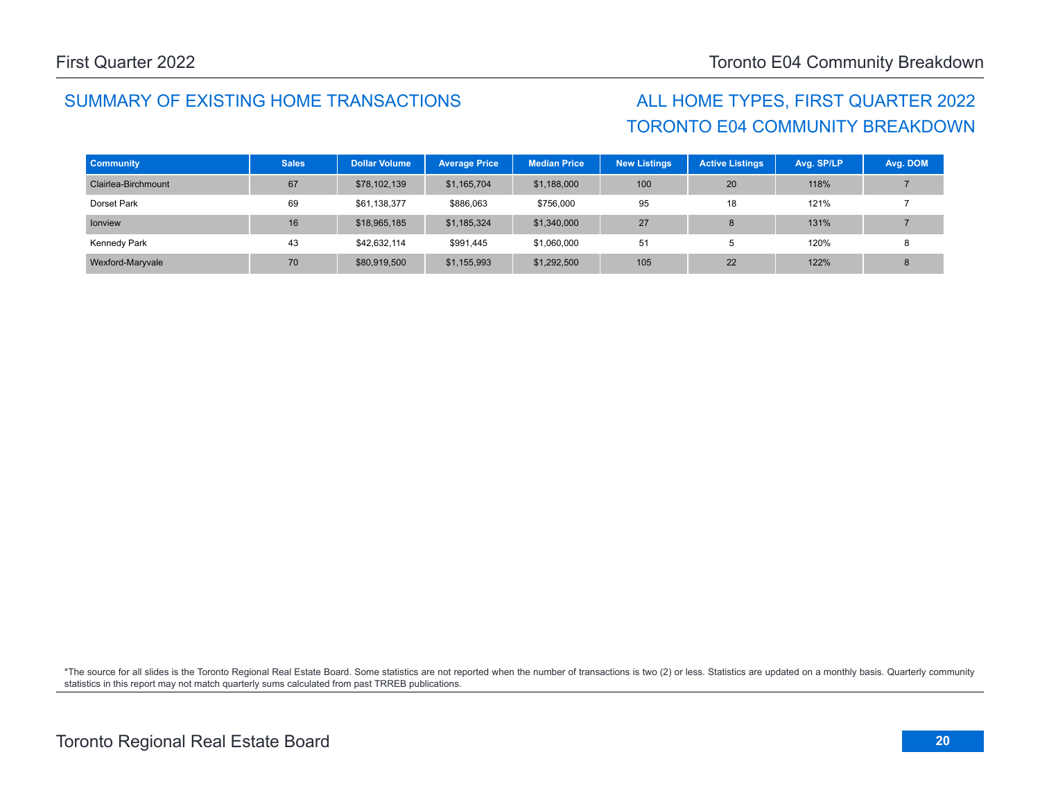## SUMMARY OF EXISTING HOME TRANSACTIONS

## ALL HOME TYPES, FIRST QUARTER 2022
## TORONTO E04 COMMUNITY BREAKDOWN

| Community | Sales | Dollar Volume | Average Price | Median Price | New Listings | Active Listings | Avg. SP/LP | Avg. DOM |
|---|---|---|---|---|---|---|---|---|
| Clairlea-Birchmount | 67 | $78,102,139 | $1,165,704 | $1,188,000 | 100 | 20 | 118% | 7 |
| Dorset Park | 69 | $61,138,377 | $886,063 | $756,000 | 95 | 18 | 121% | 7 |
| Ionview | 16 | $18,965,185 | $1,185,324 | $1,340,000 | 27 | 8 | 131% | 7 |
| Kennedy Park | 43 | $42,632,114 | $991,445 | $1,060,000 | 51 | 5 | 120% | 8 |
| Wexford-Maryvale | 70 | $80,919,500 | $1,155,993 | $1,292,500 | 105 | 22 | 122% | 8 |

*The source for all slides is the Toronto Regional Real Estate Board. Some statistics are not reported when the number of transactions is two (2) or less. Statistics are updated on a monthly basis. Quarterly community statistics in this report may not match quarterly sums calculated from past TRREB publications.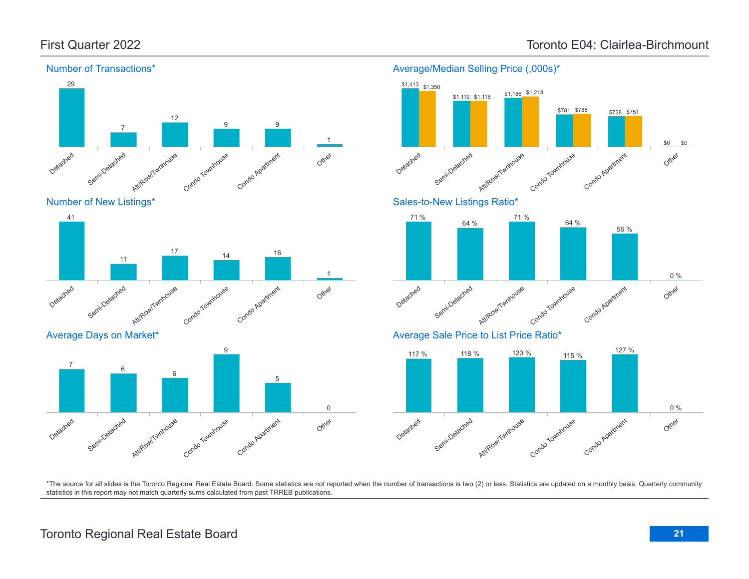# First Quarter 2022

# Toronto E04: Clairlea-Birchmount

## Number of Transactions*

| Detached | Semi-Detached | Att/Row/Twnhouse | Condo Townhouse | Condo Apartment | Other |
|---|---|---|---|---|---|
| 29 | 7 | 12 | 9 | 9 | 1 |

## Average/Median Selling Price (,000s)*

| | Detached | Semi-Detached | Att/Row/Twnhouse | Condo Townhouse | Condo Apartment | Other |
|---|---|---|---|---|---|---|
| Average | $1,413 | $1,119 | $1,186 | $781 | $728 | $0 |
| Median | $1,350 | $1,116 | $1,218 | $788 | $751 | $0 |

## Number of New Listings*

| Detached | Semi-Detached | Att/Row/Twnhouse | Condo Townhouse | Condo Apartment | Other |
|---|---|---|---|---|---|
| 41 | 11 | 17 | 14 | 16 | 1 |

## Sales-to-New Listings Ratio*

| Detached | Semi-Detached | Att/Row/Twnhouse | Condo Townhouse | Condo Apartment | Other |
|---|---|---|---|---|---|
| 71 % | 64 % | 71 % | 64 % | 56 % | 0 % |

## Average Days on Market*

| Detached | Semi-Detached | Att/Row/Twnhouse | Condo Townhouse | Condo Apartment | Other |
|---|---|---|---|---|---|
| 7 | 6 | 6 | 9 | 5 | 0 |

## Average Sale Price to List Price Ratio*

| Detached | Semi-Detached | Att/Row/Twnhouse | Condo Townhouse | Condo Apartment | Other |
|---|---|---|---|---|---|
| 117 % | 118 % | 120 % | 115 % | 127 % | 0 % |

*The source for all slides is the Toronto Regional Real Estate Board. Some statistics are not reported when the number of transactions is two (2) or less. Statistics are updated on a monthly basis. Quarterly community statistics in this report may not match quarterly sums calculated from past TRREB publications.

Toronto Regional Real Estate Board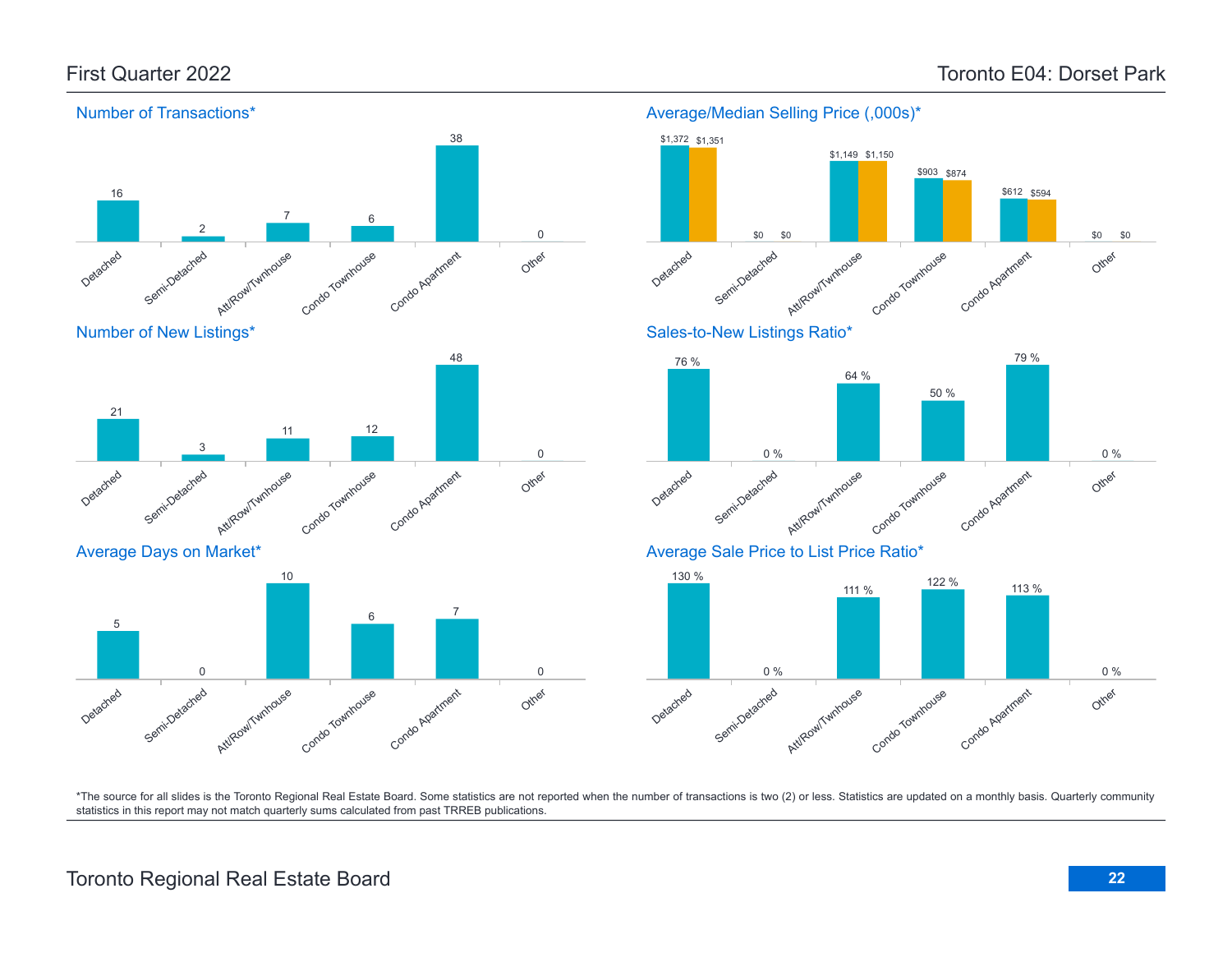# First Quarter 2022

# Toronto E04: Dorset Park

## Number of Transactions*

| Detached | Semi-Detached | Att/Row/Twnhouse | Condo Townhouse | Condo Apartment | Other |
|---|---|---|---|---|---|
| 16 | 2 | 7 | 6 | 38 | 0 |

## Average/Median Selling Price (,000s)*

| | Detached | Semi-Detached | Att/Row/Twnhouse | Condo Townhouse | Condo Apartment | Other |
|---|---|---|---|---|---|---|
| Average | $1,372 | $0 | $1,149 | $903 | $612 | $0 |
| Median | $1,351 | $0 | $1,150 | $874 | $594 | $0 |

## Number of New Listings*

| Detached | Semi-Detached | Att/Row/Twnhouse | Condo Townhouse | Condo Apartment | Other |
|---|---|---|---|---|---|
| 21 | 3 | 11 | 12 | 48 | 0 |

## Sales-to-New Listings Ratio*

| Detached | Semi-Detached | Att/Row/Twnhouse | Condo Townhouse | Condo Apartment | Other |
|---|---|---|---|---|---|
| 76 % | 0 % | 64 % | 50 % | 79 % | 0 % |

## Average Days on Market*

| Detached | Semi-Detached | Att/Row/Twnhouse | Condo Townhouse | Condo Apartment | Other |
|---|---|---|---|---|---|
| 5 | 0 | 10 | 6 | 7 | 0 |

## Average Sale Price to List Price Ratio*

| Detached | Semi-Detached | Att/Row/Twnhouse | Condo Townhouse | Condo Apartment | Other |
|---|---|---|---|---|---|
| 130 % | 0 % | 111 % | 122 % | 113 % | 0 % |

*The source for all slides is the Toronto Regional Real Estate Board. Some statistics are not reported when the number of transactions is two (2) or less. Statistics are updated on a monthly basis. Quarterly community statistics in this report may not match quarterly sums calculated from past TRREB publications.

Toronto Regional Real Estate Board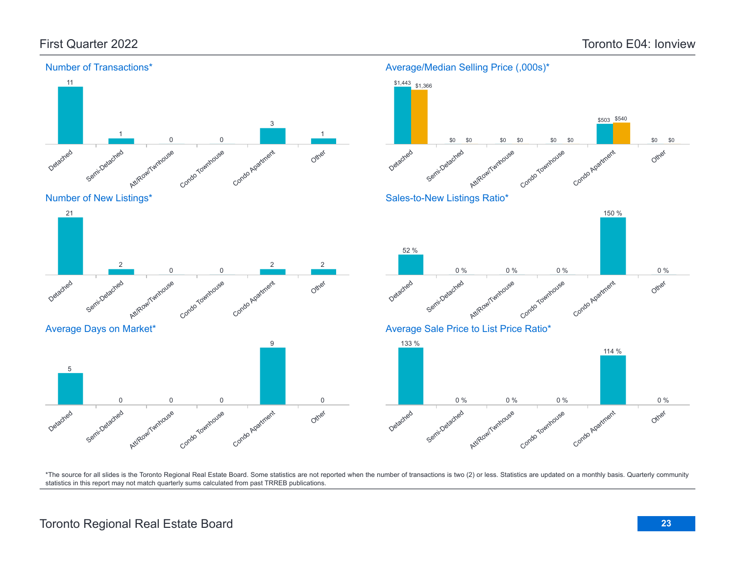# First Quarter 2022 — Toronto E04: Ionview

## Number of Transactions*

| Detached | Semi-Detached | Att/Row/Twnhouse | Condo Townhouse | Condo Apartment | Other |
|---|---|---|---|---|---|
| 11 | 1 | 0 | 0 | 3 | 1 |

## Average/Median Selling Price (,000s)*

| | Detached | Semi-Detached | Att/Row/Twnhouse | Condo Townhouse | Condo Apartment | Other |
|---|---|---|---|---|---|---|
| Average | $1,443 | $0 | $0 | $0 | $503 | $0 |
| Median | $1,366 | $0 | $0 | $0 | $540 | $0 |

## Number of New Listings*

| Detached | Semi-Detached | Att/Row/Twnhouse | Condo Townhouse | Condo Apartment | Other |
|---|---|---|---|---|---|
| 21 | 2 | 0 | 0 | 2 | 2 |

## Sales-to-New Listings Ratio*

| Detached | Semi-Detached | Att/Row/Twnhouse | Condo Townhouse | Condo Apartment | Other |
|---|---|---|---|---|---|
| 52 % | 0 % | 0 % | 0 % | 150 % | 0 % |

## Average Days on Market*

| Detached | Semi-Detached | Att/Row/Twnhouse | Condo Townhouse | Condo Apartment | Other |
|---|---|---|---|---|---|
| 5 | 0 | 0 | 0 | 9 | 0 |

## Average Sale Price to List Price Ratio*

| Detached | Semi-Detached | Att/Row/Twnhouse | Condo Townhouse | Condo Apartment | Other |
|---|---|---|---|---|---|
| 133 % | 0 % | 0 % | 0 % | 114 % | 0 % |

*The source for all slides is the Toronto Regional Real Estate Board. Some statistics are not reported when the number of transactions is two (2) or less. Statistics are updated on a monthly basis. Quarterly community statistics in this report may not match quarterly sums calculated from past TRREB publications.

Toronto Regional Real Estate Board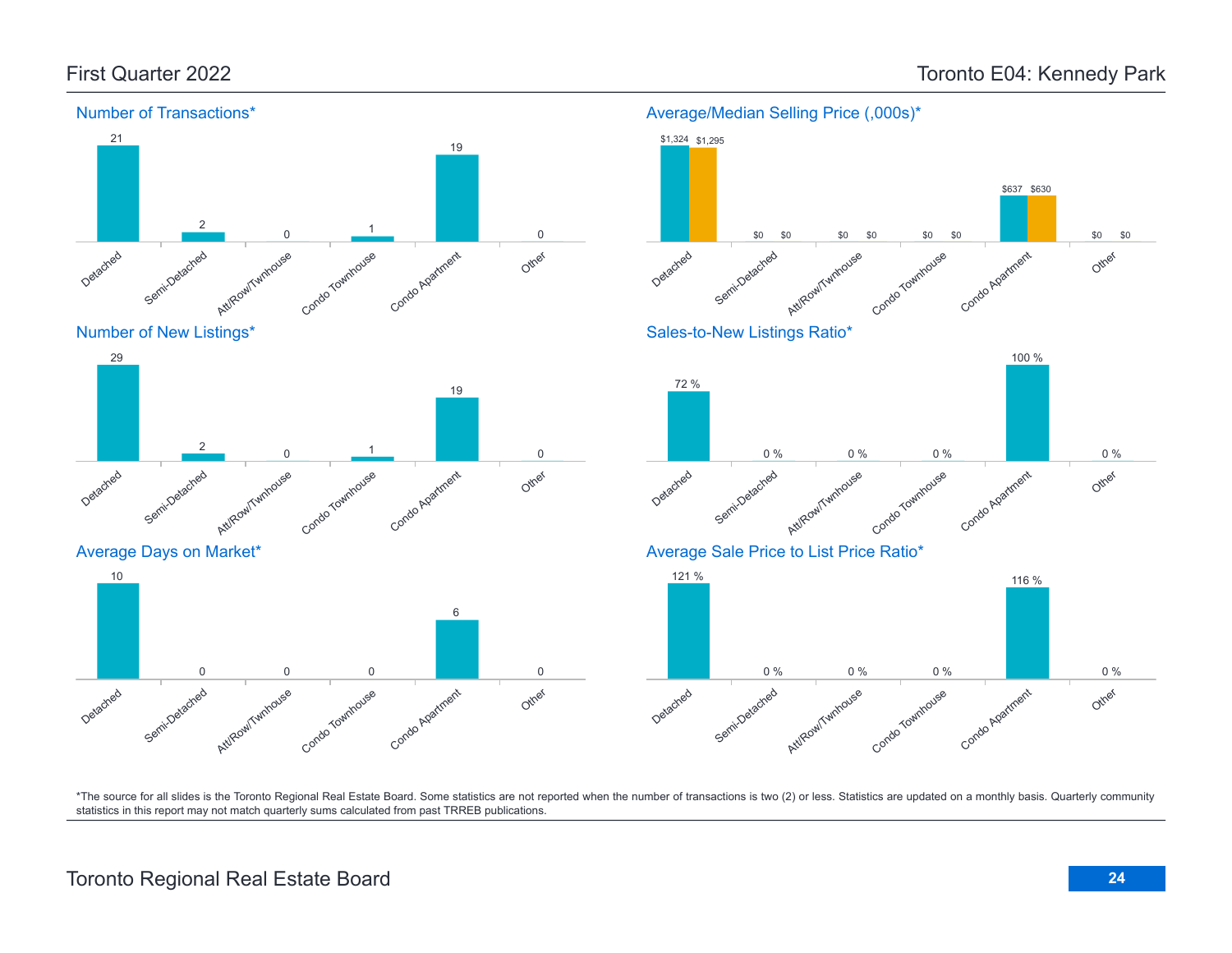First Quarter 2022

Toronto E04: Kennedy Park

## Number of Transactions*

| Detached | Semi-Detached | Att/Row/Twnhouse | Condo Townhouse | Condo Apartment | Other |
|---|---|---|---|---|---|
| 21 | 2 | 0 | 1 | 19 | 0 |

## Average/Median Selling Price (,000s)*

| | Detached | Semi-Detached | Att/Row/Twnhouse | Condo Townhouse | Condo Apartment | Other |
|---|---|---|---|---|---|---|
| Average | $1,324 | $0 | $0 | $0 | $637 | $0 |
| Median | $1,295 | $0 | $0 | $0 | $630 | $0 |

## Number of New Listings*

| Detached | Semi-Detached | Att/Row/Twnhouse | Condo Townhouse | Condo Apartment | Other |
|---|---|---|---|---|---|
| 29 | 2 | 0 | 1 | 19 | 0 |

## Sales-to-New Listings Ratio*

| Detached | Semi-Detached | Att/Row/Twnhouse | Condo Townhouse | Condo Apartment | Other |
|---|---|---|---|---|---|
| 72 % | 0 % | 0 % | 0 % | 100 % | 0 % |

## Average Days on Market*

| Detached | Semi-Detached | Att/Row/Twnhouse | Condo Townhouse | Condo Apartment | Other |
|---|---|---|---|---|---|
| 10 | 0 | 0 | 0 | 6 | 0 |

## Average Sale Price to List Price Ratio*

| Detached | Semi-Detached | Att/Row/Twnhouse | Condo Townhouse | Condo Apartment | Other |
|---|---|---|---|---|---|
| 121 % | 0 % | 0 % | 0 % | 116 % | 0 % |

*The source for all slides is the Toronto Regional Real Estate Board. Some statistics are not reported when the number of transactions is two (2) or less. Statistics are updated on a monthly basis. Quarterly community statistics in this report may not match quarterly sums calculated from past TRREB publications.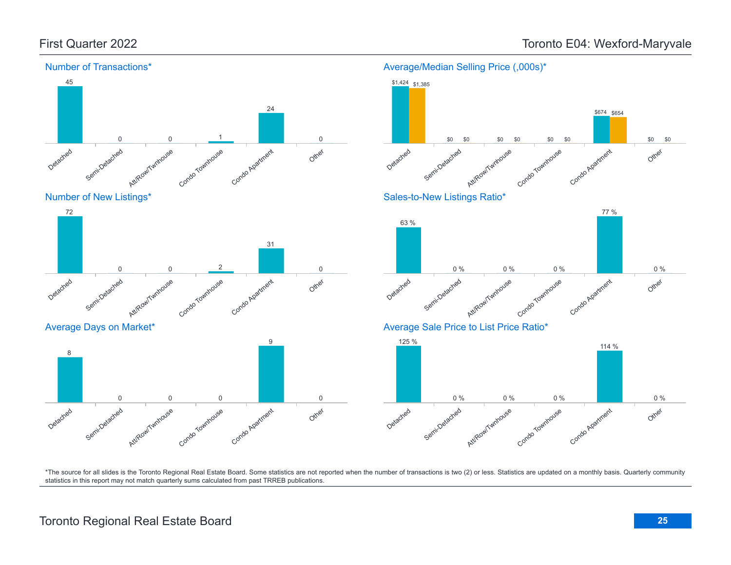# First Quarter 2022 — Toronto E04: Wexford-Maryvale

## Number of Transactions*

| Detached | Semi-Detached | Att/Row/Twnhouse | Condo Townhouse | Condo Apartment | Other |
|---|---|---|---|---|---|
| 45 | 0 | 0 | 1 | 24 | 0 |

## Average/Median Selling Price (,000s)*

| | Detached | Semi-Detached | Att/Row/Twnhouse | Condo Townhouse | Condo Apartment | Other |
|---|---|---|---|---|---|---|
| Average | $1,424 | $0 | $0 | $0 | $674 | $0 |
| Median | $1,385 | $0 | $0 | $0 | $654 | $0 |

## Number of New Listings*

| Detached | Semi-Detached | Att/Row/Twnhouse | Condo Townhouse | Condo Apartment | Other |
|---|---|---|---|---|---|
| 72 | 0 | 0 | 2 | 31 | 0 |

## Sales-to-New Listings Ratio*

| Detached | Semi-Detached | Att/Row/Twnhouse | Condo Townhouse | Condo Apartment | Other |
|---|---|---|---|---|---|
| 63 % | 0 % | 0 % | 0 % | 77 % | 0 % |

## Average Days on Market*

| Detached | Semi-Detached | Att/Row/Twnhouse | Condo Townhouse | Condo Apartment | Other |
|---|---|---|---|---|---|
| 8 | 0 | 0 | 0 | 9 | 0 |

## Average Sale Price to List Price Ratio*

| Detached | Semi-Detached | Att/Row/Twnhouse | Condo Townhouse | Condo Apartment | Other |
|---|---|---|---|---|---|
| 125 % | 0 % | 0 % | 0 % | 114 % | 0 % |

*The source for all slides is the Toronto Regional Real Estate Board. Some statistics are not reported when the number of transactions is two (2) or less. Statistics are updated on a monthly basis. Quarterly community statistics in this report may not match quarterly sums calculated from past TRREB publications.

Toronto Regional Real Estate Board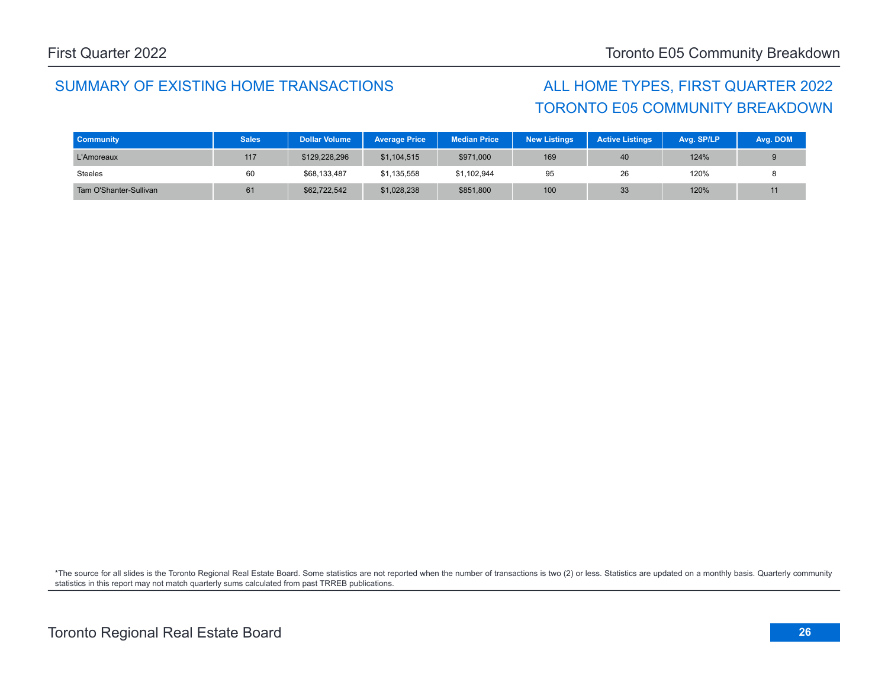## SUMMARY OF EXISTING HOME TRANSACTIONS

## ALL HOME TYPES, FIRST QUARTER 2022
## TORONTO E05 COMMUNITY BREAKDOWN

| Community | Sales | Dollar Volume | Average Price | Median Price | New Listings | Active Listings | Avg. SP/LP | Avg. DOM |
|---|---|---|---|---|---|---|---|---|
| L'Amoreaux | 117 | $129,228,296 | $1,104,515 | $971,000 | 169 | 40 | 124% | 9 |
| Steeles | 60 | $68,133,487 | $1,135,558 | $1,102,944 | 95 | 26 | 120% | 8 |
| Tam O'Shanter-Sullivan | 61 | $62,722,542 | $1,028,238 | $851,800 | 100 | 33 | 120% | 11 |

*The source for all slides is the Toronto Regional Real Estate Board. Some statistics are not reported when the number of transactions is two (2) or less. Statistics are updated on a monthly basis. Quarterly community statistics in this report may not match quarterly sums calculated from past TRREB publications.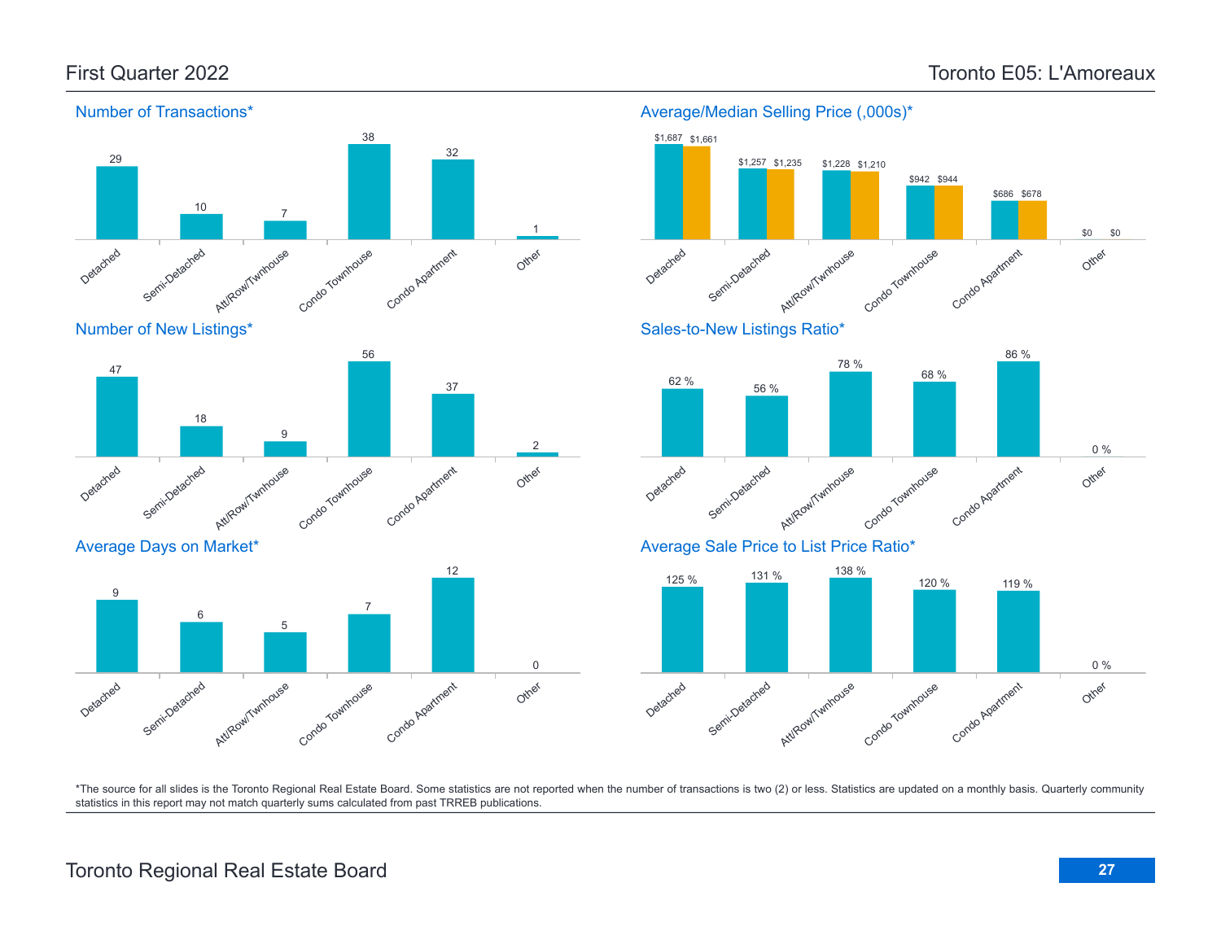# First Quarter 2022 — Toronto E05: L'Amoreaux

## Number of Transactions*

| Detached | Semi-Detached | Att/Row/Twnhouse | Condo Townhouse | Condo Apartment | Other |
|---|---|---|---|---|---|
| 29 | 10 | 7 | 38 | 32 | 1 |

## Average/Median Selling Price (,000s)*

| | Detached | Semi-Detached | Att/Row/Twnhouse | Condo Townhouse | Condo Apartment | Other |
|---|---|---|---|---|---|---|
| Average | $1,687 | $1,257 | $1,228 | $942 | $686 | $0 |
| Median | $1,661 | $1,235 | $1,210 | $944 | $678 | $0 |

## Number of New Listings*

| Detached | Semi-Detached | Att/Row/Twnhouse | Condo Townhouse | Condo Apartment | Other |
|---|---|---|---|---|---|
| 47 | 18 | 9 | 56 | 37 | 2 |

## Sales-to-New Listings Ratio*

| Detached | Semi-Detached | Att/Row/Twnhouse | Condo Townhouse | Condo Apartment | Other |
|---|---|---|---|---|---|
| 62 % | 56 % | 78 % | 68 % | 86 % | 0 % |

## Average Days on Market*

| Detached | Semi-Detached | Att/Row/Twnhouse | Condo Townhouse | Condo Apartment | Other |
|---|---|---|---|---|---|
| 9 | 6 | 5 | 7 | 12 | 0 |

## Average Sale Price to List Price Ratio*

| Detached | Semi-Detached | Att/Row/Twnhouse | Condo Townhouse | Condo Apartment | Other |
|---|---|---|---|---|---|
| 125 % | 131 % | 138 % | 120 % | 119 % | 0 % |

*The source for all slides is the Toronto Regional Real Estate Board. Some statistics are not reported when the number of transactions is two (2) or less. Statistics are updated on a monthly basis. Quarterly community statistics in this report may not match quarterly sums calculated from past TRREB publications.

Toronto Regional Real Estate Board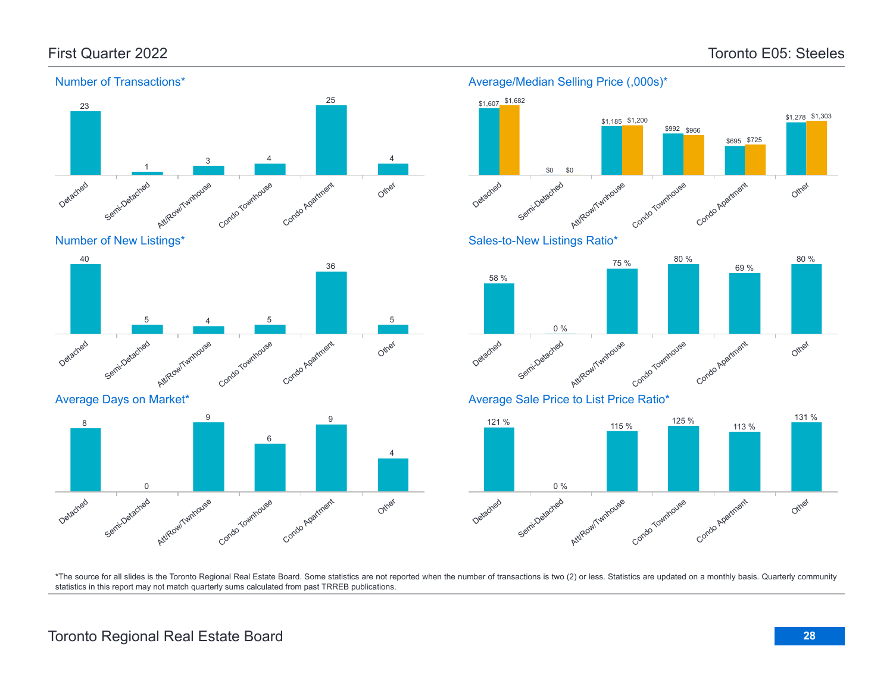# First Quarter 2022 — Toronto E05: Steeles

## Number of Transactions*

| Detached | Semi-Detached | Att/Row/Twnhouse | Condo Townhouse | Condo Apartment | Other |
|---|---|---|---|---|---|
| 23 | 1 | 3 | 4 | 25 | 4 |

## Average/Median Selling Price (,000s)*

| | Detached | Semi-Detached | Att/Row/Twnhouse | Condo Townhouse | Condo Apartment | Other |
|---|---|---|---|---|---|---|
| Average | $1,607 | $0 | $1,185 | $992 | $695 | $1,278 |
| Median | $1,682 | $0 | $1,200 | $966 | $725 | $1,303 |

## Number of New Listings*

| Detached | Semi-Detached | Att/Row/Twnhouse | Condo Townhouse | Condo Apartment | Other |
|---|---|---|---|---|---|
| 40 | 5 | 4 | 5 | 36 | 5 |

## Sales-to-New Listings Ratio*

| Detached | Semi-Detached | Att/Row/Twnhouse | Condo Townhouse | Condo Apartment | Other |
|---|---|---|---|---|---|
| 58 % | 0 % | 75 % | 80 % | 69 % | 80 % |

## Average Days on Market*

| Detached | Semi-Detached | Att/Row/Twnhouse | Condo Townhouse | Condo Apartment | Other |
|---|---|---|---|---|---|
| 8 | 0 | 9 | 6 | 9 | 4 |

## Average Sale Price to List Price Ratio*

| Detached | Semi-Detached | Att/Row/Twnhouse | Condo Townhouse | Condo Apartment | Other |
|---|---|---|---|---|---|
| 121 % | 0 % | 115 % | 125 % | 113 % | 131 % |

*The source for all slides is the Toronto Regional Real Estate Board. Some statistics are not reported when the number of transactions is two (2) or less. Statistics are updated on a monthly basis. Quarterly community statistics in this report may not match quarterly sums calculated from past TRREB publications.

Toronto Regional Real Estate Board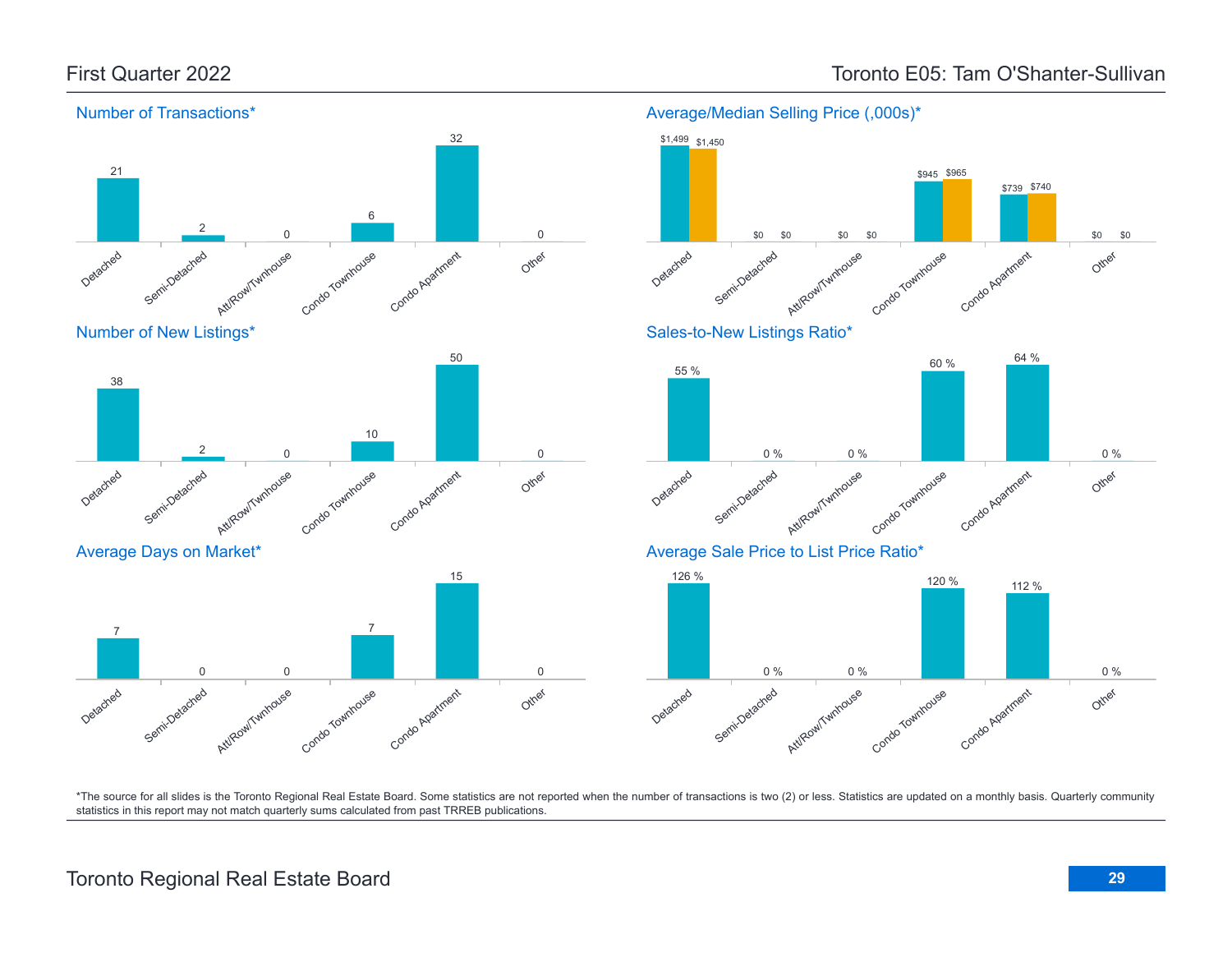# First Quarter 2022

## Toronto E05: Tam O'Shanter-Sullivan

### Number of Transactions*

| Detached | Semi-Detached | Att/Row/Twnhouse | Condo Townhouse | Condo Apartment | Other |
|---|---|---|---|---|---|
| 21 | 2 | 0 | 6 | 32 | 0 |

### Average/Median Selling Price (,000s)*

| | Detached | Semi-Detached | Att/Row/Twnhouse | Condo Townhouse | Condo Apartment | Other |
|---|---|---|---|---|---|---|
| Average | $1,499 | $0 | $0 | $945 | $739 | $0 |
| Median | $1,450 | $0 | $0 | $965 | $740 | $0 |

### Number of New Listings*

| Detached | Semi-Detached | Att/Row/Twnhouse | Condo Townhouse | Condo Apartment | Other |
|---|---|---|---|---|---|
| 38 | 2 | 0 | 10 | 50 | 0 |

### Sales-to-New Listings Ratio*

| Detached | Semi-Detached | Att/Row/Twnhouse | Condo Townhouse | Condo Apartment | Other |
|---|---|---|---|---|---|
| 55 % | 0 % | 0 % | 60 % | 64 % | 0 % |

### Average Days on Market*

| Detached | Semi-Detached | Att/Row/Twnhouse | Condo Townhouse | Condo Apartment | Other |
|---|---|---|---|---|---|
| 7 | 0 | 0 | 7 | 15 | 0 |

### Average Sale Price to List Price Ratio*

| Detached | Semi-Detached | Att/Row/Twnhouse | Condo Townhouse | Condo Apartment | Other |
|---|---|---|---|---|---|
| 126 % | 0 % | 0 % | 120 % | 112 % | 0 % |

*The source for all slides is the Toronto Regional Real Estate Board. Some statistics are not reported when the number of transactions is two (2) or less. Statistics are updated on a monthly basis. Quarterly community statistics in this report may not match quarterly sums calculated from past TRREB publications.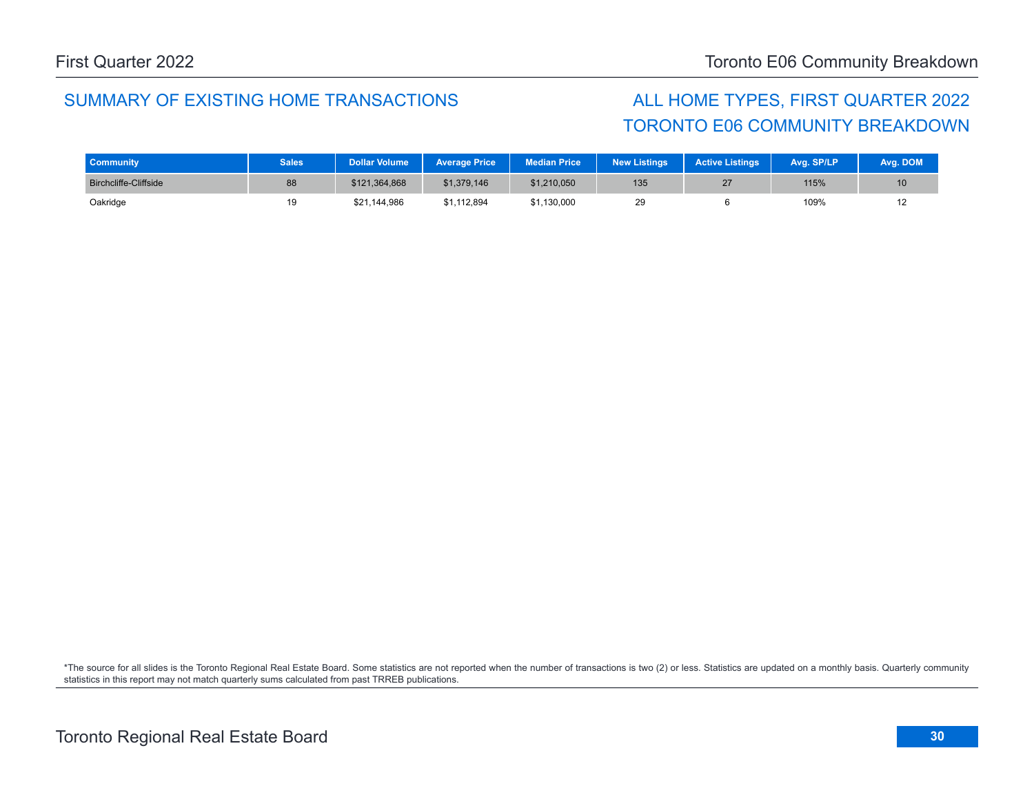## SUMMARY OF EXISTING HOME TRANSACTIONS

## ALL HOME TYPES, FIRST QUARTER 2022
## TORONTO E06 COMMUNITY BREAKDOWN

| Community | Sales | Dollar Volume | Average Price | Median Price | New Listings | Active Listings | Avg. SP/LP | Avg. DOM |
|---|---|---|---|---|---|---|---|---|
| Birchcliffe-Cliffside | 88 | $121,364,868 | $1,379,146 | $1,210,050 | 135 | 27 | 115% | 10 |
| Oakridge | 19 | $21,144,986 | $1,112,894 | $1,130,000 | 29 | 6 | 109% | 12 |

*The source for all slides is the Toronto Regional Real Estate Board. Some statistics are not reported when the number of transactions is two (2) or less. Statistics are updated on a monthly basis. Quarterly community statistics in this report may not match quarterly sums calculated from past TRREB publications.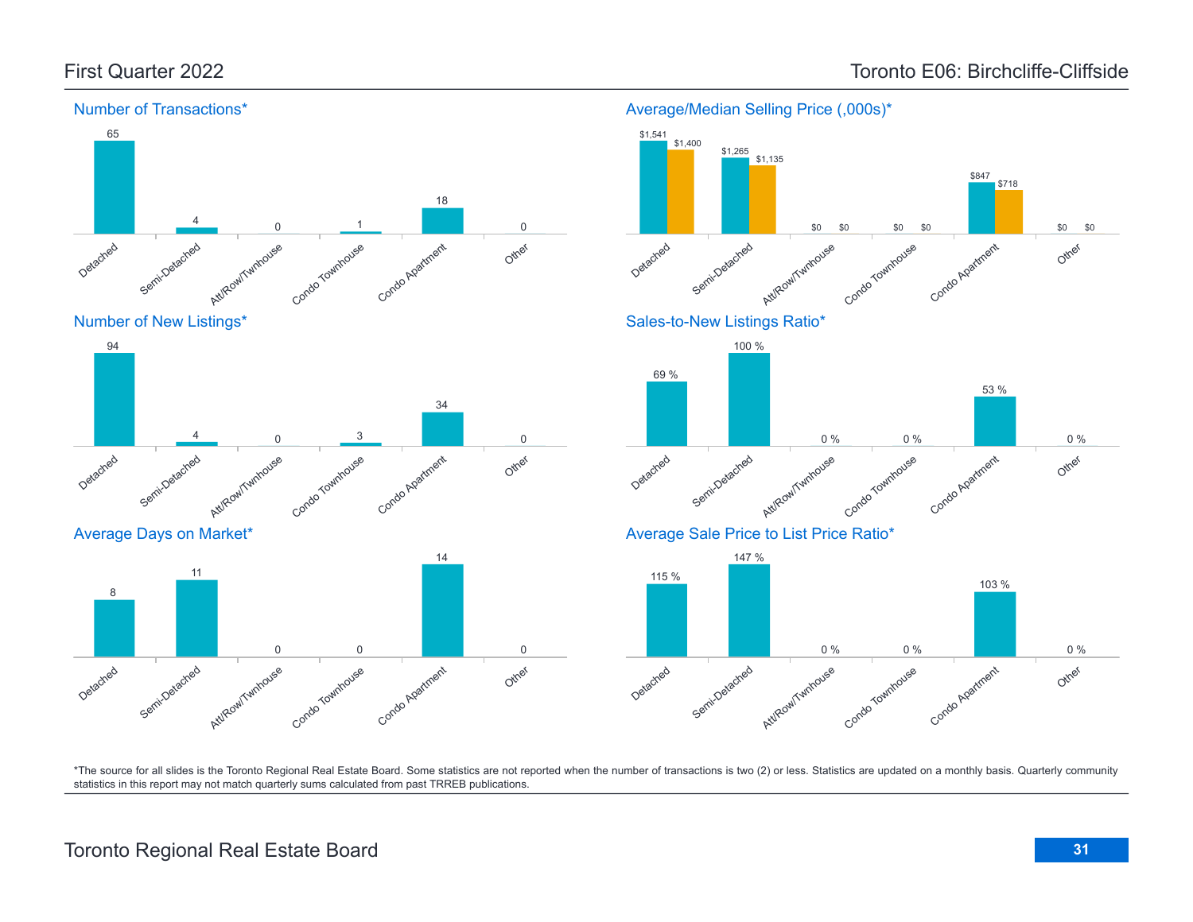# First Quarter 2022 — Toronto E06: Birchcliffe-Cliffside

## Number of Transactions*

| Detached | Semi-Detached | Att/Row/Twnhouse | Condo Townhouse | Condo Apartment | Other |
|---|---|---|---|---|---|
| 65 | 4 | 0 | 1 | 18 | 0 |

## Average/Median Selling Price (,000s)*

| | Detached | Semi-Detached | Att/Row/Twnhouse | Condo Townhouse | Condo Apartment | Other |
|---|---|---|---|---|---|---|
| Average | $1,541 | $1,265 | $0 | $0 | $847 | $0 |
| Median | $1,400 | $1,135 | $0 | $0 | $718 | $0 |

## Number of New Listings*

| Detached | Semi-Detached | Att/Row/Twnhouse | Condo Townhouse | Condo Apartment | Other |
|---|---|---|---|---|---|
| 94 | 4 | 0 | 3 | 34 | 0 |

## Sales-to-New Listings Ratio*

| Detached | Semi-Detached | Att/Row/Twnhouse | Condo Townhouse | Condo Apartment | Other |
|---|---|---|---|---|---|
| 69 % | 100 % | 0 % | 0 % | 53 % | 0 % |

## Average Days on Market*

| Detached | Semi-Detached | Att/Row/Twnhouse | Condo Townhouse | Condo Apartment | Other |
|---|---|---|---|---|---|
| 8 | 11 | 0 | 0 | 14 | 0 |

## Average Sale Price to List Price Ratio*

| Detached | Semi-Detached | Att/Row/Twnhouse | Condo Townhouse | Condo Apartment | Other |
|---|---|---|---|---|---|
| 115 % | 147 % | 0 % | 0 % | 103 % | 0 % |

*The source for all slides is the Toronto Regional Real Estate Board. Some statistics are not reported when the number of transactions is two (2) or less. Statistics are updated on a monthly basis. Quarterly community statistics in this report may not match quarterly sums calculated from past TRREB publications.

Toronto Regional Real Estate Board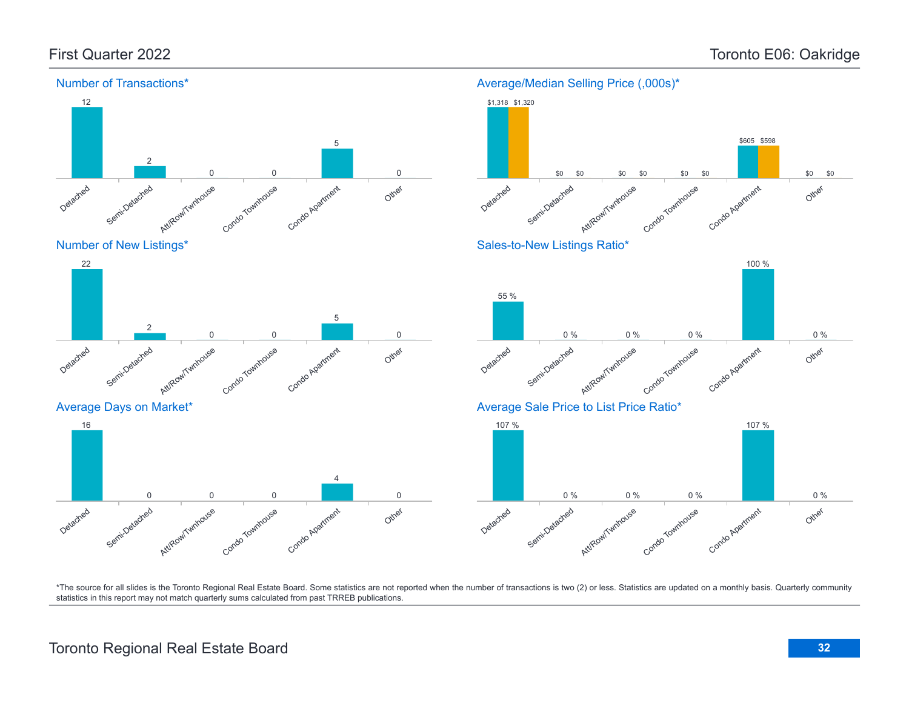# First Quarter 2022 — Toronto E06: Oakridge

## Number of Transactions*

| Detached | Semi-Detached | Att/Row/Twnhouse | Condo Townhouse | Condo Apartment | Other |
|---|---|---|---|---|---|
| 12 | 2 | 0 | 0 | 5 | 0 |

## Average/Median Selling Price (,000s)*

| | Detached | Semi-Detached | Att/Row/Twnhouse | Condo Townhouse | Condo Apartment | Other |
|---|---|---|---|---|---|---|
| Average | $1,318 | $0 | $0 | $0 | $605 | $0 |
| Median | $1,320 | $0 | $0 | $0 | $598 | $0 |

## Number of New Listings*

| Detached | Semi-Detached | Att/Row/Twnhouse | Condo Townhouse | Condo Apartment | Other |
|---|---|---|---|---|---|
| 22 | 2 | 0 | 0 | 5 | 0 |

## Sales-to-New Listings Ratio*

| Detached | Semi-Detached | Att/Row/Twnhouse | Condo Townhouse | Condo Apartment | Other |
|---|---|---|---|---|---|
| 55 % | 0 % | 0 % | 0 % | 100 % | 0 % |

## Average Days on Market*

| Detached | Semi-Detached | Att/Row/Twnhouse | Condo Townhouse | Condo Apartment | Other |
|---|---|---|---|---|---|
| 16 | 0 | 0 | 0 | 4 | 0 |

## Average Sale Price to List Price Ratio*

| Detached | Semi-Detached | Att/Row/Twnhouse | Condo Townhouse | Condo Apartment | Other |
|---|---|---|---|---|---|
| 107 % | 0 % | 0 % | 0 % | 107 % | 0 % |

*The source for all slides is the Toronto Regional Real Estate Board. Some statistics are not reported when the number of transactions is two (2) or less. Statistics are updated on a monthly basis. Quarterly community statistics in this report may not match quarterly sums calculated from past TRREB publications.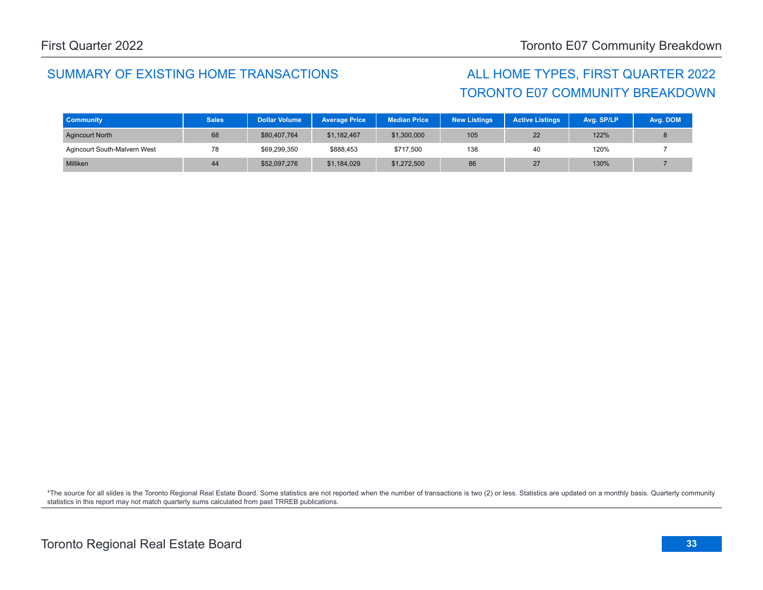## SUMMARY OF EXISTING HOME TRANSACTIONS

## ALL HOME TYPES, FIRST QUARTER 2022
## TORONTO E07 COMMUNITY BREAKDOWN

| Community | Sales | Dollar Volume | Average Price | Median Price | New Listings | Active Listings | Avg. SP/LP | Avg. DOM |
|---|---|---|---|---|---|---|---|---|
| Agincourt North | 68 | $80,407,764 | $1,182,467 | $1,300,000 | 105 | 22 | 122% | 8 |
| Agincourt South-Malvern West | 78 | $69,299,350 | $888,453 | $717,500 | 138 | 40 | 120% | 7 |
| Milliken | 44 | $52,097,276 | $1,184,029 | $1,272,500 | 86 | 27 | 130% | 7 |

*The source for all slides is the Toronto Regional Real Estate Board. Some statistics are not reported when the number of transactions is two (2) or less. Statistics are updated on a monthly basis. Quarterly community statistics in this report may not match quarterly sums calculated from past TRREB publications.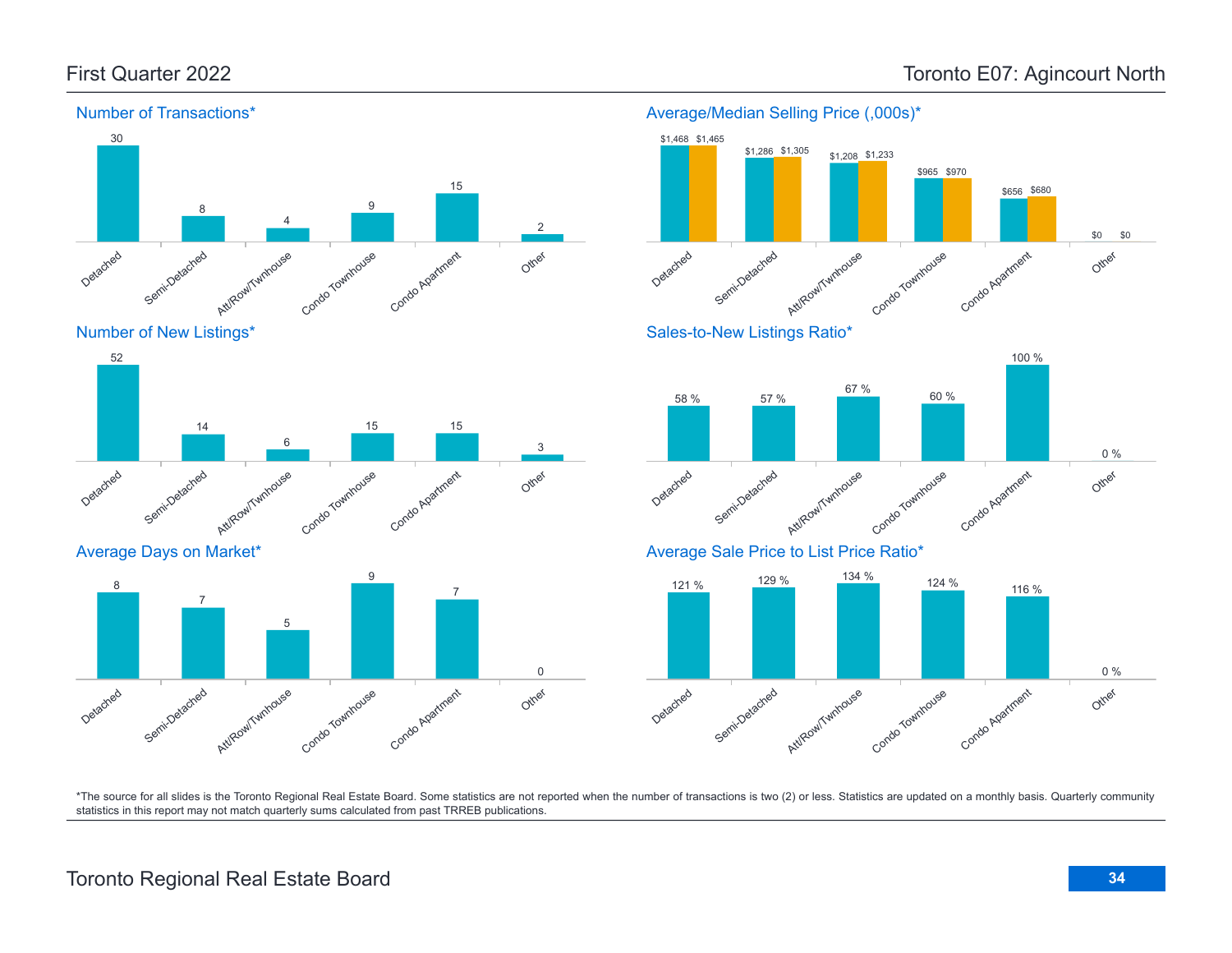## First Quarter 2022 — Toronto E07: Agincourt North

### Number of Transactions*

| Detached | Semi-Detached | Att/Row/Twnhouse | Condo Townhouse | Condo Apartment | Other |
|---|---|---|---|---|---|
| 30 | 8 | 4 | 9 | 15 | 2 |

### Average/Median Selling Price (,000s)*

| | Detached | Semi-Detached | Att/Row/Twnhouse | Condo Townhouse | Condo Apartment | Other |
|---|---|---|---|---|---|---|
| Average | $1,468 | $1,286 | $1,208 | $965 | $656 | $0 |
| Median | $1,465 | $1,305 | $1,233 | $970 | $680 | $0 |

### Number of New Listings*

| Detached | Semi-Detached | Att/Row/Twnhouse | Condo Townhouse | Condo Apartment | Other |
|---|---|---|---|---|---|
| 52 | 14 | 6 | 15 | 15 | 3 |

### Sales-to-New Listings Ratio*

| Detached | Semi-Detached | Att/Row/Twnhouse | Condo Townhouse | Condo Apartment | Other |
|---|---|---|---|---|---|
| 58 % | 57 % | 67 % | 60 % | 100 % | 0 % |

### Average Days on Market*

| Detached | Semi-Detached | Att/Row/Twnhouse | Condo Townhouse | Condo Apartment | Other |
|---|---|---|---|---|---|
| 8 | 7 | 5 | 9 | 7 | 0 |

### Average Sale Price to List Price Ratio*

| Detached | Semi-Detached | Att/Row/Twnhouse | Condo Townhouse | Condo Apartment | Other |
|---|---|---|---|---|---|
| 121 % | 129 % | 134 % | 124 % | 116 % | 0 % |

*The source for all slides is the Toronto Regional Real Estate Board. Some statistics are not reported when the number of transactions is two (2) or less. Statistics are updated on a monthly basis. Quarterly community statistics in this report may not match quarterly sums calculated from past TRREB publications.

Toronto Regional Real Estate Board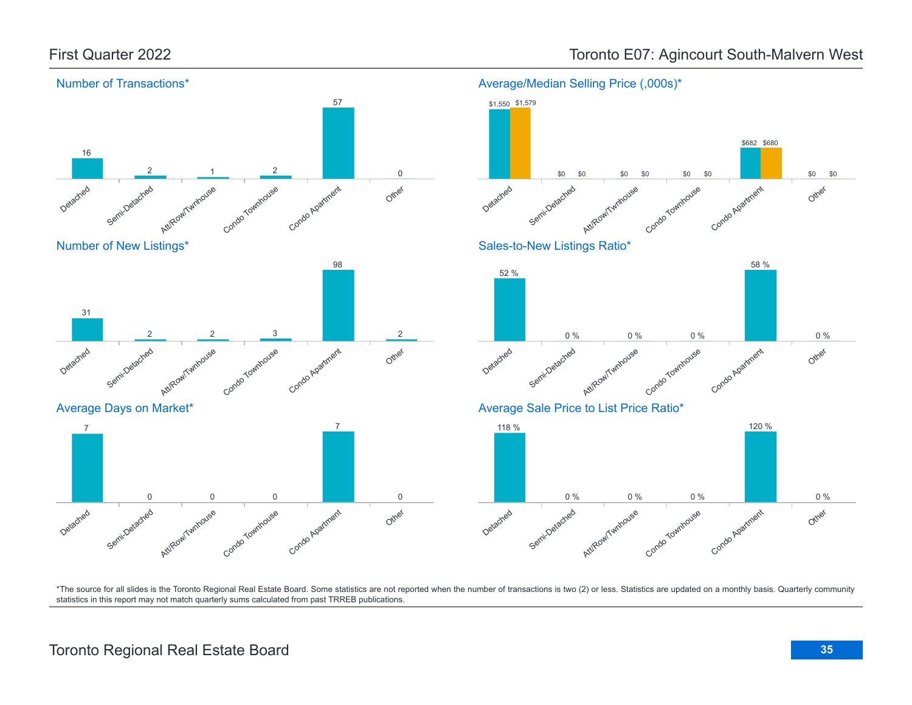# First Quarter 2022

# Toronto E07: Agincourt South-Malvern West

## Number of Transactions*

| Detached | Semi-Detached | Att/Row/Twnhouse | Condo Townhouse | Condo Apartment | Other |
|---|---|---|---|---|---|
| 16 | 2 | 1 | 2 | 57 | 0 |

## Average/Median Selling Price (,000s)*

| | Detached | Semi-Detached | Att/Row/Twnhouse | Condo Townhouse | Condo Apartment | Other |
|---|---|---|---|---|---|---|
| Average | $1,550 | $0 | $0 | $0 | $682 | $0 |
| Median | $1,579 | $0 | $0 | $0 | $680 | $0 |

## Number of New Listings*

| Detached | Semi-Detached | Att/Row/Twnhouse | Condo Townhouse | Condo Apartment | Other |
|---|---|---|---|---|---|
| 31 | 2 | 2 | 3 | 98 | 2 |

## Sales-to-New Listings Ratio*

| Detached | Semi-Detached | Att/Row/Twnhouse | Condo Townhouse | Condo Apartment | Other |
|---|---|---|---|---|---|
| 52 % | 0 % | 0 % | 0 % | 58 % | 0 % |

## Average Days on Market*

| Detached | Semi-Detached | Att/Row/Twnhouse | Condo Townhouse | Condo Apartment | Other |
|---|---|---|---|---|---|
| 7 | 0 | 0 | 0 | 7 | 0 |

## Average Sale Price to List Price Ratio*

| Detached | Semi-Detached | Att/Row/Twnhouse | Condo Townhouse | Condo Apartment | Other |
|---|---|---|---|---|---|
| 118 % | 0 % | 0 % | 0 % | 120 % | 0 % |

*The source for all slides is the Toronto Regional Real Estate Board. Some statistics are not reported when the number of transactions is two (2) or less. Statistics are updated on a monthly basis. Quarterly community statistics in this report may not match quarterly sums calculated from past TRREB publications.

Toronto Regional Real Estate Board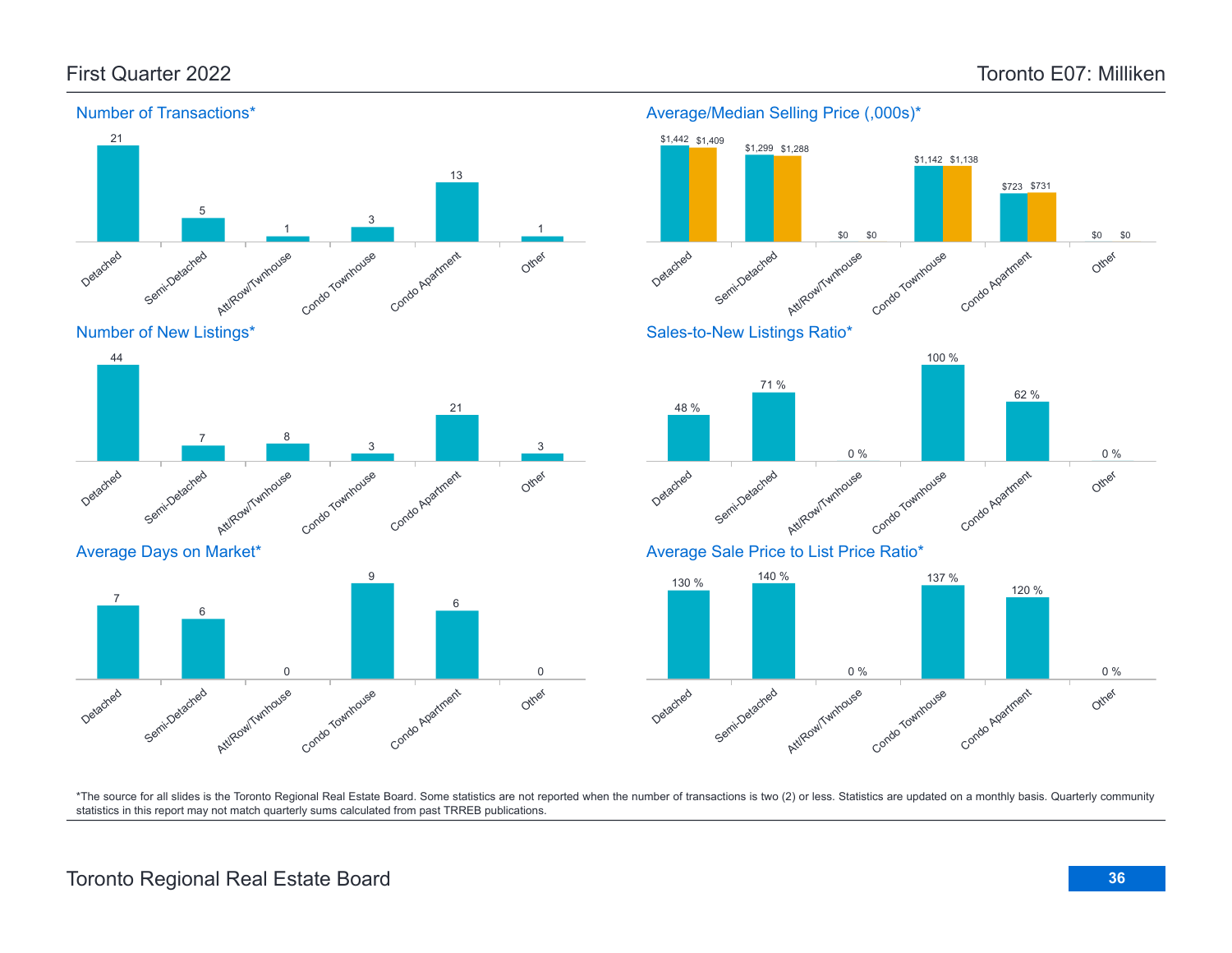# First Quarter 2022 — Toronto E07: Milliken

## Number of Transactions*

| Detached | Semi-Detached | Att/Row/Twnhouse | Condo Townhouse | Condo Apartment | Other |
|---|---|---|---|---|---|
| 21 | 5 | 1 | 3 | 13 | 1 |

## Average/Median Selling Price (,000s)*

| | Detached | Semi-Detached | Att/Row/Twnhouse | Condo Townhouse | Condo Apartment | Other |
|---|---|---|---|---|---|---|
| Average | $1,442 | $1,299 | $0 | $1,142 | $723 | $0 |
| Median | $1,409 | $1,288 | $0 | $1,138 | $731 | $0 |

## Number of New Listings*

| Detached | Semi-Detached | Att/Row/Twnhouse | Condo Townhouse | Condo Apartment | Other |
|---|---|---|---|---|---|
| 44 | 7 | 8 | 3 | 21 | 3 |

## Sales-to-New Listings Ratio*

| Detached | Semi-Detached | Att/Row/Twnhouse | Condo Townhouse | Condo Apartment | Other |
|---|---|---|---|---|---|
| 48 % | 71 % | 0 % | 100 % | 62 % | 0 % |

## Average Days on Market*

| Detached | Semi-Detached | Att/Row/Twnhouse | Condo Townhouse | Condo Apartment | Other |
|---|---|---|---|---|---|
| 7 | 6 | 0 | 9 | 6 | 0 |

## Average Sale Price to List Price Ratio*

| Detached | Semi-Detached | Att/Row/Twnhouse | Condo Townhouse | Condo Apartment | Other |
|---|---|---|---|---|---|
| 130 % | 140 % | 0 % | 137 % | 120 % | 0 % |

*The source for all slides is the Toronto Regional Real Estate Board. Some statistics are not reported when the number of transactions is two (2) or less. Statistics are updated on a monthly basis. Quarterly community statistics in this report may not match quarterly sums calculated from past TRREB publications.

Toronto Regional Real Estate Board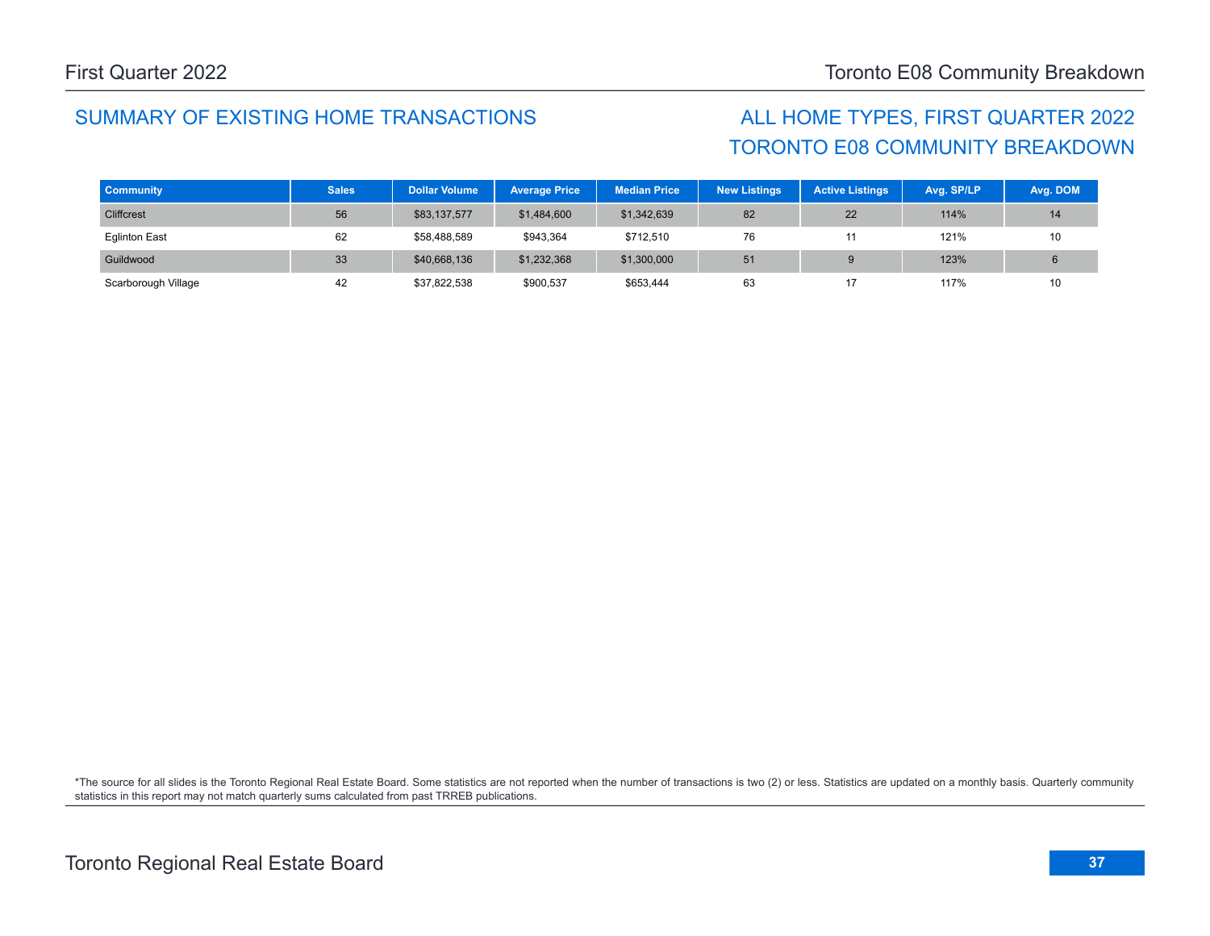## SUMMARY OF EXISTING HOME TRANSACTIONS

## ALL HOME TYPES, FIRST QUARTER 2022
## TORONTO E08 COMMUNITY BREAKDOWN

| Community | Sales | Dollar Volume | Average Price | Median Price | New Listings | Active Listings | Avg. SP/LP | Avg. DOM |
|---|---|---|---|---|---|---|---|---|
| Cliffcrest | 56 | $83,137,577 | $1,484,600 | $1,342,639 | 82 | 22 | 114% | 14 |
| Eglinton East | 62 | $58,488,589 | $943,364 | $712,510 | 76 | 11 | 121% | 10 |
| Guildwood | 33 | $40,668,136 | $1,232,368 | $1,300,000 | 51 | 9 | 123% | 6 |
| Scarborough Village | 42 | $37,822,538 | $900,537 | $653,444 | 63 | 17 | 117% | 10 |

*The source for all slides is the Toronto Regional Real Estate Board. Some statistics are not reported when the number of transactions is two (2) or less. Statistics are updated on a monthly basis. Quarterly community statistics in this report may not match quarterly sums calculated from past TRREB publications.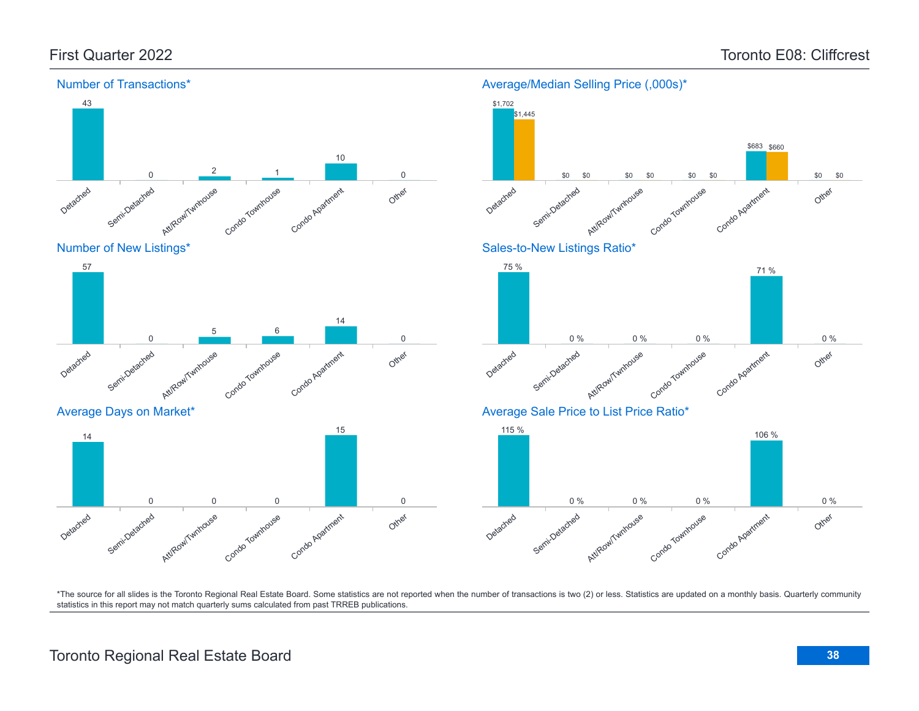## First Quarter 2022

## Toronto E08: Cliffcrest

### Number of Transactions*

| Detached | Semi-Detached | Att/Row/Twnhouse | Condo Townhouse | Condo Apartment | Other |
|---|---|---|---|---|---|
| 43 | 0 | 2 | 1 | 10 | 0 |

### Average/Median Selling Price (,000s)*

| | Detached | Semi-Detached | Att/Row/Twnhouse | Condo Townhouse | Condo Apartment | Other |
|---|---|---|---|---|---|---|
| Average | $1,702 | $0 | $0 | $0 | $683 | $0 |
| Median | $1,445 | $0 | $0 | $0 | $660 | $0 |

### Number of New Listings*

| Detached | Semi-Detached | Att/Row/Twnhouse | Condo Townhouse | Condo Apartment | Other |
|---|---|---|---|---|---|
| 57 | 0 | 5 | 6 | 14 | 0 |

### Sales-to-New Listings Ratio*

| Detached | Semi-Detached | Att/Row/Twnhouse | Condo Townhouse | Condo Apartment | Other |
|---|---|---|---|---|---|
| 75 % | 0 % | 0 % | 0 % | 71 % | 0 % |

### Average Days on Market*

| Detached | Semi-Detached | Att/Row/Twnhouse | Condo Townhouse | Condo Apartment | Other |
|---|---|---|---|---|---|
| 14 | 0 | 0 | 0 | 15 | 0 |

### Average Sale Price to List Price Ratio*

| Detached | Semi-Detached | Att/Row/Twnhouse | Condo Townhouse | Condo Apartment | Other |
|---|---|---|---|---|---|
| 115 % | 0 % | 0 % | 0 % | 106 % | 0 % |

*The source for all slides is the Toronto Regional Real Estate Board. Some statistics are not reported when the number of transactions is two (2) or less. Statistics are updated on a monthly basis. Quarterly community statistics in this report may not match quarterly sums calculated from past TRREB publications.

Toronto Regional Real Estate Board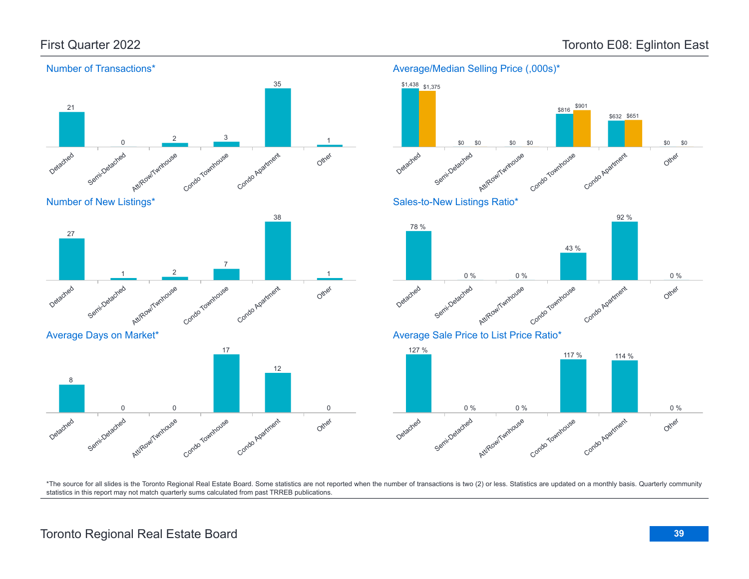## First Quarter 2022

## Toronto E08: Eglinton East

### Number of Transactions*

| Detached | Semi-Detached | Att/Row/Twnhouse | Condo Townhouse | Condo Apartment | Other |
|---|---|---|---|---|---|
| 21 | 0 | 2 | 3 | 35 | 1 |

### Average/Median Selling Price (,000s)*

| | Detached | Semi-Detached | Att/Row/Twnhouse | Condo Townhouse | Condo Apartment | Other |
|---|---|---|---|---|---|---|
| Average | $1,438 | $0 | $0 | $816 | $632 | $0 |
| Median | $1,375 | $0 | $0 | $901 | $651 | $0 |

### Number of New Listings*

| Detached | Semi-Detached | Att/Row/Twnhouse | Condo Townhouse | Condo Apartment | Other |
|---|---|---|---|---|---|
| 27 | 1 | 2 | 7 | 38 | 1 |

### Sales-to-New Listings Ratio*

| Detached | Semi-Detached | Att/Row/Twnhouse | Condo Townhouse | Condo Apartment | Other |
|---|---|---|---|---|---|
| 78 % | 0 % | 0 % | 43 % | 92 % | 0 % |

### Average Days on Market*

| Detached | Semi-Detached | Att/Row/Twnhouse | Condo Townhouse | Condo Apartment | Other |
|---|---|---|---|---|---|
| 8 | 0 | 0 | 17 | 12 | 0 |

### Average Sale Price to List Price Ratio*

| Detached | Semi-Detached | Att/Row/Twnhouse | Condo Townhouse | Condo Apartment | Other |
|---|---|---|---|---|---|
| 127 % | 0 % | 0 % | 117 % | 114 % | 0 % |

*The source for all slides is the Toronto Regional Real Estate Board. Some statistics are not reported when the number of transactions is two (2) or less. Statistics are updated on a monthly basis. Quarterly community statistics in this report may not match quarterly sums calculated from past TRREB publications.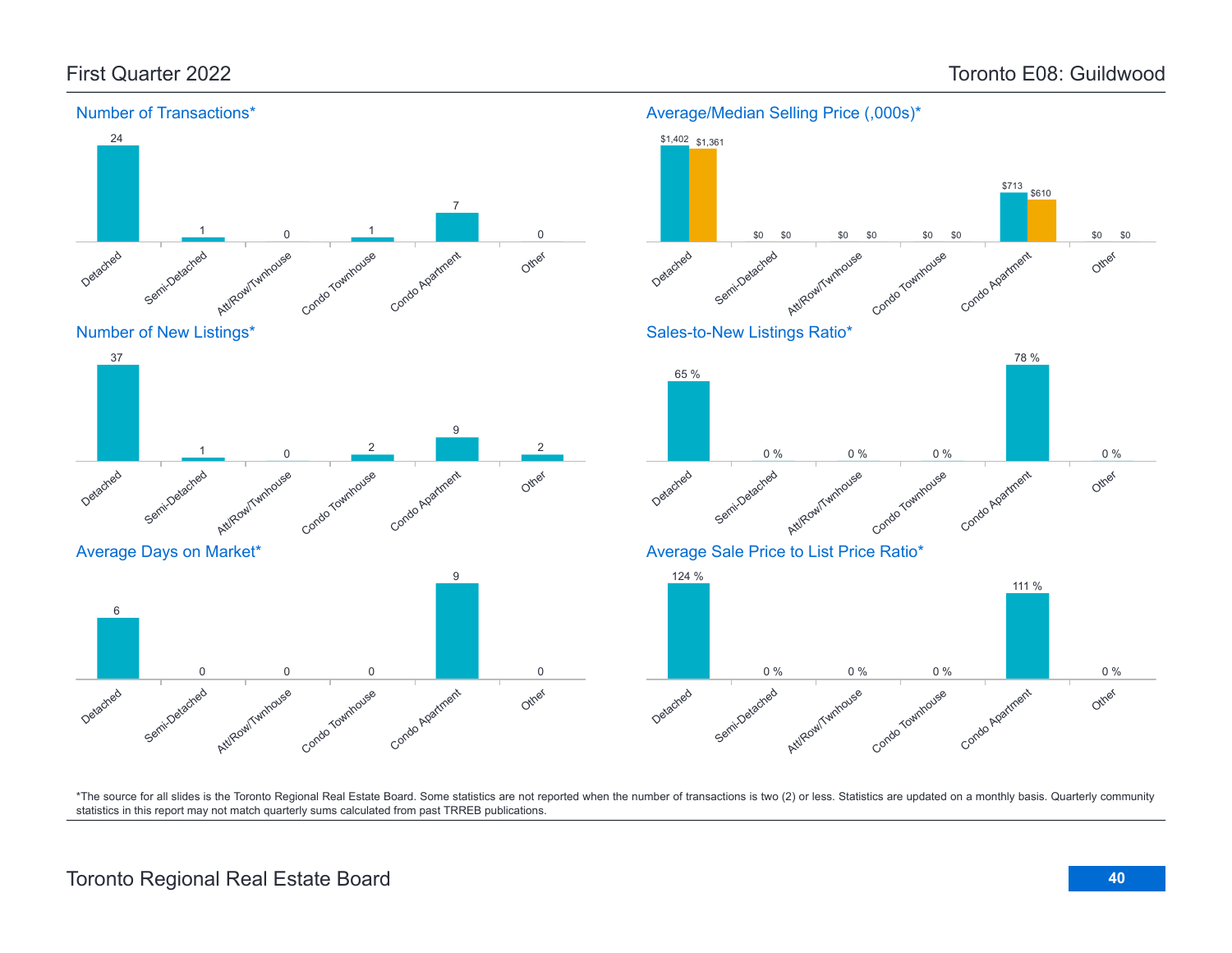# First Quarter 2022 — Toronto E08: Guildwood

## Number of Transactions*

| Detached | Semi-Detached | Att/Row/Twnhouse | Condo Townhouse | Condo Apartment | Other |
|---|---|---|---|---|---|
| 24 | 1 | 0 | 1 | 7 | 0 |

## Average/Median Selling Price (,000s)*

| | Detached | Semi-Detached | Att/Row/Twnhouse | Condo Townhouse | Condo Apartment | Other |
|---|---|---|---|---|---|---|
| Average | $1,402 | $0 | $0 | $0 | $713 | $0 |
| Median | $1,361 | $0 | $0 | $0 | $610 | $0 |

## Number of New Listings*

| Detached | Semi-Detached | Att/Row/Twnhouse | Condo Townhouse | Condo Apartment | Other |
|---|---|---|---|---|---|
| 37 | 1 | 0 | 2 | 9 | 2 |

## Sales-to-New Listings Ratio*

| Detached | Semi-Detached | Att/Row/Twnhouse | Condo Townhouse | Condo Apartment | Other |
|---|---|---|---|---|---|
| 65 % | 0 % | 0 % | 0 % | 78 % | 0 % |

## Average Days on Market*

| Detached | Semi-Detached | Att/Row/Twnhouse | Condo Townhouse | Condo Apartment | Other |
|---|---|---|---|---|---|
| 6 | 0 | 0 | 0 | 9 | 0 |

## Average Sale Price to List Price Ratio*

| Detached | Semi-Detached | Att/Row/Twnhouse | Condo Townhouse | Condo Apartment | Other |
|---|---|---|---|---|---|
| 124 % | 0 % | 0 % | 0 % | 111 % | 0 % |

*The source for all slides is the Toronto Regional Real Estate Board. Some statistics are not reported when the number of transactions is two (2) or less. Statistics are updated on a monthly basis. Quarterly community statistics in this report may not match quarterly sums calculated from past TRREB publications.

Toronto Regional Real Estate Board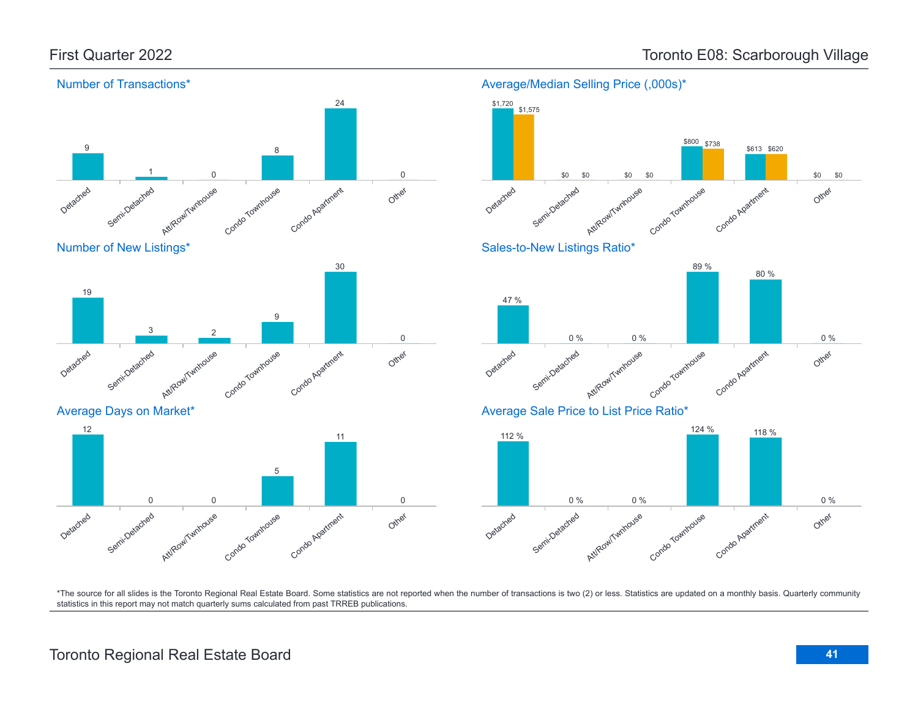# First Quarter 2022

# Toronto E08: Scarborough Village

## Number of Transactions*

| Detached | Semi-Detached | Att/Row/Twnhouse | Condo Townhouse | Condo Apartment | Other |
|---|---|---|---|---|---|
| 9 | 1 | 0 | 8 | 24 | 0 |

## Average/Median Selling Price (,000s)*

| | Detached | Semi-Detached | Att/Row/Twnhouse | Condo Townhouse | Condo Apartment | Other |
|---|---|---|---|---|---|---|
| Average | $1,720 | $0 | $0 | $800 | $613 | $0 |
| Median | $1,575 | $0 | $0 | $738 | $620 | $0 |

## Number of New Listings*

| Detached | Semi-Detached | Att/Row/Twnhouse | Condo Townhouse | Condo Apartment | Other |
|---|---|---|---|---|---|
| 19 | 3 | 2 | 9 | 30 | 0 |

## Sales-to-New Listings Ratio*

| Detached | Semi-Detached | Att/Row/Twnhouse | Condo Townhouse | Condo Apartment | Other |
|---|---|---|---|---|---|
| 47 % | 0 % | 0 % | 89 % | 80 % | 0 % |

## Average Days on Market*

| Detached | Semi-Detached | Att/Row/Twnhouse | Condo Townhouse | Condo Apartment | Other |
|---|---|---|---|---|---|
| 12 | 0 | 0 | 5 | 11 | 0 |

## Average Sale Price to List Price Ratio*

| Detached | Semi-Detached | Att/Row/Twnhouse | Condo Townhouse | Condo Apartment | Other |
|---|---|---|---|---|---|
| 112 % | 0 % | 0 % | 124 % | 118 % | 0 % |

*The source for all slides is the Toronto Regional Real Estate Board. Some statistics are not reported when the number of transactions is two (2) or less. Statistics are updated on a monthly basis. Quarterly community statistics in this report may not match quarterly sums calculated from past TRREB publications.

Toronto Regional Real Estate Board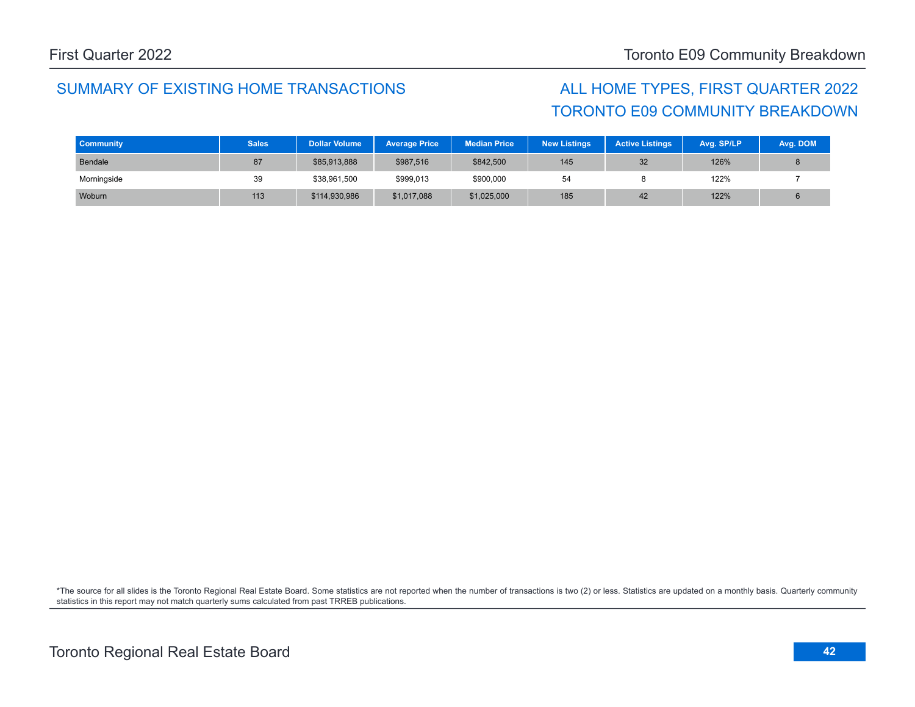## SUMMARY OF EXISTING HOME TRANSACTIONS

## ALL HOME TYPES, FIRST QUARTER 2022
## TORONTO E09 COMMUNITY BREAKDOWN

| Community | Sales | Dollar Volume | Average Price | Median Price | New Listings | Active Listings | Avg. SP/LP | Avg. DOM |
|---|---|---|---|---|---|---|---|---|
| Bendale | 87 | $85,913,888 | $987,516 | $842,500 | 145 | 32 | 126% | 8 |
| Morningside | 39 | $38,961,500 | $999,013 | $900,000 | 54 | 8 | 122% | 7 |
| Woburn | 113 | $114,930,986 | $1,017,088 | $1,025,000 | 185 | 42 | 122% | 6 |

*The source for all slides is the Toronto Regional Real Estate Board. Some statistics are not reported when the number of transactions is two (2) or less. Statistics are updated on a monthly basis. Quarterly community statistics in this report may not match quarterly sums calculated from past TRREB publications.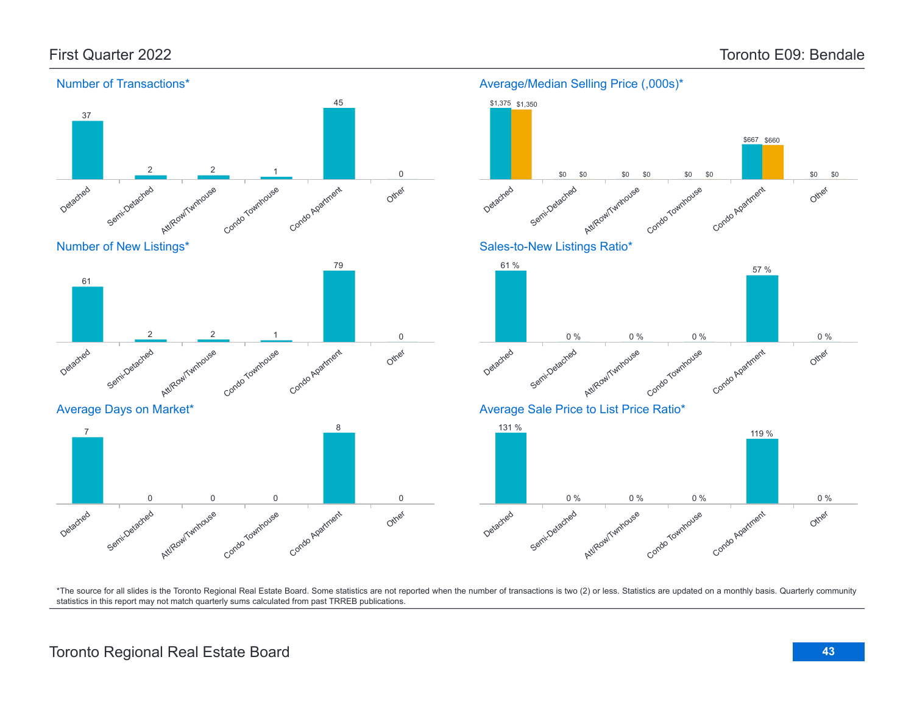# First Quarter 2022

# Toronto E09: Bendale

## Number of Transactions*

| Detached | Semi-Detached | Att/Row/Twnhouse | Condo Townhouse | Condo Apartment | Other |
|---|---|---|---|---|---|
| 37 | 2 | 2 | 1 | 45 | 0 |

## Average/Median Selling Price (,000s)*

| | Detached | Semi-Detached | Att/Row/Twnhouse | Condo Townhouse | Condo Apartment | Other |
|---|---|---|---|---|---|---|
| Average | $1,375 | $0 | $0 | $0 | $667 | $0 |
| Median | $1,350 | $0 | $0 | $0 | $660 | $0 |

## Number of New Listings*

| Detached | Semi-Detached | Att/Row/Twnhouse | Condo Townhouse | Condo Apartment | Other |
|---|---|---|---|---|---|
| 61 | 2 | 2 | 1 | 79 | 0 |

## Sales-to-New Listings Ratio*

| Detached | Semi-Detached | Att/Row/Twnhouse | Condo Townhouse | Condo Apartment | Other |
|---|---|---|---|---|---|
| 61 % | 0 % | 0 % | 0 % | 57 % | 0 % |

## Average Days on Market*

| Detached | Semi-Detached | Att/Row/Twnhouse | Condo Townhouse | Condo Apartment | Other |
|---|---|---|---|---|---|
| 7 | 0 | 0 | 0 | 8 | 0 |

## Average Sale Price to List Price Ratio*

| Detached | Semi-Detached | Att/Row/Twnhouse | Condo Townhouse | Condo Apartment | Other |
|---|---|---|---|---|---|
| 131 % | 0 % | 0 % | 0 % | 119 % | 0 % |

*The source for all slides is the Toronto Regional Real Estate Board. Some statistics are not reported when the number of transactions is two (2) or less. Statistics are updated on a monthly basis. Quarterly community statistics in this report may not match quarterly sums calculated from past TRREB publications.

Toronto Regional Real Estate Board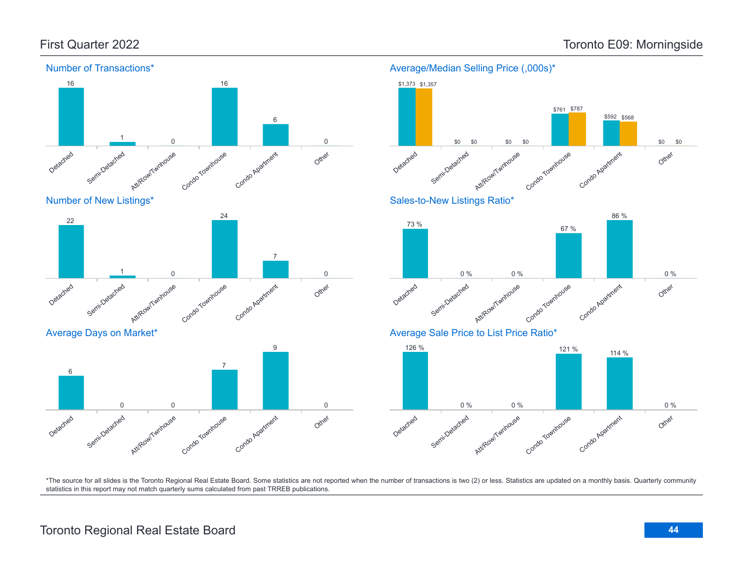# First Quarter 2022

# Toronto E09: Morningside

## Number of Transactions*

| Detached | Semi-Detached | Att/Row/Twnhouse | Condo Townhouse | Condo Apartment | Other |
|---|---|---|---|---|---|
| 16 | 1 | 0 | 16 | 6 | 0 |

## Average/Median Selling Price (,000s)*

| | Detached | Semi-Detached | Att/Row/Twnhouse | Condo Townhouse | Condo Apartment | Other |
|---|---|---|---|---|---|---|
| Average | $1,373 | $0 | $0 | $761 | $592 | $0 |
| Median | $1,357 | $0 | $0 | $787 | $568 | $0 |

## Number of New Listings*

| Detached | Semi-Detached | Att/Row/Twnhouse | Condo Townhouse | Condo Apartment | Other |
|---|---|---|---|---|---|
| 22 | 1 | 0 | 24 | 7 | 0 |

## Sales-to-New Listings Ratio*

| Detached | Semi-Detached | Att/Row/Twnhouse | Condo Townhouse | Condo Apartment | Other |
|---|---|---|---|---|---|
| 73 % | 0 % | 0 % | 67 % | 86 % | 0 % |

## Average Days on Market*

| Detached | Semi-Detached | Att/Row/Twnhouse | Condo Townhouse | Condo Apartment | Other |
|---|---|---|---|---|---|
| 6 | 0 | 0 | 7 | 9 | 0 |

## Average Sale Price to List Price Ratio*

| Detached | Semi-Detached | Att/Row/Twnhouse | Condo Townhouse | Condo Apartment | Other |
|---|---|---|---|---|---|
| 126 % | 0 % | 0 % | 121 % | 114 % | 0 % |

*The source for all slides is the Toronto Regional Real Estate Board. Some statistics are not reported when the number of transactions is two (2) or less. Statistics are updated on a monthly basis. Quarterly community statistics in this report may not match quarterly sums calculated from past TRREB publications.

Toronto Regional Real Estate Board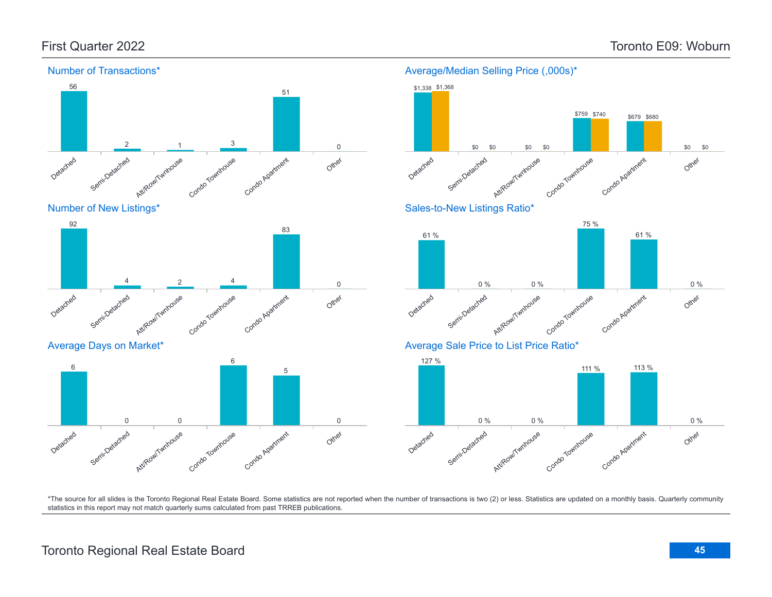# First Quarter 2022 — Toronto E09: Woburn

## Number of Transactions*

| Detached | Semi-Detached | Att/Row/Twnhouse | Condo Townhouse | Condo Apartment | Other |
|---|---|---|---|---|---|
| 56 | 2 | 1 | 3 | 51 | 0 |

## Average/Median Selling Price (,000s)*

| | Detached | Semi-Detached | Att/Row/Twnhouse | Condo Townhouse | Condo Apartment | Other |
|---|---|---|---|---|---|---|
| Average | $1,338 | $0 | $0 | $759 | $679 | $0 |
| Median | $1,368 | $0 | $0 | $740 | $680 | $0 |

## Number of New Listings*

| Detached | Semi-Detached | Att/Row/Twnhouse | Condo Townhouse | Condo Apartment | Other |
|---|---|---|---|---|---|
| 92 | 4 | 2 | 4 | 83 | 0 |

## Sales-to-New Listings Ratio*

| Detached | Semi-Detached | Att/Row/Twnhouse | Condo Townhouse | Condo Apartment | Other |
|---|---|---|---|---|---|
| 61 % | 0 % | 0 % | 75 % | 61 % | 0 % |

## Average Days on Market*

| Detached | Semi-Detached | Att/Row/Twnhouse | Condo Townhouse | Condo Apartment | Other |
|---|---|---|---|---|---|
| 6 | 0 | 0 | 6 | 5 | 0 |

## Average Sale Price to List Price Ratio*

| Detached | Semi-Detached | Att/Row/Twnhouse | Condo Townhouse | Condo Apartment | Other |
|---|---|---|---|---|---|
| 127 % | 0 % | 0 % | 111 % | 113 % | 0 % |

*The source for all slides is the Toronto Regional Real Estate Board. Some statistics are not reported when the number of transactions is two (2) or less. Statistics are updated on a monthly basis. Quarterly community statistics in this report may not match quarterly sums calculated from past TRREB publications.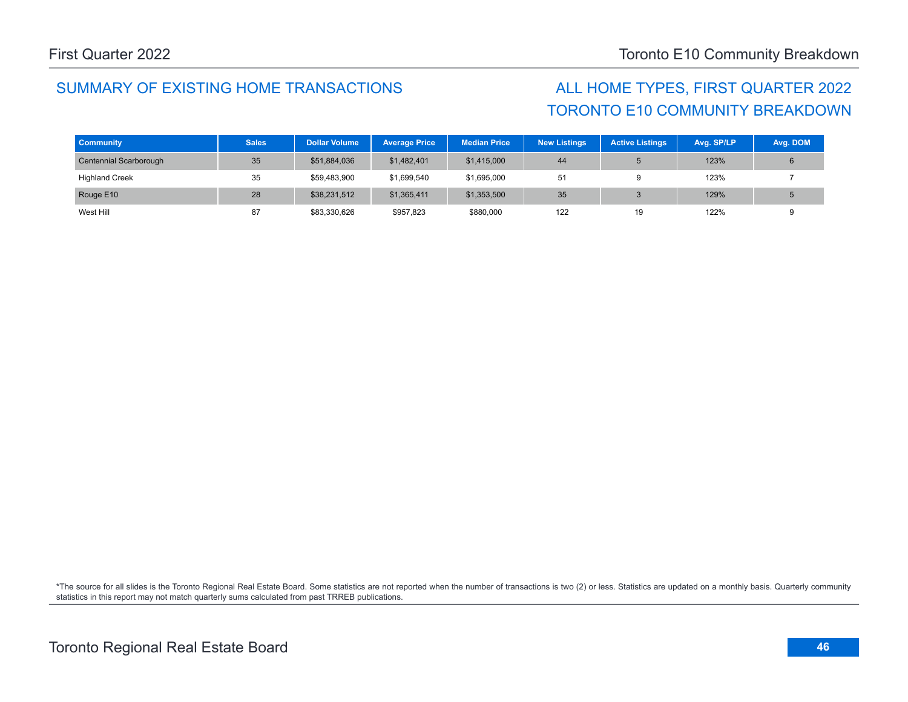## SUMMARY OF EXISTING HOME TRANSACTIONS

## ALL HOME TYPES, FIRST QUARTER 2022
## TORONTO E10 COMMUNITY BREAKDOWN

| Community | Sales | Dollar Volume | Average Price | Median Price | New Listings | Active Listings | Avg. SP/LP | Avg. DOM |
|---|---|---|---|---|---|---|---|---|
| Centennial Scarborough | 35 | $51,884,036 | $1,482,401 | $1,415,000 | 44 | 5 | 123% | 6 |
| Highland Creek | 35 | $59,483,900 | $1,699,540 | $1,695,000 | 51 | 9 | 123% | 7 |
| Rouge E10 | 28 | $38,231,512 | $1,365,411 | $1,353,500 | 35 | 3 | 129% | 5 |
| West Hill | 87 | $83,330,626 | $957,823 | $880,000 | 122 | 19 | 122% | 9 |

*The source for all slides is the Toronto Regional Real Estate Board. Some statistics are not reported when the number of transactions is two (2) or less. Statistics are updated on a monthly basis. Quarterly community statistics in this report may not match quarterly sums calculated from past TRREB publications.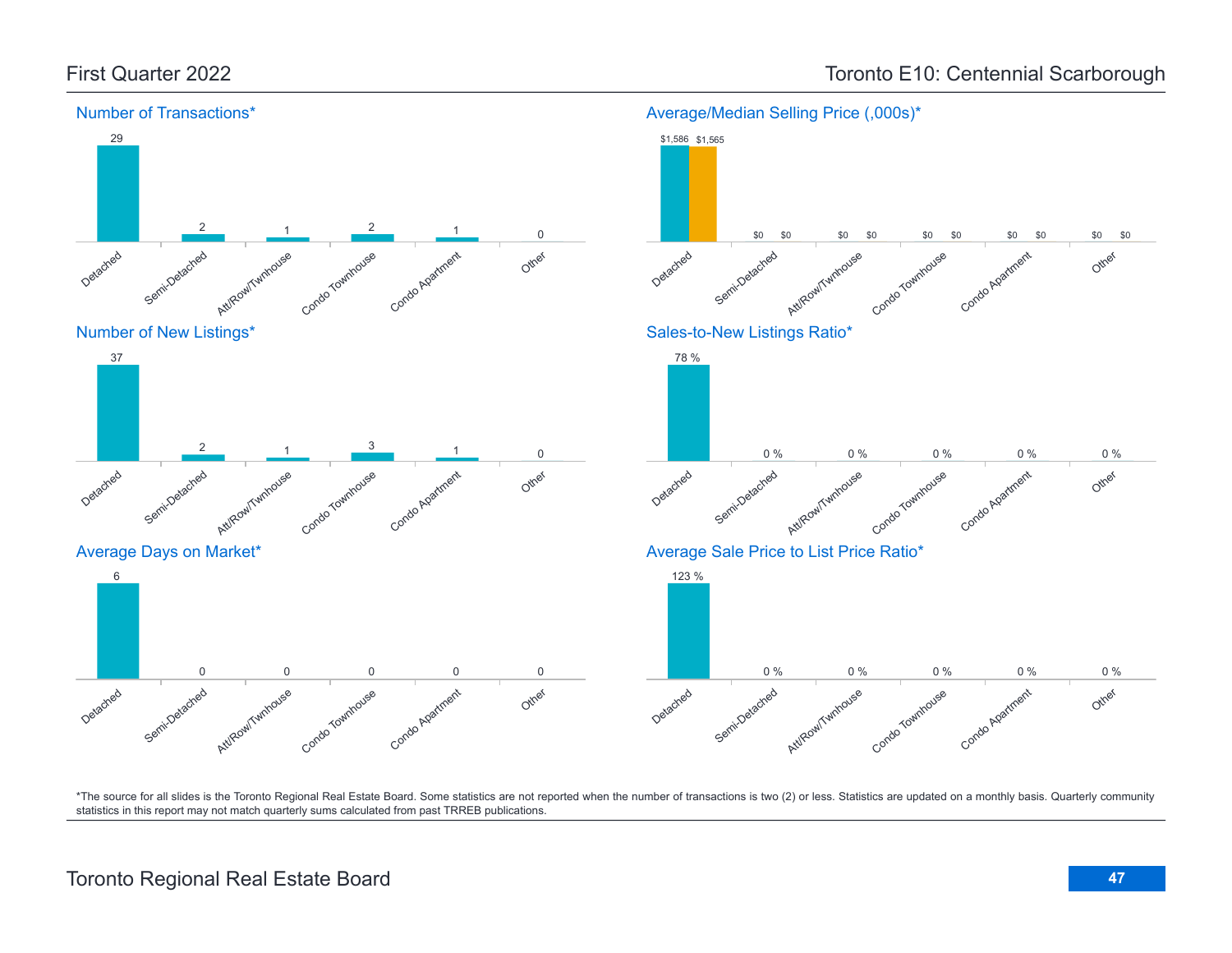# First Quarter 2022

# Toronto E10: Centennial Scarborough

## Number of Transactions*

| Detached | Semi-Detached | Att/Row/Twnhouse | Condo Townhouse | Condo Apartment | Other |
|---|---|---|---|---|---|
| 29 | 2 | 1 | 2 | 1 | 0 |

## Average/Median Selling Price (,000s)*

| | Detached | Semi-Detached | Att/Row/Twnhouse | Condo Townhouse | Condo Apartment | Other |
|---|---|---|---|---|---|---|
| Average | $1,586 | $0 | $0 | $0 | $0 | $0 |
| Median | $1,565 | $0 | $0 | $0 | $0 | $0 |

## Number of New Listings*

| Detached | Semi-Detached | Att/Row/Twnhouse | Condo Townhouse | Condo Apartment | Other |
|---|---|---|---|---|---|
| 37 | 2 | 1 | 3 | 1 | 0 |

## Sales-to-New Listings Ratio*

| Detached | Semi-Detached | Att/Row/Twnhouse | Condo Townhouse | Condo Apartment | Other |
|---|---|---|---|---|---|
| 78 % | 0 % | 0 % | 0 % | 0 % | 0 % |

## Average Days on Market*

| Detached | Semi-Detached | Att/Row/Twnhouse | Condo Townhouse | Condo Apartment | Other |
|---|---|---|---|---|---|
| 6 | 0 | 0 | 0 | 0 | 0 |

## Average Sale Price to List Price Ratio*

| Detached | Semi-Detached | Att/Row/Twnhouse | Condo Townhouse | Condo Apartment | Other |
|---|---|---|---|---|---|
| 123 % | 0 % | 0 % | 0 % | 0 % | 0 % |

*The source for all slides is the Toronto Regional Real Estate Board. Some statistics are not reported when the number of transactions is two (2) or less. Statistics are updated on a monthly basis. Quarterly community statistics in this report may not match quarterly sums calculated from past TRREB publications.

Toronto Regional Real Estate Board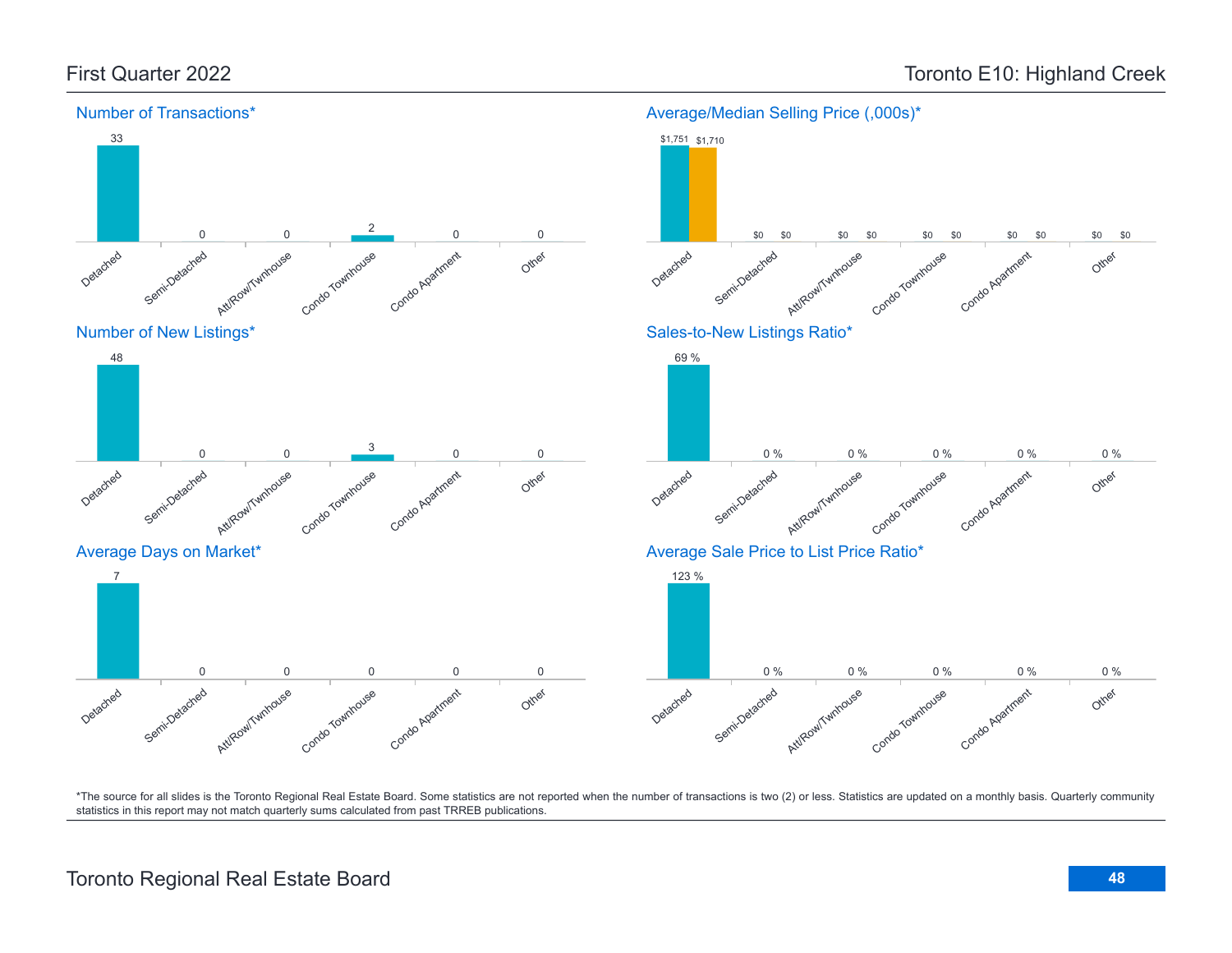First Quarter 2022

# Toronto E10: Highland Creek

## Number of Transactions*

| Detached | Semi-Detached | Att/Row/Twnhouse | Condo Townhouse | Condo Apartment | Other |
|---|---|---|---|---|---|
| 33 | 0 | 0 | 2 | 0 | 0 |

## Average/Median Selling Price (,000s)*

| | Detached | Semi-Detached | Att/Row/Twnhouse | Condo Townhouse | Condo Apartment | Other |
|---|---|---|---|---|---|---|
| Average | $1,751 | $0 | $0 | $0 | $0 | $0 |
| Median | $1,710 | $0 | $0 | $0 | $0 | $0 |

## Number of New Listings*

| Detached | Semi-Detached | Att/Row/Twnhouse | Condo Townhouse | Condo Apartment | Other |
|---|---|---|---|---|---|
| 48 | 0 | 0 | 3 | 0 | 0 |

## Sales-to-New Listings Ratio*

| Detached | Semi-Detached | Att/Row/Twnhouse | Condo Townhouse | Condo Apartment | Other |
|---|---|---|---|---|---|
| 69 % | 0 % | 0 % | 0 % | 0 % | 0 % |

## Average Days on Market*

| Detached | Semi-Detached | Att/Row/Twnhouse | Condo Townhouse | Condo Apartment | Other |
|---|---|---|---|---|---|
| 7 | 0 | 0 | 0 | 0 | 0 |

## Average Sale Price to List Price Ratio*

| Detached | Semi-Detached | Att/Row/Twnhouse | Condo Townhouse | Condo Apartment | Other |
|---|---|---|---|---|---|
| 123 % | 0 % | 0 % | 0 % | 0 % | 0 % |

*The source for all slides is the Toronto Regional Real Estate Board. Some statistics are not reported when the number of transactions is two (2) or less. Statistics are updated on a monthly basis. Quarterly community statistics in this report may not match quarterly sums calculated from past TRREB publications.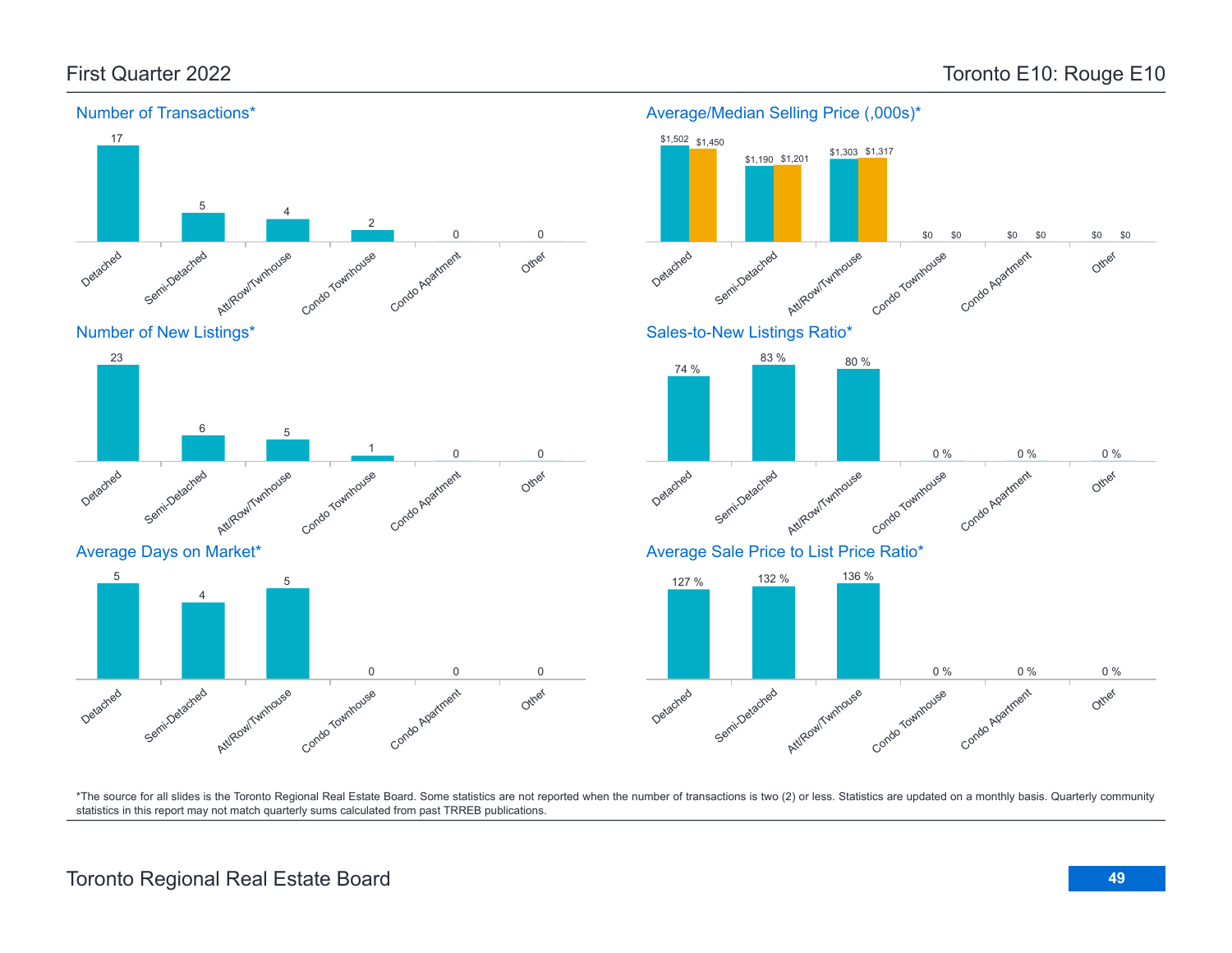# First Quarter 2022 — Toronto E10: Rouge E10

## Number of Transactions*

| Detached | Semi-Detached | Att/Row/Twnhouse | Condo Townhouse | Condo Apartment | Other |
|---|---|---|---|---|---|
| 17 | 5 | 4 | 2 | 0 | 0 |

## Average/Median Selling Price (,000s)*

| | Detached | Semi-Detached | Att/Row/Twnhouse | Condo Townhouse | Condo Apartment | Other |
|---|---|---|---|---|---|---|
| Average | $1,502 | $1,190 | $1,303 | $0 | $0 | $0 |
| Median | $1,450 | $1,201 | $1,317 | $0 | $0 | $0 |

## Number of New Listings*

| Detached | Semi-Detached | Att/Row/Twnhouse | Condo Townhouse | Condo Apartment | Other |
|---|---|---|---|---|---|
| 23 | 6 | 5 | 1 | 0 | 0 |

## Sales-to-New Listings Ratio*

| Detached | Semi-Detached | Att/Row/Twnhouse | Condo Townhouse | Condo Apartment | Other |
|---|---|---|---|---|---|
| 74 % | 83 % | 80 % | 0 % | 0 % | 0 % |

## Average Days on Market*

| Detached | Semi-Detached | Att/Row/Twnhouse | Condo Townhouse | Condo Apartment | Other |
|---|---|---|---|---|---|
| 5 | 4 | 5 | 0 | 0 | 0 |

## Average Sale Price to List Price Ratio*

| Detached | Semi-Detached | Att/Row/Twnhouse | Condo Townhouse | Condo Apartment | Other |
|---|---|---|---|---|---|
| 127 % | 132 % | 136 % | 0 % | 0 % | 0 % |

*The source for all slides is the Toronto Regional Real Estate Board. Some statistics are not reported when the number of transactions is two (2) or less. Statistics are updated on a monthly basis. Quarterly community statistics in this report may not match quarterly sums calculated from past TRREB publications.

Toronto Regional Real Estate Board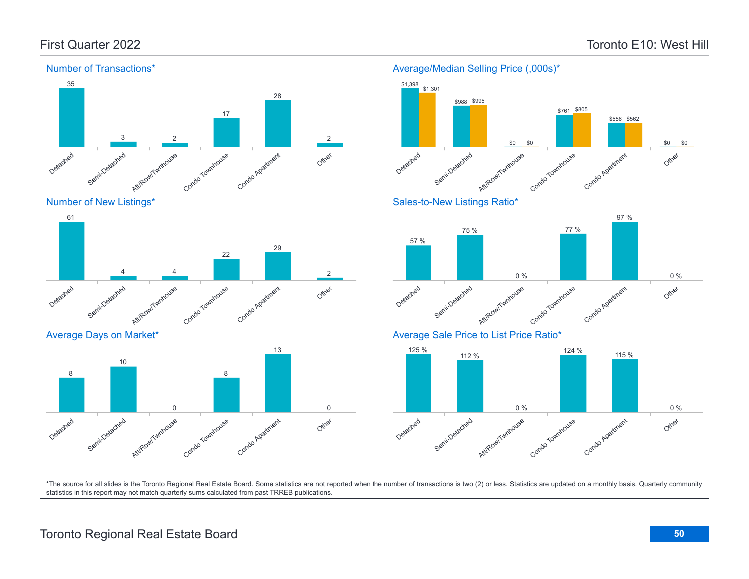# First Quarter 2022

# Toronto E10: West Hill

## Number of Transactions*

| Detached | Semi-Detached | Att/Row/Twnhouse | Condo Townhouse | Condo Apartment | Other |
|---|---|---|---|---|---|
| 35 | 3 | 2 | 17 | 28 | 2 |

## Average/Median Selling Price (,000s)*

| | Detached | Semi-Detached | Att/Row/Twnhouse | Condo Townhouse | Condo Apartment | Other |
|---|---|---|---|---|---|---|
| Average | $1,398 | $988 | $0 | $761 | $556 | $0 |
| Median | $1,301 | $995 | $0 | $805 | $562 | $0 |

## Number of New Listings*

| Detached | Semi-Detached | Att/Row/Twnhouse | Condo Townhouse | Condo Apartment | Other |
|---|---|---|---|---|---|
| 61 | 4 | 4 | 22 | 29 | 2 |

## Sales-to-New Listings Ratio*

| Detached | Semi-Detached | Att/Row/Twnhouse | Condo Townhouse | Condo Apartment | Other |
|---|---|---|---|---|---|
| 57 % | 75 % | 0 % | 77 % | 97 % | 0 % |

## Average Days on Market*

| Detached | Semi-Detached | Att/Row/Twnhouse | Condo Townhouse | Condo Apartment | Other |
|---|---|---|---|---|---|
| 8 | 10 | 0 | 8 | 13 | 0 |

## Average Sale Price to List Price Ratio*

| Detached | Semi-Detached | Att/Row/Twnhouse | Condo Townhouse | Condo Apartment | Other |
|---|---|---|---|---|---|
| 125 % | 112 % | 0 % | 124 % | 115 % | 0 % |

*The source for all slides is the Toronto Regional Real Estate Board. Some statistics are not reported when the number of transactions is two (2) or less. Statistics are updated on a monthly basis. Quarterly community statistics in this report may not match quarterly sums calculated from past TRREB publications.

Toronto Regional Real Estate Board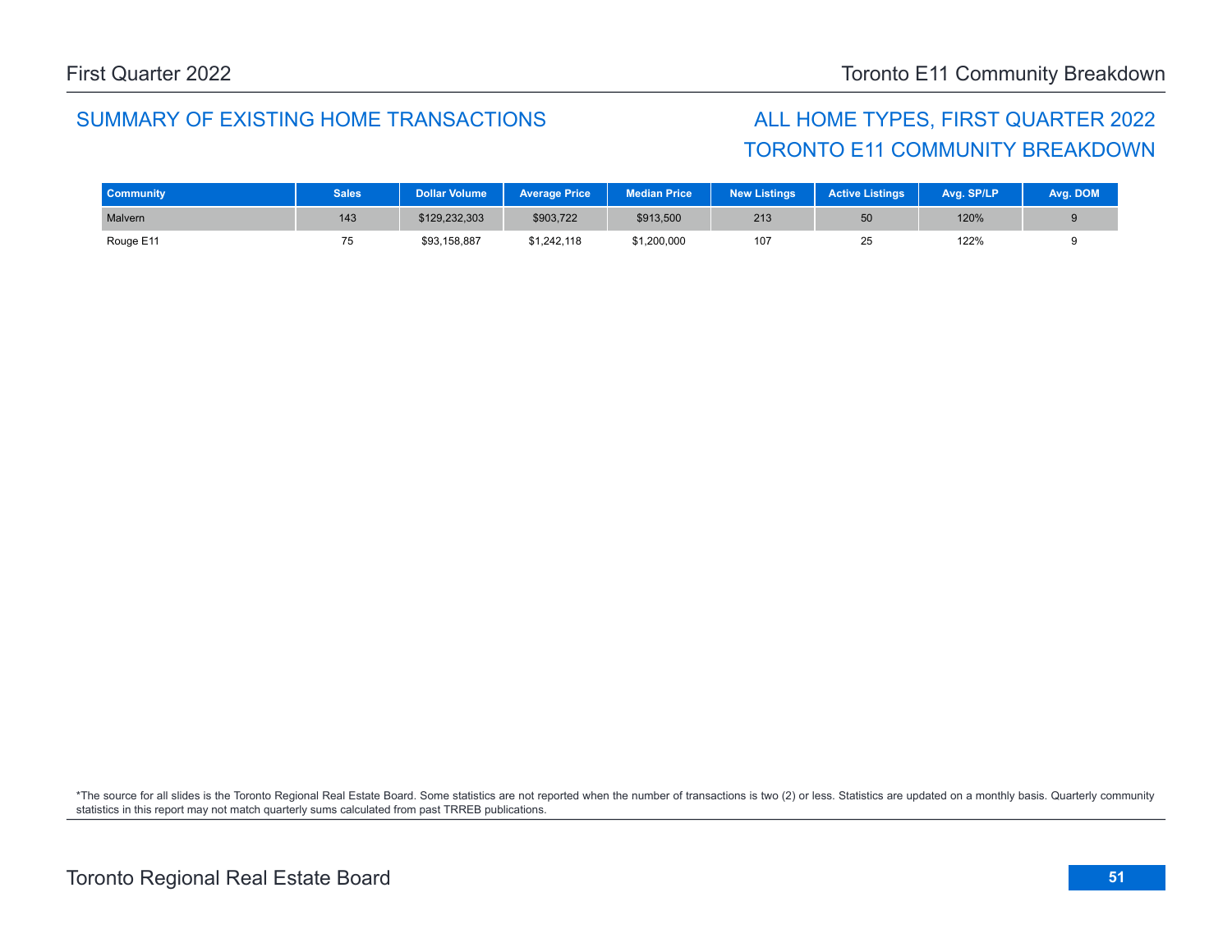## SUMMARY OF EXISTING HOME TRANSACTIONS

## ALL HOME TYPES, FIRST QUARTER 2022
## TORONTO E11 COMMUNITY BREAKDOWN

| Community | Sales | Dollar Volume | Average Price | Median Price | New Listings | Active Listings | Avg. SP/LP | Avg. DOM |
|---|---|---|---|---|---|---|---|---|
| Malvern | 143 | $129,232,303 | $903,722 | $913,500 | 213 | 50 | 120% | 9 |
| Rouge E11 | 75 | $93,158,887 | $1,242,118 | $1,200,000 | 107 | 25 | 122% | 9 |

*The source for all slides is the Toronto Regional Real Estate Board. Some statistics are not reported when the number of transactions is two (2) or less. Statistics are updated on a monthly basis. Quarterly community statistics in this report may not match quarterly sums calculated from past TRREB publications.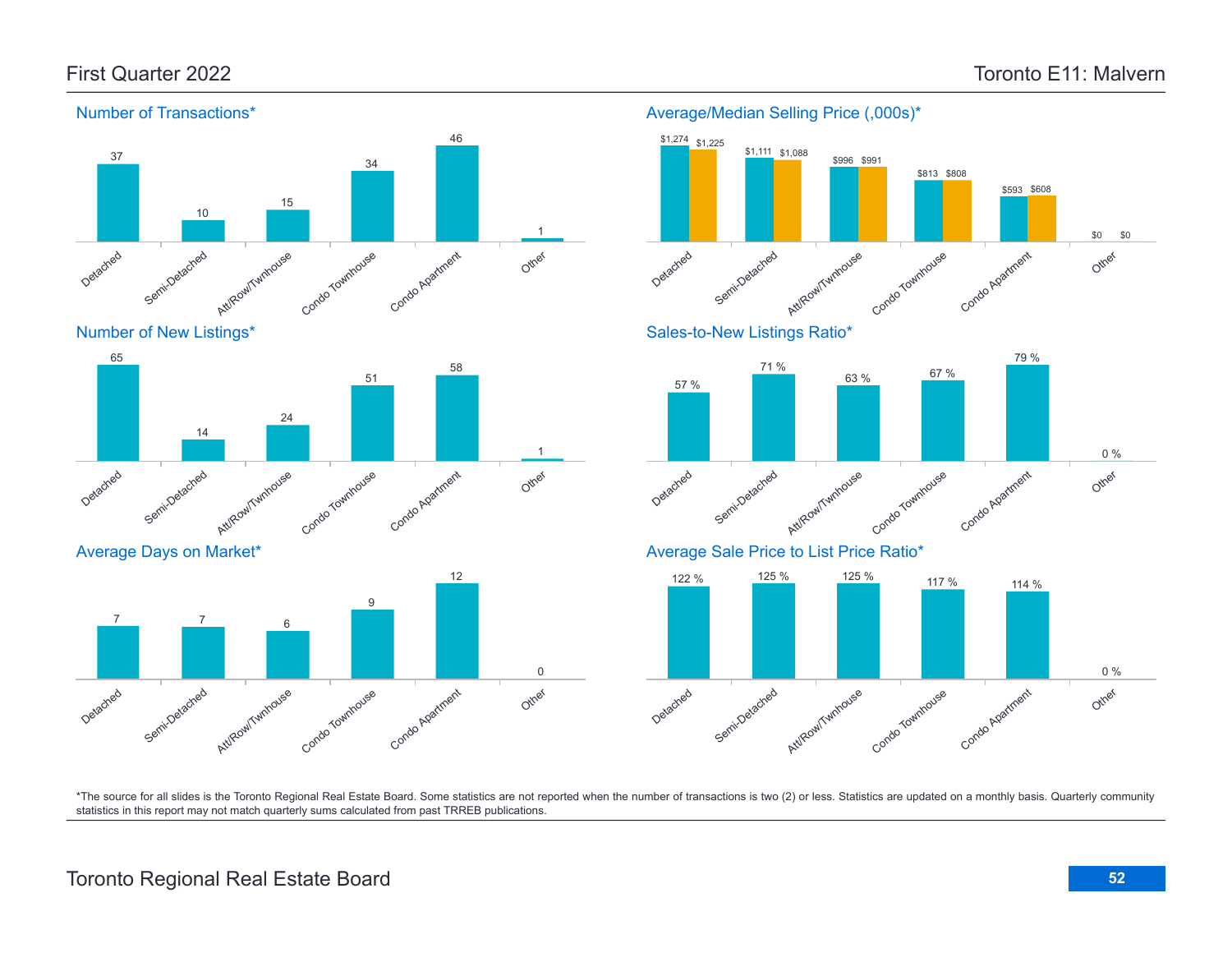# First Quarter 2022

# Toronto E11: Malvern

## Number of Transactions*

| Detached | Semi-Detached | Att/Row/Twnhouse | Condo Townhouse | Condo Apartment | Other |
|---|---|---|---|---|---|
| 37 | 10 | 15 | 34 | 46 | 1 |

## Average/Median Selling Price (,000s)*

| | Detached | Semi-Detached | Att/Row/Twnhouse | Condo Townhouse | Condo Apartment | Other |
|---|---|---|---|---|---|---|
| Average | $1,274 | $1,111 | $996 | $813 | $593 | $0 |
| Median | $1,225 | $1,088 | $991 | $808 | $608 | $0 |

## Number of New Listings*

| Detached | Semi-Detached | Att/Row/Twnhouse | Condo Townhouse | Condo Apartment | Other |
|---|---|---|---|---|---|
| 65 | 14 | 24 | 51 | 58 | 1 |

## Sales-to-New Listings Ratio*

| Detached | Semi-Detached | Att/Row/Twnhouse | Condo Townhouse | Condo Apartment | Other |
|---|---|---|---|---|---|
| 57 % | 71 % | 63 % | 67 % | 79 % | 0 % |

## Average Days on Market*

| Detached | Semi-Detached | Att/Row/Twnhouse | Condo Townhouse | Condo Apartment | Other |
|---|---|---|---|---|---|
| 7 | 7 | 6 | 9 | 12 | 0 |

## Average Sale Price to List Price Ratio*

| Detached | Semi-Detached | Att/Row/Twnhouse | Condo Townhouse | Condo Apartment | Other |
|---|---|---|---|---|---|
| 122 % | 125 % | 125 % | 117 % | 114 % | 0 % |

*The source for all slides is the Toronto Regional Real Estate Board. Some statistics are not reported when the number of transactions is two (2) or less. Statistics are updated on a monthly basis. Quarterly community statistics in this report may not match quarterly sums calculated from past TRREB publications.

Toronto Regional Real Estate Board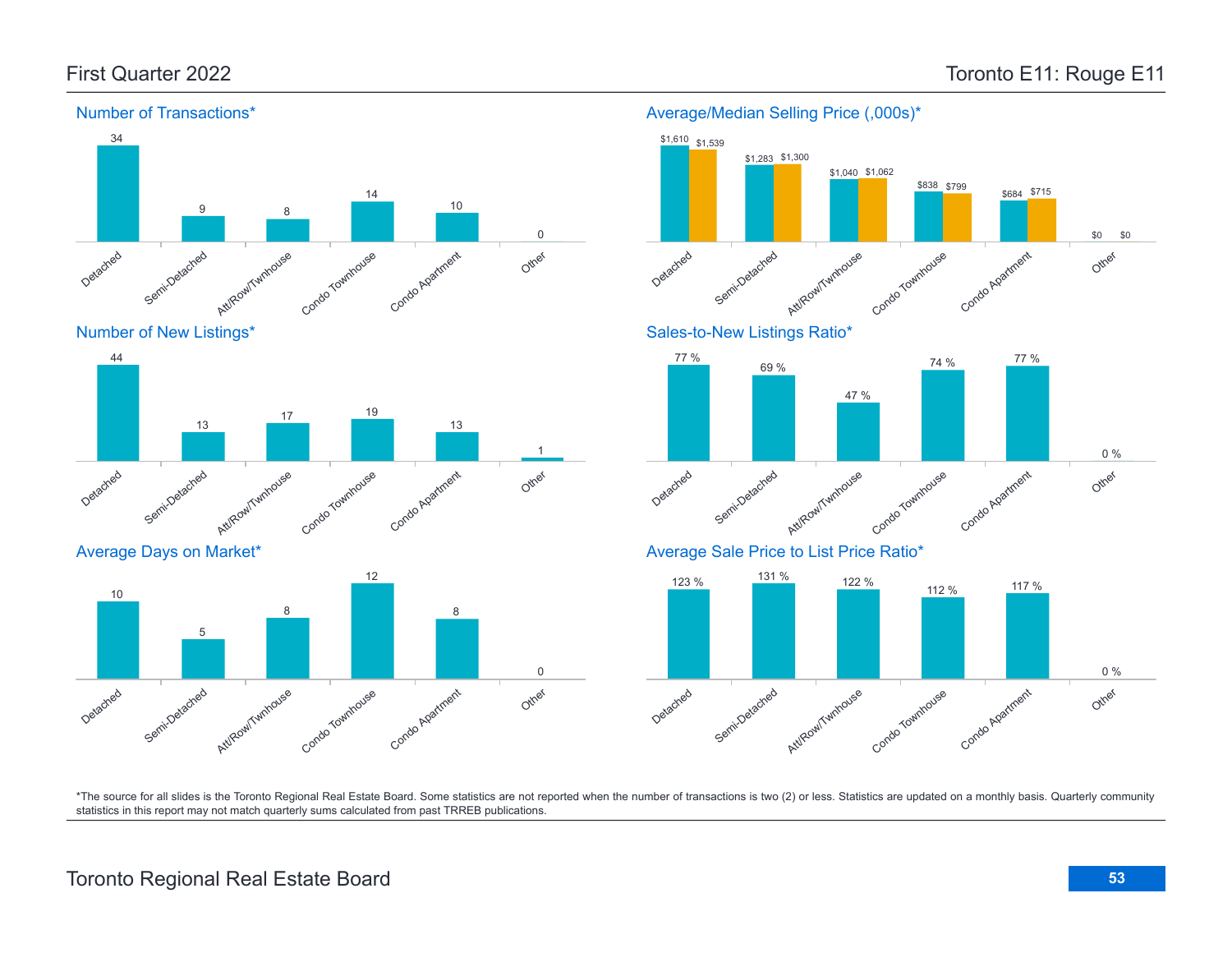First Quarter 2022

Toronto E11: Rouge E11

## Number of Transactions*

34
9
8
14
10
0

Detached
Semi-Detached
Att/Row/Twnhouse
Condo Townhouse
Condo Apartment
Other

## Average/Median Selling Price (,000s)*

$1,610
$1,539
$1,283
$1,300
$1,040
$1,062
$838
$799
$684
$715
$0
$0

Detached
Semi-Detached
Att/Row/Twnhouse
Condo Townhouse
Condo Apartment
Other

## Number of New Listings*

44
13
17
19
13
1

Detached
Semi-Detached
Att/Row/Twnhouse
Condo Townhouse
Condo Apartment
Other

## Sales-to-New Listings Ratio*

77 %
69 %
47 %
74 %
77 %
0 %

Detached
Semi-Detached
Att/Row/Twnhouse
Condo Townhouse
Condo Apartment
Other

## Average Days on Market*

10
5
8
12
8
0

Detached
Semi-Detached
Att/Row/Twnhouse
Condo Townhouse
Condo Apartment
Other

## Average Sale Price to List Price Ratio*

123 %
131 %
122 %
112 %
117 %
0 %

Detached
Semi-Detached
Att/Row/Twnhouse
Condo Townhouse
Condo Apartment
Other

*The source for all slides is the Toronto Regional Real Estate Board. Some statistics are not reported when the number of transactions is two (2) or less. Statistics are updated on a monthly basis. Quarterly community statistics in this report may not match quarterly sums calculated from past TRREB publications.

Toronto Regional Real Estate Board